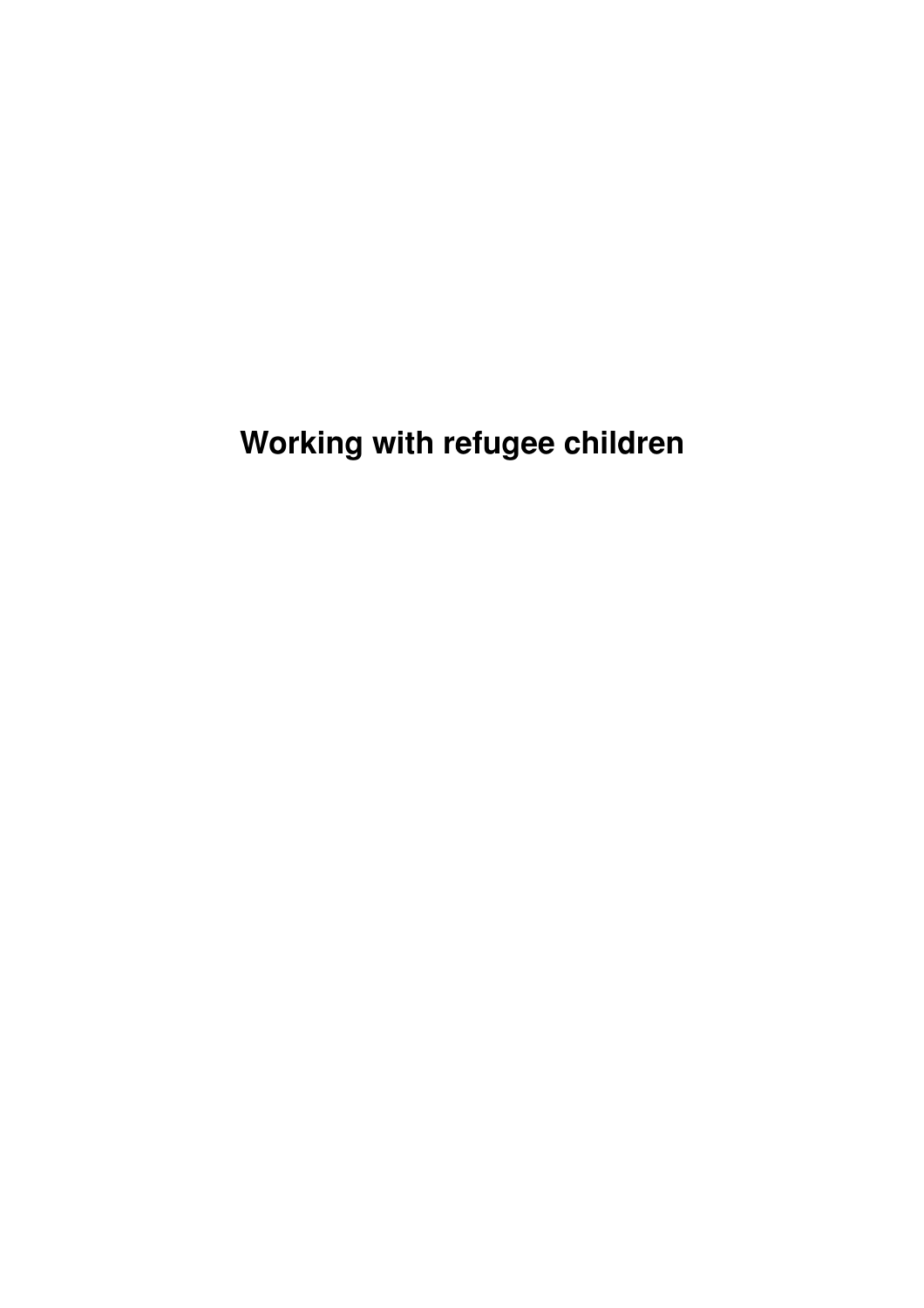# Working with refugee children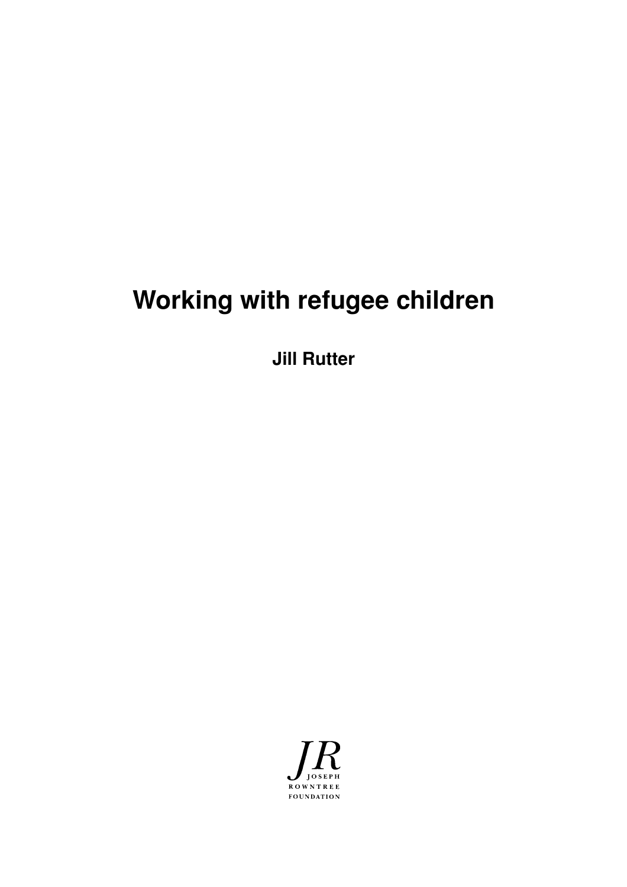# Working with refugee children

**Jill Rutter**

JR
JOSEPH
ROWNTREE
FOUNDATION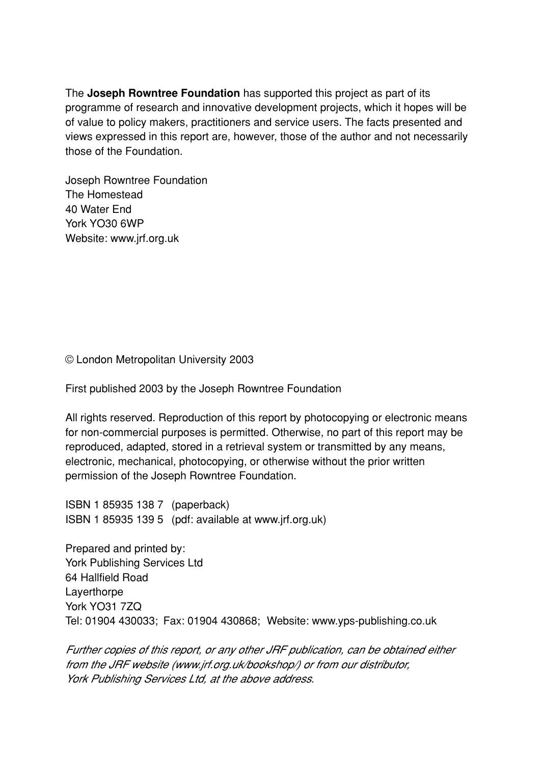The **Joseph Rowntree Foundation** has supported this project as part of its programme of research and innovative development projects, which it hopes will be of value to policy makers, practitioners and service users. The facts presented and views expressed in this report are, however, those of the author and not necessarily those of the Foundation.

Joseph Rowntree Foundation
The Homestead
40 Water End
York YO30 6WP
Website: www.jrf.org.uk

© London Metropolitan University 2003

First published 2003 by the Joseph Rowntree Foundation

All rights reserved. Reproduction of this report by photocopying or electronic means for non-commercial purposes is permitted. Otherwise, no part of this report may be reproduced, adapted, stored in a retrieval system or transmitted by any means, electronic, mechanical, photocopying, or otherwise without the prior written permission of the Joseph Rowntree Foundation.

ISBN 1 85935 138 7 (paperback)
ISBN 1 85935 139 5 (pdf: available at www.jrf.org.uk)

Prepared and printed by:
York Publishing Services Ltd
64 Hallfield Road
Layerthorpe
York YO31 7ZQ
Tel: 01904 430033; Fax: 01904 430868; Website: www.yps-publishing.co.uk

*Further copies of this report, or any other JRF publication, can be obtained either from the JRF website (www.jrf.org.uk/bookshop/) or from our distributor, York Publishing Services Ltd, at the above address.*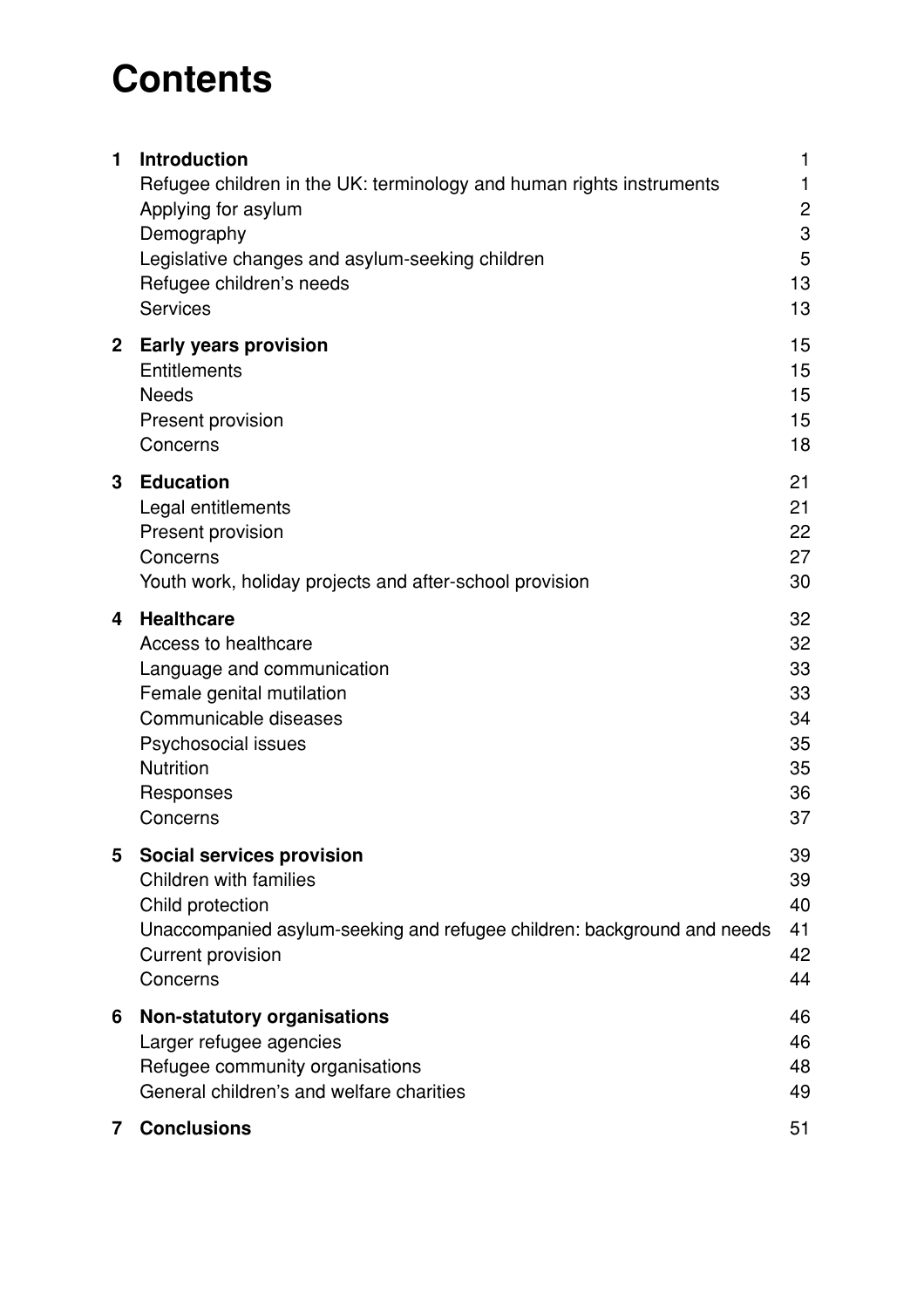# Contents

| | | |
|---|---|---|
| **1** | **Introduction** | 1 |
| | Refugee children in the UK: terminology and human rights instruments | 1 |
| | Applying for asylum | 2 |
| | Demography | 3 |
| | Legislative changes and asylum-seeking children | 5 |
| | Refugee children's needs | 13 |
| | Services | 13 |
| **2** | **Early years provision** | 15 |
| | Entitlements | 15 |
| | Needs | 15 |
| | Present provision | 15 |
| | Concerns | 18 |
| **3** | **Education** | 21 |
| | Legal entitlements | 21 |
| | Present provision | 22 |
| | Concerns | 27 |
| | Youth work, holiday projects and after-school provision | 30 |
| **4** | **Healthcare** | 32 |
| | Access to healthcare | 32 |
| | Language and communication | 33 |
| | Female genital mutilation | 33 |
| | Communicable diseases | 34 |
| | Psychosocial issues | 35 |
| | Nutrition | 35 |
| | Responses | 36 |
| | Concerns | 37 |
| **5** | **Social services provision** | 39 |
| | Children with families | 39 |
| | Child protection | 40 |
| | Unaccompanied asylum-seeking and refugee children: background and needs | 41 |
| | Current provision | 42 |
| | Concerns | 44 |
| **6** | **Non-statutory organisations** | 46 |
| | Larger refugee agencies | 46 |
| | Refugee community organisations | 48 |
| | General children's and welfare charities | 49 |
| **7** | **Conclusions** | 51 |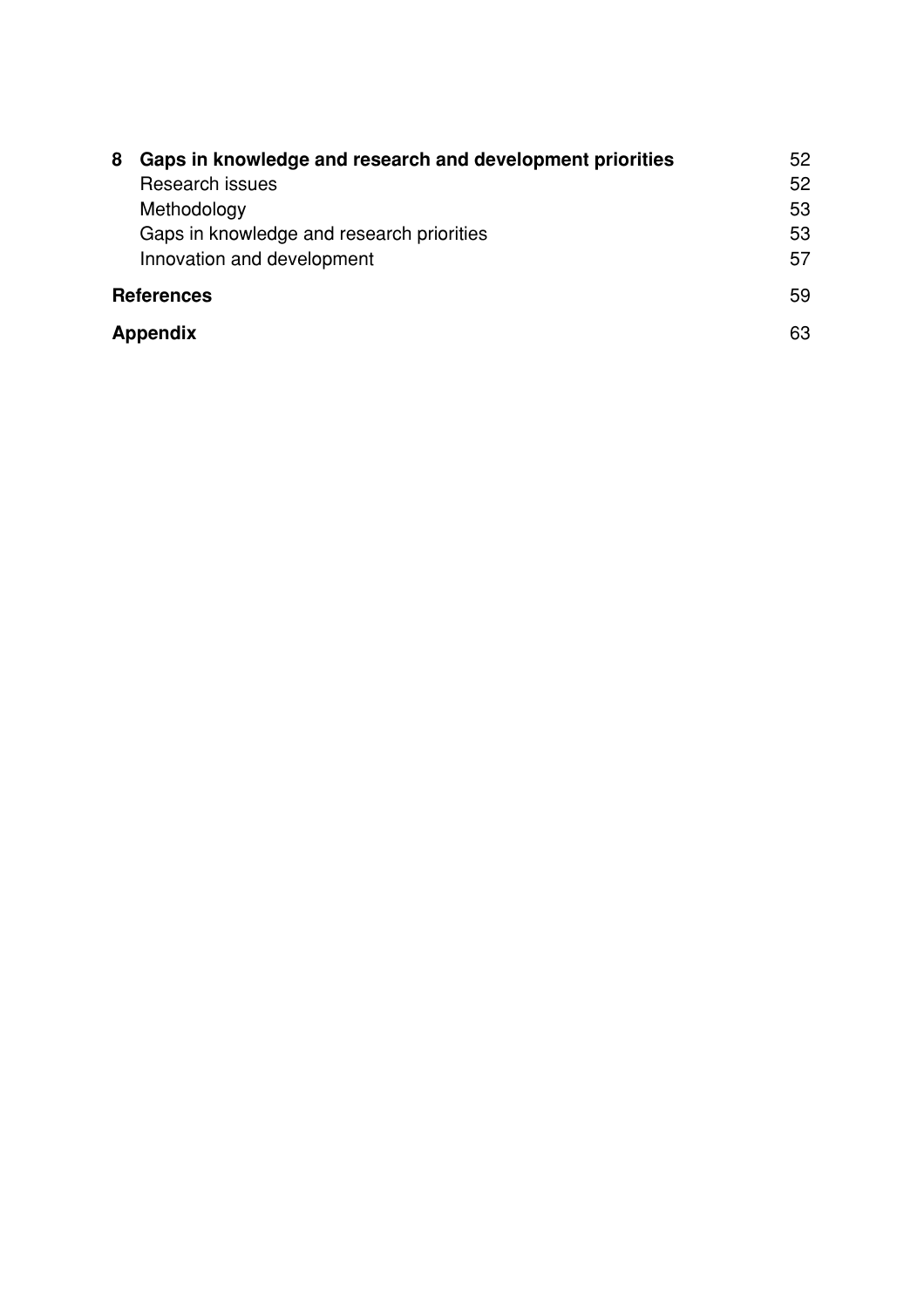**8 Gaps in knowledge and research and development priorities** 52

Research issues 52

Methodology 53

Gaps in knowledge and research priorities 53

Innovation and development 57

**References** 59

**Appendix** 63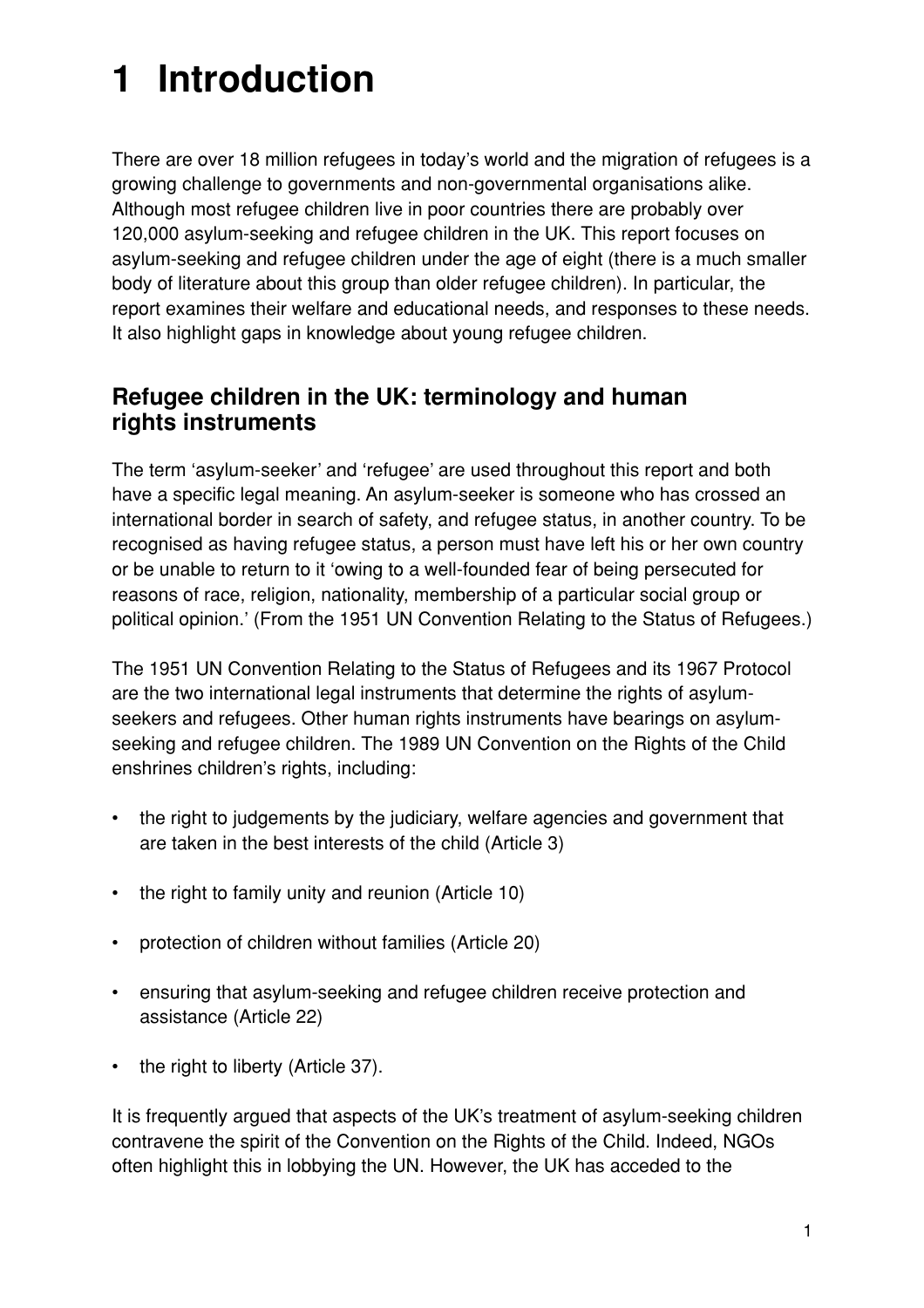# 1 Introduction

There are over 18 million refugees in today's world and the migration of refugees is a growing challenge to governments and non-governmental organisations alike. Although most refugee children live in poor countries there are probably over 120,000 asylum-seeking and refugee children in the UK. This report focuses on asylum-seeking and refugee children under the age of eight (there is a much smaller body of literature about this group than older refugee children). In particular, the report examines their welfare and educational needs, and responses to these needs. It also highlight gaps in knowledge about young refugee children.

## Refugee children in the UK: terminology and human rights instruments

The term 'asylum-seeker' and 'refugee' are used throughout this report and both have a specific legal meaning. An asylum-seeker is someone who has crossed an international border in search of safety, and refugee status, in another country. To be recognised as having refugee status, a person must have left his or her own country or be unable to return to it 'owing to a well-founded fear of being persecuted for reasons of race, religion, nationality, membership of a particular social group or political opinion.' (From the 1951 UN Convention Relating to the Status of Refugees.)

The 1951 UN Convention Relating to the Status of Refugees and its 1967 Protocol are the two international legal instruments that determine the rights of asylum-seekers and refugees. Other human rights instruments have bearings on asylum-seeking and refugee children. The 1989 UN Convention on the Rights of the Child enshrines children's rights, including:

- the right to judgements by the judiciary, welfare agencies and government that are taken in the best interests of the child (Article 3)
- the right to family unity and reunion (Article 10)
- protection of children without families (Article 20)
- ensuring that asylum-seeking and refugee children receive protection and assistance (Article 22)
- the right to liberty (Article 37).

It is frequently argued that aspects of the UK's treatment of asylum-seeking children contravene the spirit of the Convention on the Rights of the Child. Indeed, NGOs often highlight this in lobbying the UN. However, the UK has acceded to the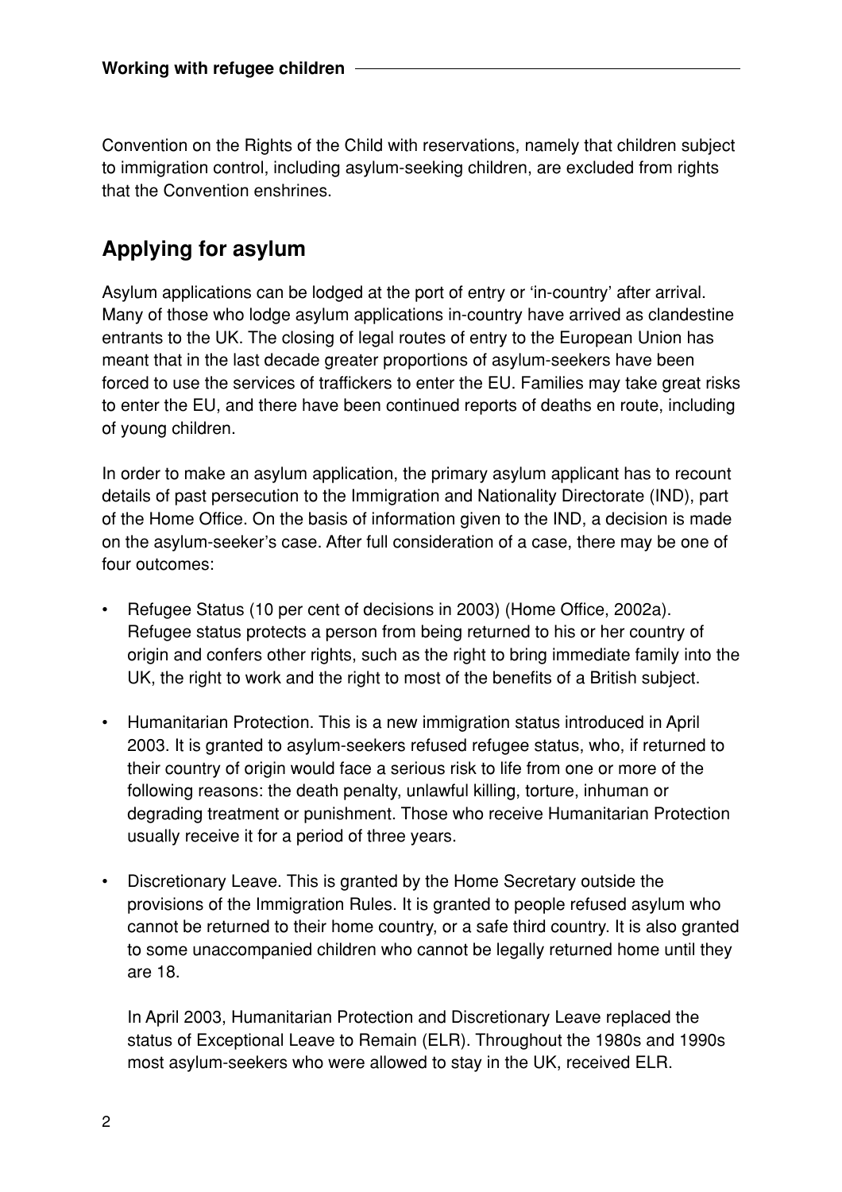Convention on the Rights of the Child with reservations, namely that children subject to immigration control, including asylum-seeking children, are excluded from rights that the Convention enshrines.

## Applying for asylum

Asylum applications can be lodged at the port of entry or 'in-country' after arrival. Many of those who lodge asylum applications in-country have arrived as clandestine entrants to the UK. The closing of legal routes of entry to the European Union has meant that in the last decade greater proportions of asylum-seekers have been forced to use the services of traffickers to enter the EU. Families may take great risks to enter the EU, and there have been continued reports of deaths en route, including of young children.

In order to make an asylum application, the primary asylum applicant has to recount details of past persecution to the Immigration and Nationality Directorate (IND), part of the Home Office. On the basis of information given to the IND, a decision is made on the asylum-seeker's case. After full consideration of a case, there may be one of four outcomes:

- Refugee Status (10 per cent of decisions in 2003) (Home Office, 2002a). Refugee status protects a person from being returned to his or her country of origin and confers other rights, such as the right to bring immediate family into the UK, the right to work and the right to most of the benefits of a British subject.
- Humanitarian Protection. This is a new immigration status introduced in April 2003. It is granted to asylum-seekers refused refugee status, who, if returned to their country of origin would face a serious risk to life from one or more of the following reasons: the death penalty, unlawful killing, torture, inhuman or degrading treatment or punishment. Those who receive Humanitarian Protection usually receive it for a period of three years.
- Discretionary Leave. This is granted by the Home Secretary outside the provisions of the Immigration Rules. It is granted to people refused asylum who cannot be returned to their home country, or a safe third country. It is also granted to some unaccompanied children who cannot be legally returned home until they are 18.

  In April 2003, Humanitarian Protection and Discretionary Leave replaced the status of Exceptional Leave to Remain (ELR). Throughout the 1980s and 1990s most asylum-seekers who were allowed to stay in the UK, received ELR.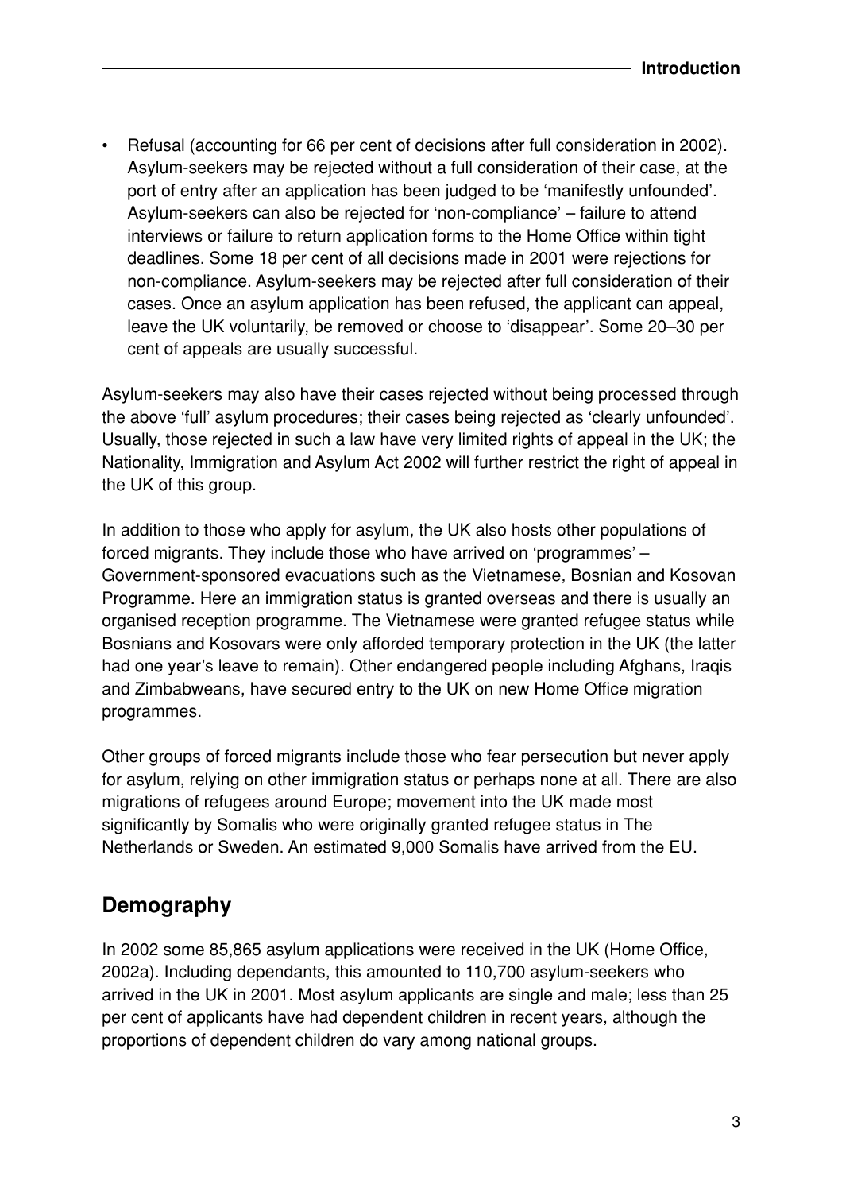- Refusal (accounting for 66 per cent of decisions after full consideration in 2002). Asylum-seekers may be rejected without a full consideration of their case, at the port of entry after an application has been judged to be 'manifestly unfounded'. Asylum-seekers can also be rejected for 'non-compliance' – failure to attend interviews or failure to return application forms to the Home Office within tight deadlines. Some 18 per cent of all decisions made in 2001 were rejections for non-compliance. Asylum-seekers may be rejected after full consideration of their cases. Once an asylum application has been refused, the applicant can appeal, leave the UK voluntarily, be removed or choose to 'disappear'. Some 20–30 per cent of appeals are usually successful.

Asylum-seekers may also have their cases rejected without being processed through the above 'full' asylum procedures; their cases being rejected as 'clearly unfounded'. Usually, those rejected in such a law have very limited rights of appeal in the UK; the Nationality, Immigration and Asylum Act 2002 will further restrict the right of appeal in the UK of this group.

In addition to those who apply for asylum, the UK also hosts other populations of forced migrants. They include those who have arrived on 'programmes' – Government-sponsored evacuations such as the Vietnamese, Bosnian and Kosovan Programme. Here an immigration status is granted overseas and there is usually an organised reception programme. The Vietnamese were granted refugee status while Bosnians and Kosovars were only afforded temporary protection in the UK (the latter had one year's leave to remain). Other endangered people including Afghans, Iraqis and Zimbabweans, have secured entry to the UK on new Home Office migration programmes.

Other groups of forced migrants include those who fear persecution but never apply for asylum, relying on other immigration status or perhaps none at all. There are also migrations of refugees around Europe; movement into the UK made most significantly by Somalis who were originally granted refugee status in The Netherlands or Sweden. An estimated 9,000 Somalis have arrived from the EU.

## Demography

In 2002 some 85,865 asylum applications were received in the UK (Home Office, 2002a). Including dependants, this amounted to 110,700 asylum-seekers who arrived in the UK in 2001. Most asylum applicants are single and male; less than 25 per cent of applicants have had dependent children in recent years, although the proportions of dependent children do vary among national groups.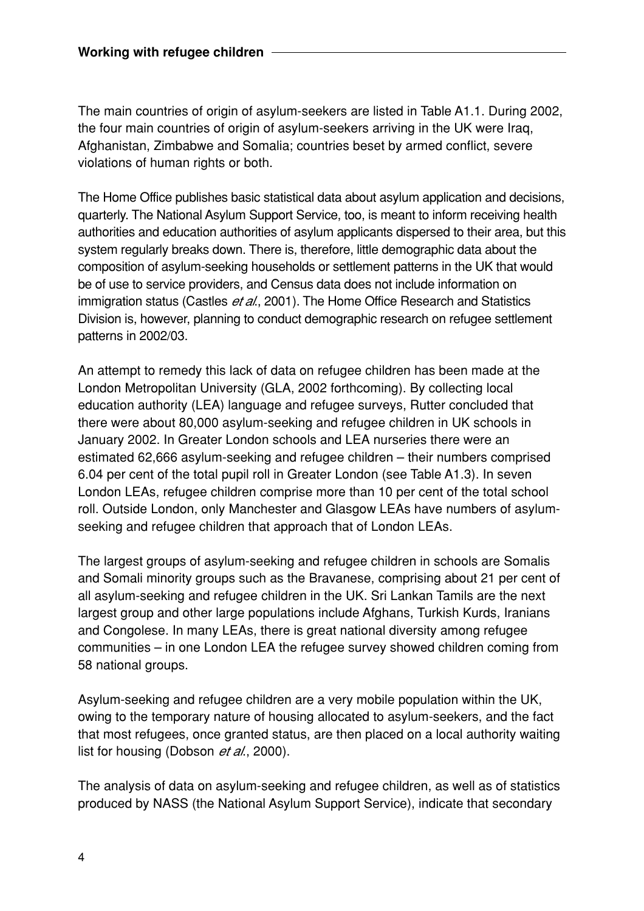The main countries of origin of asylum-seekers are listed in Table A1.1. During 2002, the four main countries of origin of asylum-seekers arriving in the UK were Iraq, Afghanistan, Zimbabwe and Somalia; countries beset by armed conflict, severe violations of human rights or both.

The Home Office publishes basic statistical data about asylum application and decisions, quarterly. The National Asylum Support Service, too, is meant to inform receiving health authorities and education authorities of asylum applicants dispersed to their area, but this system regularly breaks down. There is, therefore, little demographic data about the composition of asylum-seeking households or settlement patterns in the UK that would be of use to service providers, and Census data does not include information on immigration status (Castles *et al*., 2001). The Home Office Research and Statistics Division is, however, planning to conduct demographic research on refugee settlement patterns in 2002/03.

An attempt to remedy this lack of data on refugee children has been made at the London Metropolitan University (GLA, 2002 forthcoming). By collecting local education authority (LEA) language and refugee surveys, Rutter concluded that there were about 80,000 asylum-seeking and refugee children in UK schools in January 2002. In Greater London schools and LEA nurseries there were an estimated 62,666 asylum-seeking and refugee children – their numbers comprised 6.04 per cent of the total pupil roll in Greater London (see Table A1.3). In seven London LEAs, refugee children comprise more than 10 per cent of the total school roll. Outside London, only Manchester and Glasgow LEAs have numbers of asylum-seeking and refugee children that approach that of London LEAs.

The largest groups of asylum-seeking and refugee children in schools are Somalis and Somali minority groups such as the Bravanese, comprising about 21 per cent of all asylum-seeking and refugee children in the UK. Sri Lankan Tamils are the next largest group and other large populations include Afghans, Turkish Kurds, Iranians and Congolese. In many LEAs, there is great national diversity among refugee communities – in one London LEA the refugee survey showed children coming from 58 national groups.

Asylum-seeking and refugee children are a very mobile population within the UK, owing to the temporary nature of housing allocated to asylum-seekers, and the fact that most refugees, once granted status, are then placed on a local authority waiting list for housing (Dobson *et al*., 2000).

The analysis of data on asylum-seeking and refugee children, as well as of statistics produced by NASS (the National Asylum Support Service), indicate that secondary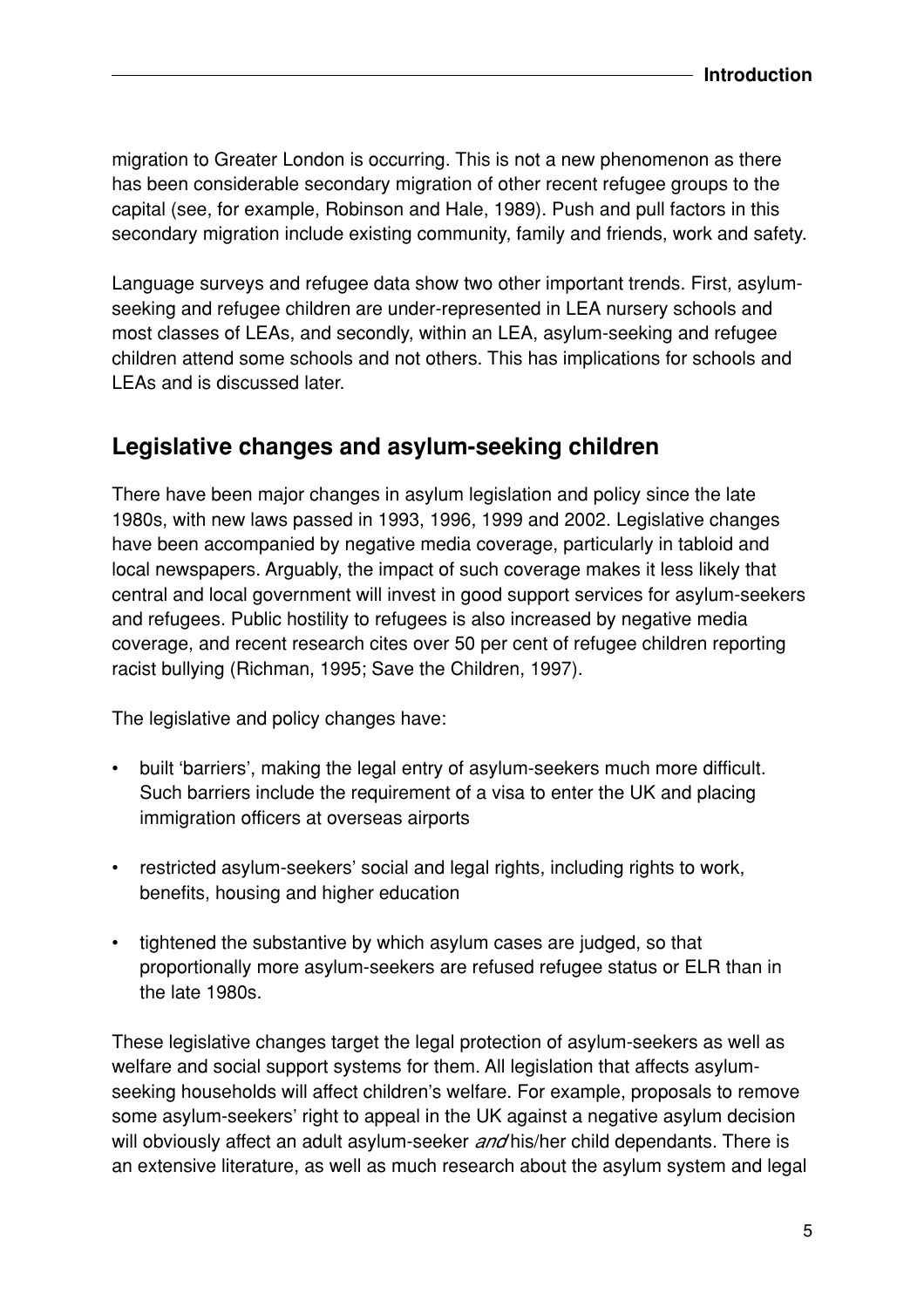migration to Greater London is occurring. This is not a new phenomenon as there has been considerable secondary migration of other recent refugee groups to the capital (see, for example, Robinson and Hale, 1989). Push and pull factors in this secondary migration include existing community, family and friends, work and safety.

Language surveys and refugee data show two other important trends. First, asylum-seeking and refugee children are under-represented in LEA nursery schools and most classes of LEAs, and secondly, within an LEA, asylum-seeking and refugee children attend some schools and not others. This has implications for schools and LEAs and is discussed later.

## Legislative changes and asylum-seeking children

There have been major changes in asylum legislation and policy since the late 1980s, with new laws passed in 1993, 1996, 1999 and 2002. Legislative changes have been accompanied by negative media coverage, particularly in tabloid and local newspapers. Arguably, the impact of such coverage makes it less likely that central and local government will invest in good support services for asylum-seekers and refugees. Public hostility to refugees is also increased by negative media coverage, and recent research cites over 50 per cent of refugee children reporting racist bullying (Richman, 1995; Save the Children, 1997).

The legislative and policy changes have:

- built 'barriers', making the legal entry of asylum-seekers much more difficult. Such barriers include the requirement of a visa to enter the UK and placing immigration officers at overseas airports
- restricted asylum-seekers' social and legal rights, including rights to work, benefits, housing and higher education
- tightened the substantive by which asylum cases are judged, so that proportionally more asylum-seekers are refused refugee status or ELR than in the late 1980s.

These legislative changes target the legal protection of asylum-seekers as well as welfare and social support systems for them. All legislation that affects asylum-seeking households will affect children's welfare. For example, proposals to remove some asylum-seekers' right to appeal in the UK against a negative asylum decision will obviously affect an adult asylum-seeker *and* his/her child dependants. There is an extensive literature, as well as much research about the asylum system and legal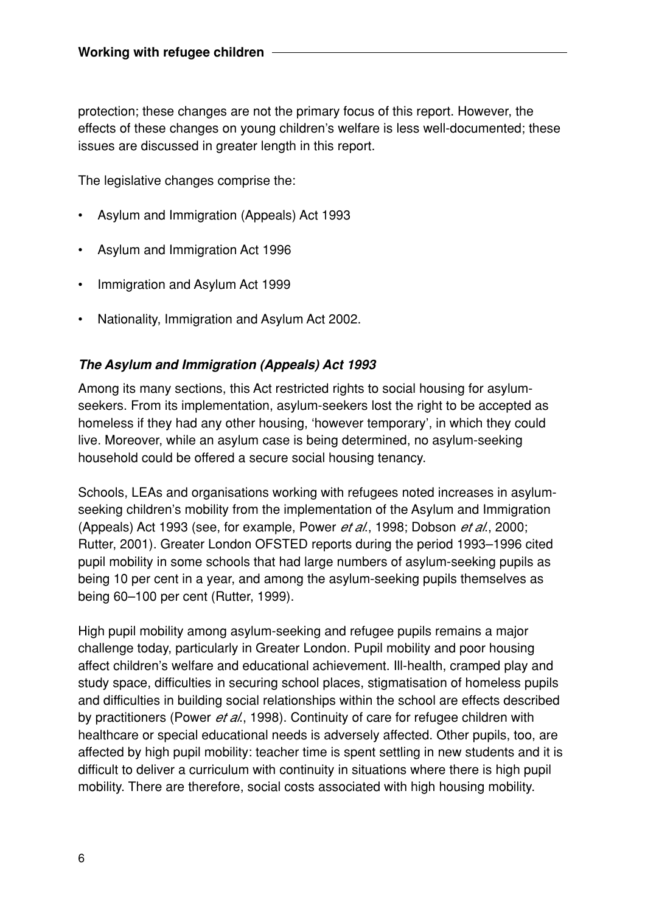protection; these changes are not the primary focus of this report. However, the effects of these changes on young children's welfare is less well-documented; these issues are discussed in greater length in this report.

The legislative changes comprise the:

- Asylum and Immigration (Appeals) Act 1993
- Asylum and Immigration Act 1996
- Immigration and Asylum Act 1999
- Nationality, Immigration and Asylum Act 2002.

### *The Asylum and Immigration (Appeals) Act 1993*

Among its many sections, this Act restricted rights to social housing for asylum-seekers. From its implementation, asylum-seekers lost the right to be accepted as homeless if they had any other housing, 'however temporary', in which they could live. Moreover, while an asylum case is being determined, no asylum-seeking household could be offered a secure social housing tenancy.

Schools, LEAs and organisations working with refugees noted increases in asylum-seeking children's mobility from the implementation of the Asylum and Immigration (Appeals) Act 1993 (see, for example, Power *et al.*, 1998; Dobson *et al.*, 2000; Rutter, 2001). Greater London OFSTED reports during the period 1993–1996 cited pupil mobility in some schools that had large numbers of asylum-seeking pupils as being 10 per cent in a year, and among the asylum-seeking pupils themselves as being 60–100 per cent (Rutter, 1999).

High pupil mobility among asylum-seeking and refugee pupils remains a major challenge today, particularly in Greater London. Pupil mobility and poor housing affect children's welfare and educational achievement. Ill-health, cramped play and study space, difficulties in securing school places, stigmatisation of homeless pupils and difficulties in building social relationships within the school are effects described by practitioners (Power *et al.*, 1998). Continuity of care for refugee children with healthcare or special educational needs is adversely affected. Other pupils, too, are affected by high pupil mobility: teacher time is spent settling in new students and it is difficult to deliver a curriculum with continuity in situations where there is high pupil mobility. There are therefore, social costs associated with high housing mobility.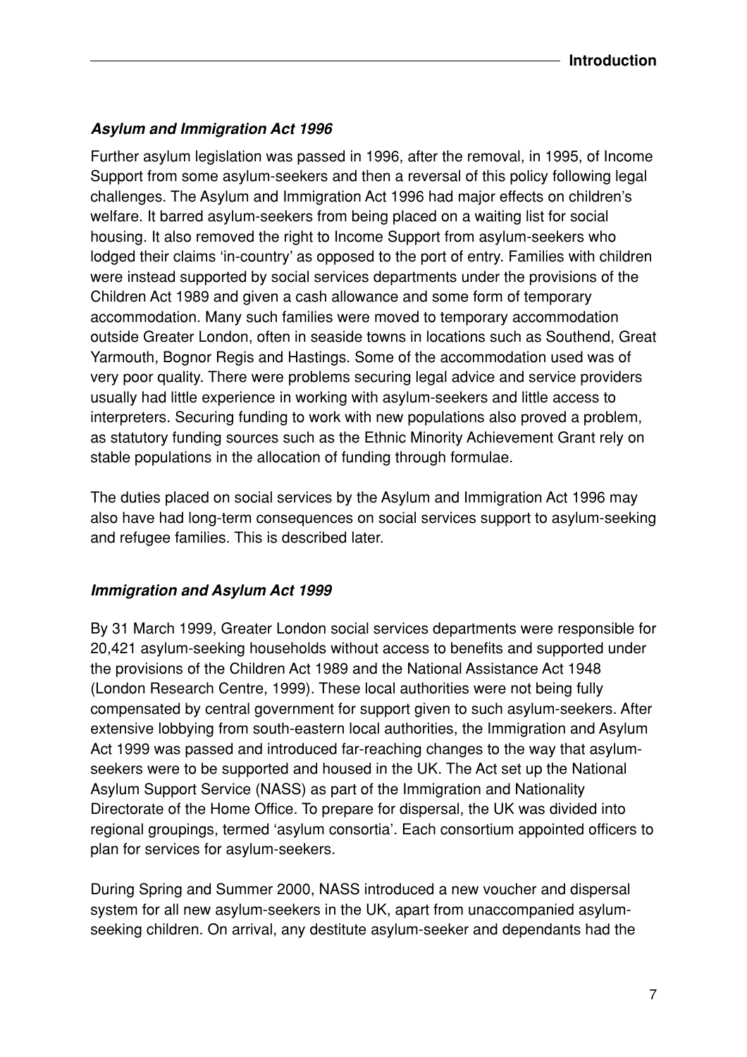### *Asylum and Immigration Act 1996*

Further asylum legislation was passed in 1996, after the removal, in 1995, of Income Support from some asylum-seekers and then a reversal of this policy following legal challenges. The Asylum and Immigration Act 1996 had major effects on children's welfare. It barred asylum-seekers from being placed on a waiting list for social housing. It also removed the right to Income Support from asylum-seekers who lodged their claims 'in-country' as opposed to the port of entry. Families with children were instead supported by social services departments under the provisions of the Children Act 1989 and given a cash allowance and some form of temporary accommodation. Many such families were moved to temporary accommodation outside Greater London, often in seaside towns in locations such as Southend, Great Yarmouth, Bognor Regis and Hastings. Some of the accommodation used was of very poor quality. There were problems securing legal advice and service providers usually had little experience in working with asylum-seekers and little access to interpreters. Securing funding to work with new populations also proved a problem, as statutory funding sources such as the Ethnic Minority Achievement Grant rely on stable populations in the allocation of funding through formulae.

The duties placed on social services by the Asylum and Immigration Act 1996 may also have had long-term consequences on social services support to asylum-seeking and refugee families. This is described later.

### *Immigration and Asylum Act 1999*

By 31 March 1999, Greater London social services departments were responsible for 20,421 asylum-seeking households without access to benefits and supported under the provisions of the Children Act 1989 and the National Assistance Act 1948 (London Research Centre, 1999). These local authorities were not being fully compensated by central government for support given to such asylum-seekers. After extensive lobbying from south-eastern local authorities, the Immigration and Asylum Act 1999 was passed and introduced far-reaching changes to the way that asylum-seekers were to be supported and housed in the UK. The Act set up the National Asylum Support Service (NASS) as part of the Immigration and Nationality Directorate of the Home Office. To prepare for dispersal, the UK was divided into regional groupings, termed 'asylum consortia'. Each consortium appointed officers to plan for services for asylum-seekers.

During Spring and Summer 2000, NASS introduced a new voucher and dispersal system for all new asylum-seekers in the UK, apart from unaccompanied asylum-seeking children. On arrival, any destitute asylum-seeker and dependants had the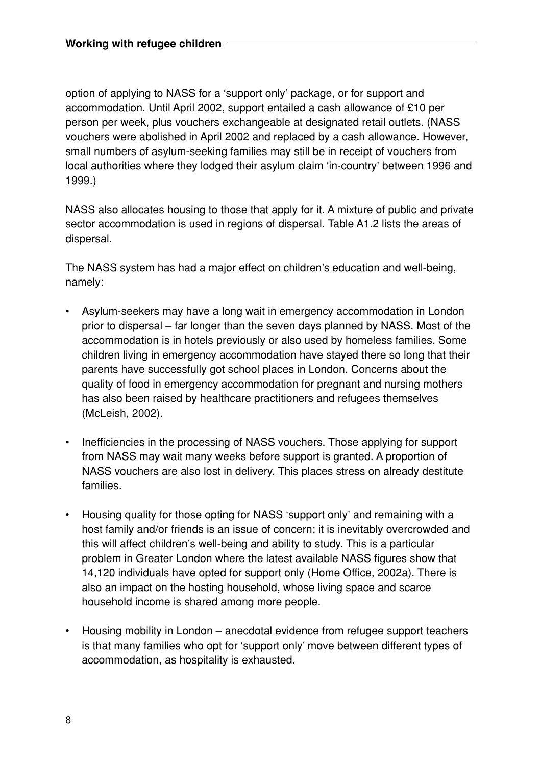option of applying to NASS for a 'support only' package, or for support and accommodation. Until April 2002, support entailed a cash allowance of £10 per person per week, plus vouchers exchangeable at designated retail outlets. (NASS vouchers were abolished in April 2002 and replaced by a cash allowance. However, small numbers of asylum-seeking families may still be in receipt of vouchers from local authorities where they lodged their asylum claim 'in-country' between 1996 and 1999.)

NASS also allocates housing to those that apply for it. A mixture of public and private sector accommodation is used in regions of dispersal. Table A1.2 lists the areas of dispersal.

The NASS system has had a major effect on children's education and well-being, namely:

- Asylum-seekers may have a long wait in emergency accommodation in London prior to dispersal – far longer than the seven days planned by NASS. Most of the accommodation is in hotels previously or also used by homeless families. Some children living in emergency accommodation have stayed there so long that their parents have successfully got school places in London. Concerns about the quality of food in emergency accommodation for pregnant and nursing mothers has also been raised by healthcare practitioners and refugees themselves (McLeish, 2002).
- Inefficiencies in the processing of NASS vouchers. Those applying for support from NASS may wait many weeks before support is granted. A proportion of NASS vouchers are also lost in delivery. This places stress on already destitute families.
- Housing quality for those opting for NASS 'support only' and remaining with a host family and/or friends is an issue of concern; it is inevitably overcrowded and this will affect children's well-being and ability to study. This is a particular problem in Greater London where the latest available NASS figures show that 14,120 individuals have opted for support only (Home Office, 2002a). There is also an impact on the hosting household, whose living space and scarce household income is shared among more people.
- Housing mobility in London – anecdotal evidence from refugee support teachers is that many families who opt for 'support only' move between different types of accommodation, as hospitality is exhausted.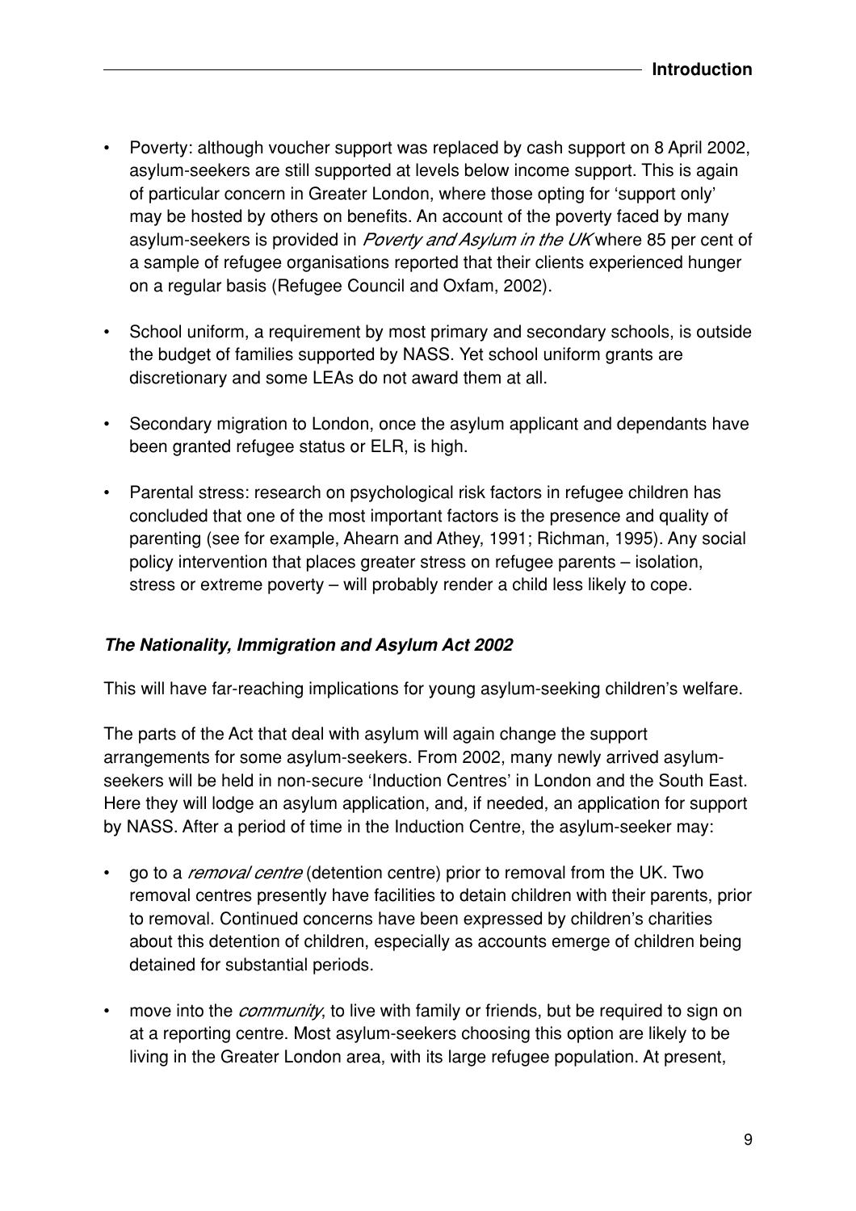- Poverty: although voucher support was replaced by cash support on 8 April 2002, asylum-seekers are still supported at levels below income support. This is again of particular concern in Greater London, where those opting for 'support only' may be hosted by others on benefits. An account of the poverty faced by many asylum-seekers is provided in *Poverty and Asylum in the UK* where 85 per cent of a sample of refugee organisations reported that their clients experienced hunger on a regular basis (Refugee Council and Oxfam, 2002).

- School uniform, a requirement by most primary and secondary schools, is outside the budget of families supported by NASS. Yet school uniform grants are discretionary and some LEAs do not award them at all.

- Secondary migration to London, once the asylum applicant and dependants have been granted refugee status or ELR, is high.

- Parental stress: research on psychological risk factors in refugee children has concluded that one of the most important factors is the presence and quality of parenting (see for example, Ahearn and Athey, 1991; Richman, 1995). Any social policy intervention that places greater stress on refugee parents – isolation, stress or extreme poverty – will probably render a child less likely to cope.

***The Nationality, Immigration and Asylum Act 2002***

This will have far-reaching implications for young asylum-seeking children's welfare.

The parts of the Act that deal with asylum will again change the support arrangements for some asylum-seekers. From 2002, many newly arrived asylum-seekers will be held in non-secure 'Induction Centres' in London and the South East. Here they will lodge an asylum application, and, if needed, an application for support by NASS. After a period of time in the Induction Centre, the asylum-seeker may:

- go to a *removal centre* (detention centre) prior to removal from the UK. Two removal centres presently have facilities to detain children with their parents, prior to removal. Continued concerns have been expressed by children's charities about this detention of children, especially as accounts emerge of children being detained for substantial periods.

- move into the *community*, to live with family or friends, but be required to sign on at a reporting centre. Most asylum-seekers choosing this option are likely to be living in the Greater London area, with its large refugee population. At present,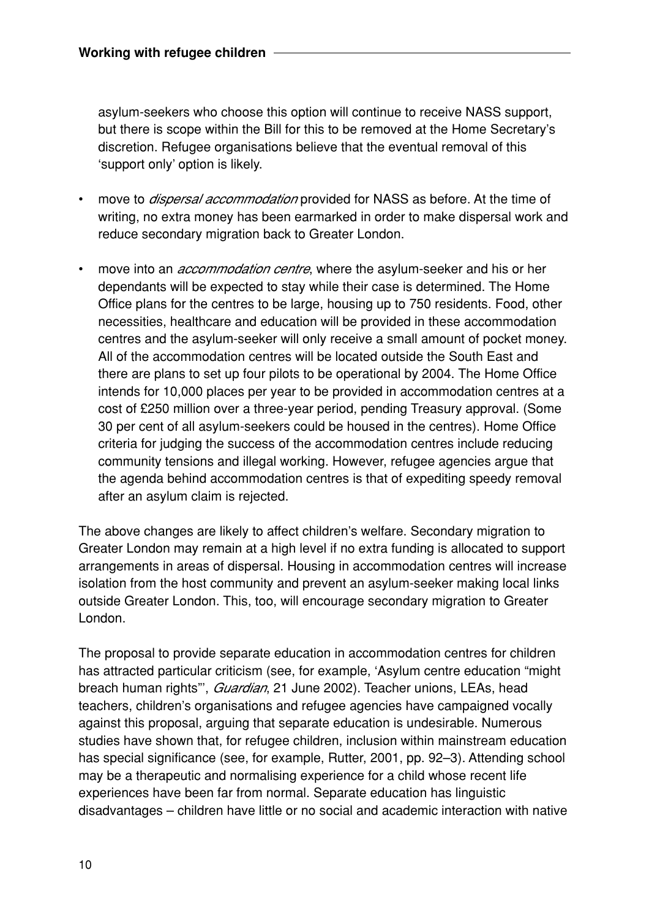asylum-seekers who choose this option will continue to receive NASS support, but there is scope within the Bill for this to be removed at the Home Secretary's discretion. Refugee organisations believe that the eventual removal of this 'support only' option is likely.

- move to *dispersal accommodation* provided for NASS as before. At the time of writing, no extra money has been earmarked in order to make dispersal work and reduce secondary migration back to Greater London.
- move into an *accommodation centre*, where the asylum-seeker and his or her dependants will be expected to stay while their case is determined. The Home Office plans for the centres to be large, housing up to 750 residents. Food, other necessities, healthcare and education will be provided in these accommodation centres and the asylum-seeker will only receive a small amount of pocket money. All of the accommodation centres will be located outside the South East and there are plans to set up four pilots to be operational by 2004. The Home Office intends for 10,000 places per year to be provided in accommodation centres at a cost of £250 million over a three-year period, pending Treasury approval. (Some 30 per cent of all asylum-seekers could be housed in the centres). Home Office criteria for judging the success of the accommodation centres include reducing community tensions and illegal working. However, refugee agencies argue that the agenda behind accommodation centres is that of expediting speedy removal after an asylum claim is rejected.

The above changes are likely to affect children's welfare. Secondary migration to Greater London may remain at a high level if no extra funding is allocated to support arrangements in areas of dispersal. Housing in accommodation centres will increase isolation from the host community and prevent an asylum-seeker making local links outside Greater London. This, too, will encourage secondary migration to Greater London.

The proposal to provide separate education in accommodation centres for children has attracted particular criticism (see, for example, 'Asylum centre education "might breach human rights"', *Guardian*, 21 June 2002). Teacher unions, LEAs, head teachers, children's organisations and refugee agencies have campaigned vocally against this proposal, arguing that separate education is undesirable. Numerous studies have shown that, for refugee children, inclusion within mainstream education has special significance (see, for example, Rutter, 2001, pp. 92–3). Attending school may be a therapeutic and normalising experience for a child whose recent life experiences have been far from normal. Separate education has linguistic disadvantages – children have little or no social and academic interaction with native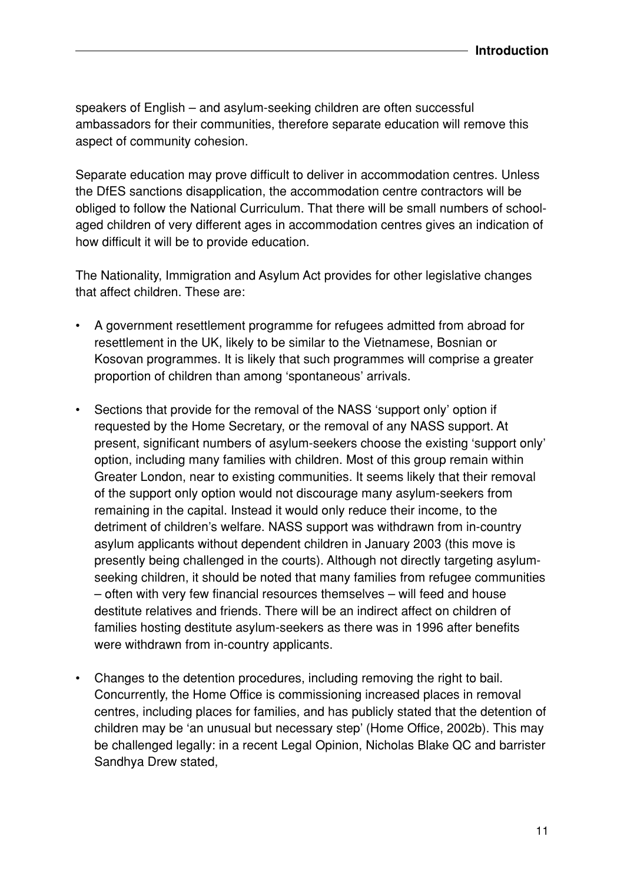speakers of English – and asylum-seeking children are often successful ambassadors for their communities, therefore separate education will remove this aspect of community cohesion.

Separate education may prove difficult to deliver in accommodation centres. Unless the DfES sanctions disapplication, the accommodation centre contractors will be obliged to follow the National Curriculum. That there will be small numbers of school-aged children of very different ages in accommodation centres gives an indication of how difficult it will be to provide education.

The Nationality, Immigration and Asylum Act provides for other legislative changes that affect children. These are:

- A government resettlement programme for refugees admitted from abroad for resettlement in the UK, likely to be similar to the Vietnamese, Bosnian or Kosovan programmes. It is likely that such programmes will comprise a greater proportion of children than among 'spontaneous' arrivals.
- Sections that provide for the removal of the NASS 'support only' option if requested by the Home Secretary, or the removal of any NASS support. At present, significant numbers of asylum-seekers choose the existing 'support only' option, including many families with children. Most of this group remain within Greater London, near to existing communities. It seems likely that their removal of the support only option would not discourage many asylum-seekers from remaining in the capital. Instead it would only reduce their income, to the detriment of children's welfare. NASS support was withdrawn from in-country asylum applicants without dependent children in January 2003 (this move is presently being challenged in the courts). Although not directly targeting asylum-seeking children, it should be noted that many families from refugee communities – often with very few financial resources themselves – will feed and house destitute relatives and friends. There will be an indirect affect on children of families hosting destitute asylum-seekers as there was in 1996 after benefits were withdrawn from in-country applicants.
- Changes to the detention procedures, including removing the right to bail. Concurrently, the Home Office is commissioning increased places in removal centres, including places for families, and has publicly stated that the detention of children may be 'an unusual but necessary step' (Home Office, 2002b). This may be challenged legally: in a recent Legal Opinion, Nicholas Blake QC and barrister Sandhya Drew stated,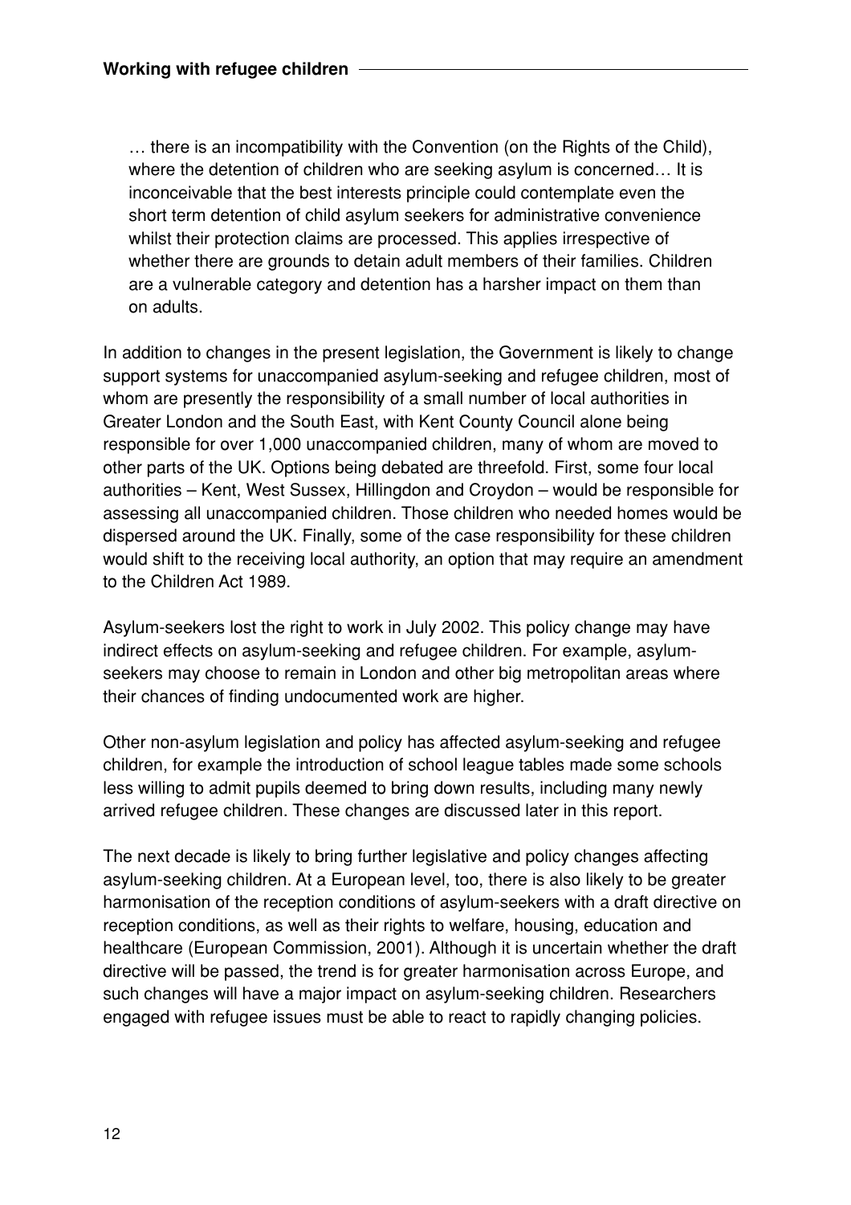> … there is an incompatibility with the Convention (on the Rights of the Child), where the detention of children who are seeking asylum is concerned… It is inconceivable that the best interests principle could contemplate even the short term detention of child asylum seekers for administrative convenience whilst their protection claims are processed. This applies irrespective of whether there are grounds to detain adult members of their families. Children are a vulnerable category and detention has a harsher impact on them than on adults.

In addition to changes in the present legislation, the Government is likely to change support systems for unaccompanied asylum-seeking and refugee children, most of whom are presently the responsibility of a small number of local authorities in Greater London and the South East, with Kent County Council alone being responsible for over 1,000 unaccompanied children, many of whom are moved to other parts of the UK. Options being debated are threefold. First, some four local authorities – Kent, West Sussex, Hillingdon and Croydon – would be responsible for assessing all unaccompanied children. Those children who needed homes would be dispersed around the UK. Finally, some of the case responsibility for these children would shift to the receiving local authority, an option that may require an amendment to the Children Act 1989.

Asylum-seekers lost the right to work in July 2002. This policy change may have indirect effects on asylum-seeking and refugee children. For example, asylum-seekers may choose to remain in London and other big metropolitan areas where their chances of finding undocumented work are higher.

Other non-asylum legislation and policy has affected asylum-seeking and refugee children, for example the introduction of school league tables made some schools less willing to admit pupils deemed to bring down results, including many newly arrived refugee children. These changes are discussed later in this report.

The next decade is likely to bring further legislative and policy changes affecting asylum-seeking children. At a European level, too, there is also likely to be greater harmonisation of the reception conditions of asylum-seekers with a draft directive on reception conditions, as well as their rights to welfare, housing, education and healthcare (European Commission, 2001). Although it is uncertain whether the draft directive will be passed, the trend is for greater harmonisation across Europe, and such changes will have a major impact on asylum-seeking children. Researchers engaged with refugee issues must be able to react to rapidly changing policies.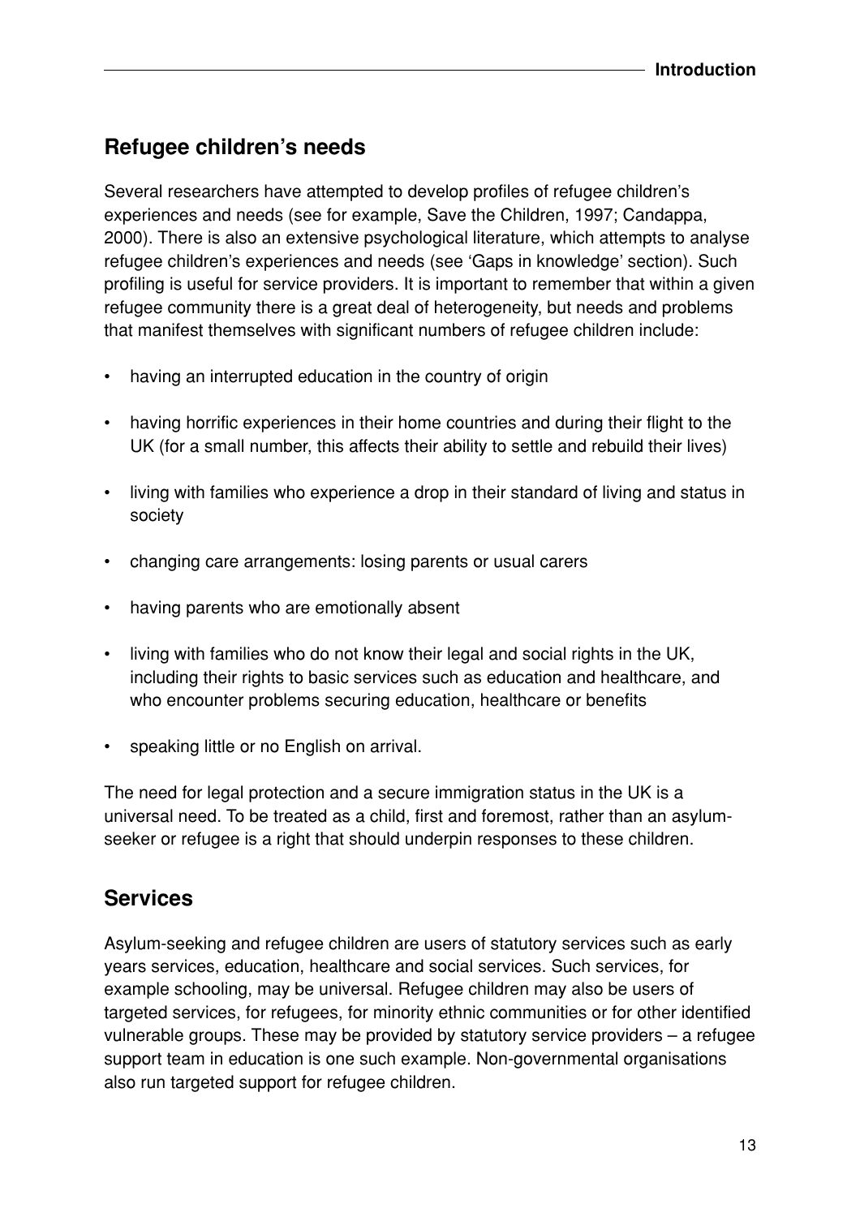## Refugee children's needs

Several researchers have attempted to develop profiles of refugee children's experiences and needs (see for example, Save the Children, 1997; Candappa, 2000). There is also an extensive psychological literature, which attempts to analyse refugee children's experiences and needs (see 'Gaps in knowledge' section). Such profiling is useful for service providers. It is important to remember that within a given refugee community there is a great deal of heterogeneity, but needs and problems that manifest themselves with significant numbers of refugee children include:

- having an interrupted education in the country of origin
- having horrific experiences in their home countries and during their flight to the UK (for a small number, this affects their ability to settle and rebuild their lives)
- living with families who experience a drop in their standard of living and status in society
- changing care arrangements: losing parents or usual carers
- having parents who are emotionally absent
- living with families who do not know their legal and social rights in the UK, including their rights to basic services such as education and healthcare, and who encounter problems securing education, healthcare or benefits
- speaking little or no English on arrival.

The need for legal protection and a secure immigration status in the UK is a universal need. To be treated as a child, first and foremost, rather than an asylum-seeker or refugee is a right that should underpin responses to these children.

## Services

Asylum-seeking and refugee children are users of statutory services such as early years services, education, healthcare and social services. Such services, for example schooling, may be universal. Refugee children may also be users of targeted services, for refugees, for minority ethnic communities or for other identified vulnerable groups. These may be provided by statutory service providers – a refugee support team in education is one such example. Non-governmental organisations also run targeted support for refugee children.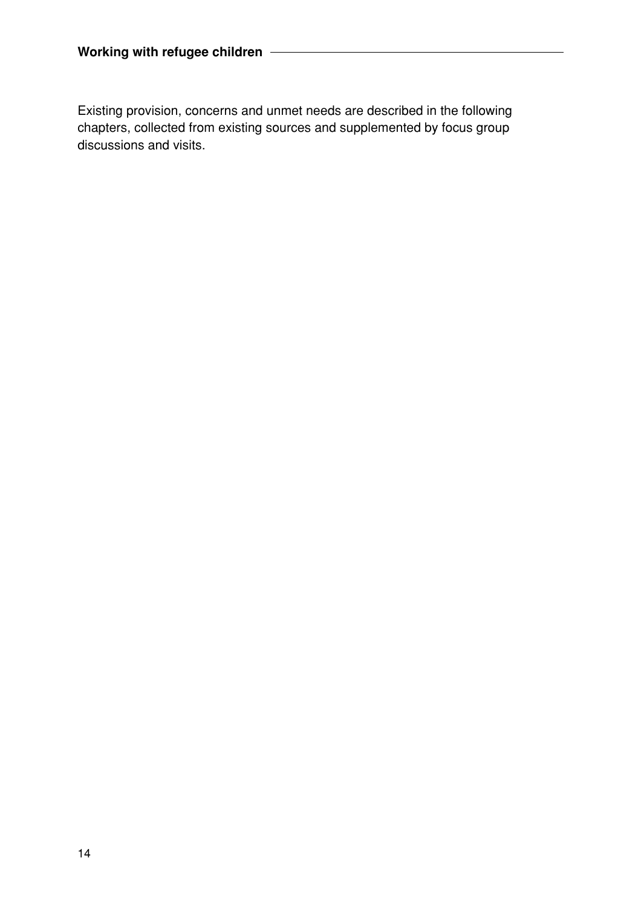Existing provision, concerns and unmet needs are described in the following chapters, collected from existing sources and supplemented by focus group discussions and visits.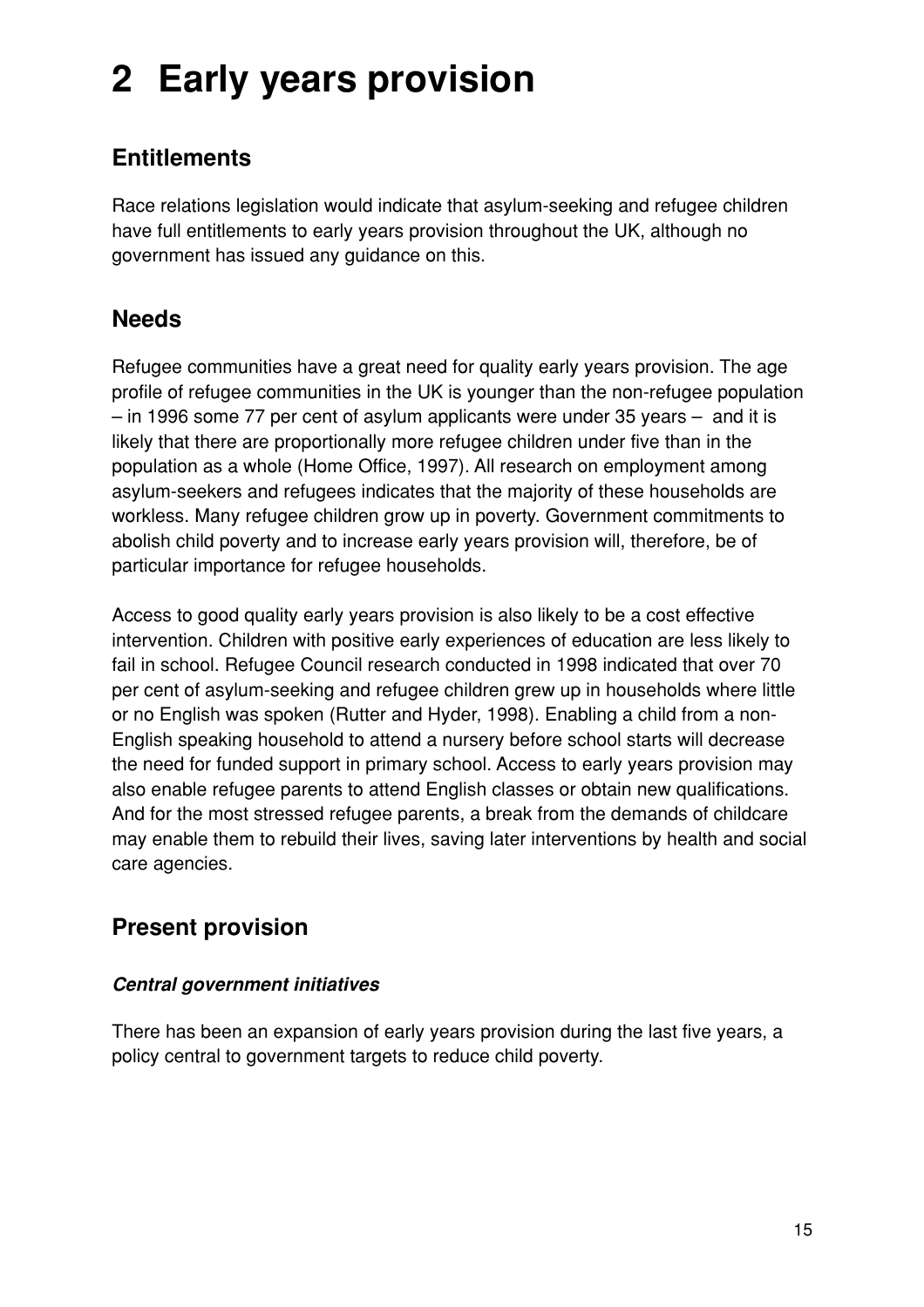# 2 Early years provision

## Entitlements

Race relations legislation would indicate that asylum-seeking and refugee children have full entitlements to early years provision throughout the UK, although no government has issued any guidance on this.

## Needs

Refugee communities have a great need for quality early years provision. The age profile of refugee communities in the UK is younger than the non-refugee population – in 1996 some 77 per cent of asylum applicants were under 35 years – and it is likely that there are proportionally more refugee children under five than in the population as a whole (Home Office, 1997). All research on employment among asylum-seekers and refugees indicates that the majority of these households are workless. Many refugee children grow up in poverty. Government commitments to abolish child poverty and to increase early years provision will, therefore, be of particular importance for refugee households.

Access to good quality early years provision is also likely to be a cost effective intervention. Children with positive early experiences of education are less likely to fail in school. Refugee Council research conducted in 1998 indicated that over 70 per cent of asylum-seeking and refugee children grew up in households where little or no English was spoken (Rutter and Hyder, 1998). Enabling a child from a non-English speaking household to attend a nursery before school starts will decrease the need for funded support in primary school. Access to early years provision may also enable refugee parents to attend English classes or obtain new qualifications. And for the most stressed refugee parents, a break from the demands of childcare may enable them to rebuild their lives, saving later interventions by health and social care agencies.

## Present provision

### *Central government initiatives*

There has been an expansion of early years provision during the last five years, a policy central to government targets to reduce child poverty.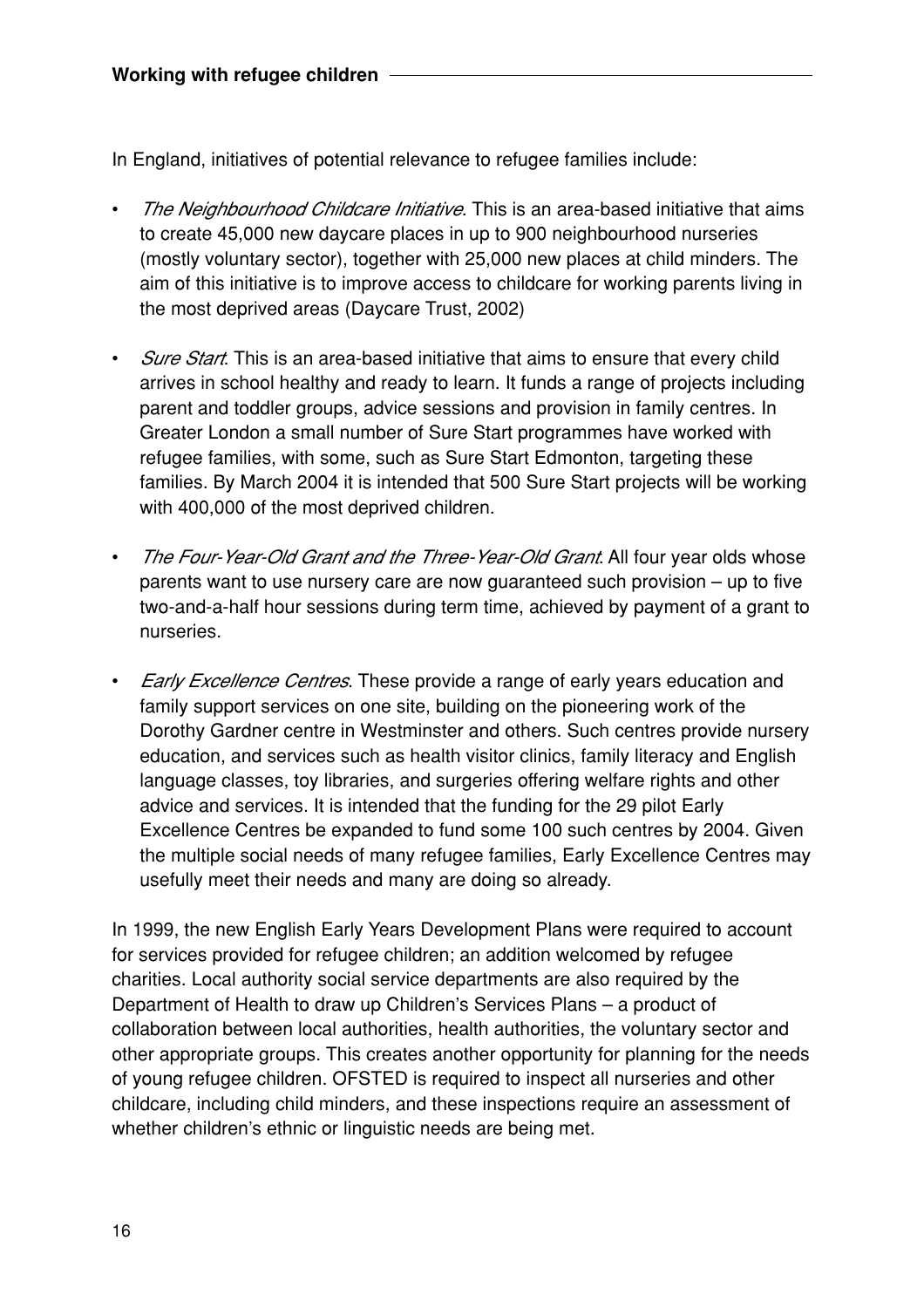In England, initiatives of potential relevance to refugee families include:

- *The Neighbourhood Childcare Initiative*. This is an area-based initiative that aims to create 45,000 new daycare places in up to 900 neighbourhood nurseries (mostly voluntary sector), together with 25,000 new places at child minders. The aim of this initiative is to improve access to childcare for working parents living in the most deprived areas (Daycare Trust, 2002)

- *Sure Start*. This is an area-based initiative that aims to ensure that every child arrives in school healthy and ready to learn. It funds a range of projects including parent and toddler groups, advice sessions and provision in family centres. In Greater London a small number of Sure Start programmes have worked with refugee families, with some, such as Sure Start Edmonton, targeting these families. By March 2004 it is intended that 500 Sure Start projects will be working with 400,000 of the most deprived children.

- *The Four-Year-Old Grant and the Three-Year-Old Grant*. All four year olds whose parents want to use nursery care are now guaranteed such provision – up to five two-and-a-half hour sessions during term time, achieved by payment of a grant to nurseries.

- *Early Excellence Centres*. These provide a range of early years education and family support services on one site, building on the pioneering work of the Dorothy Gardner centre in Westminster and others. Such centres provide nursery education, and services such as health visitor clinics, family literacy and English language classes, toy libraries, and surgeries offering welfare rights and other advice and services. It is intended that the funding for the 29 pilot Early Excellence Centres be expanded to fund some 100 such centres by 2004. Given the multiple social needs of many refugee families, Early Excellence Centres may usefully meet their needs and many are doing so already.

In 1999, the new English Early Years Development Plans were required to account for services provided for refugee children; an addition welcomed by refugee charities. Local authority social service departments are also required by the Department of Health to draw up Children's Services Plans – a product of collaboration between local authorities, health authorities, the voluntary sector and other appropriate groups. This creates another opportunity for planning for the needs of young refugee children. OFSTED is required to inspect all nurseries and other childcare, including child minders, and these inspections require an assessment of whether children's ethnic or linguistic needs are being met.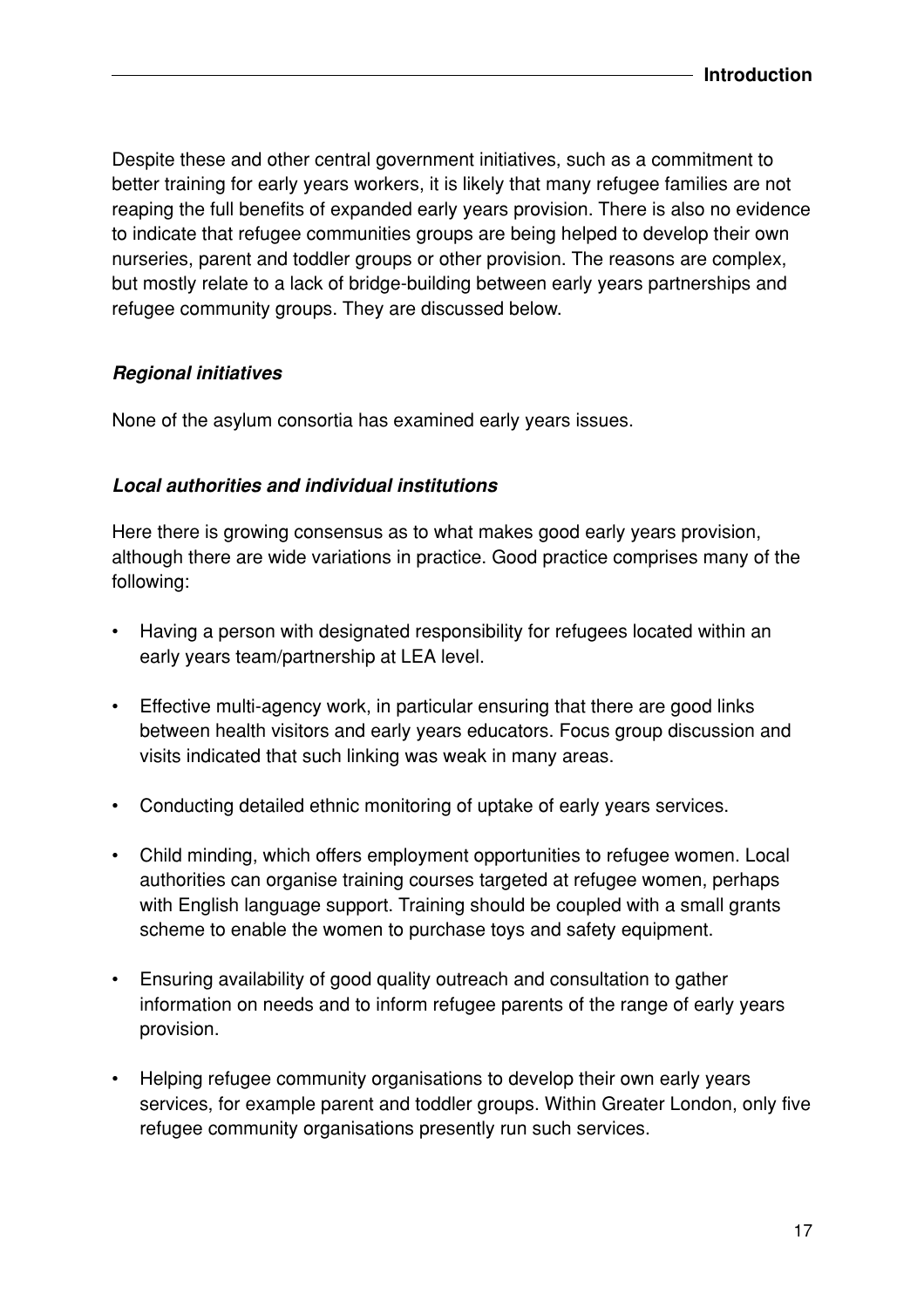Despite these and other central government initiatives, such as a commitment to better training for early years workers, it is likely that many refugee families are not reaping the full benefits of expanded early years provision. There is also no evidence to indicate that refugee communities groups are being helped to develop their own nurseries, parent and toddler groups or other provision. The reasons are complex, but mostly relate to a lack of bridge-building between early years partnerships and refugee community groups. They are discussed below.

***Regional initiatives***

None of the asylum consortia has examined early years issues.

***Local authorities and individual institutions***

Here there is growing consensus as to what makes good early years provision, although there are wide variations in practice. Good practice comprises many of the following:

- Having a person with designated responsibility for refugees located within an early years team/partnership at LEA level.
- Effective multi-agency work, in particular ensuring that there are good links between health visitors and early years educators. Focus group discussion and visits indicated that such linking was weak in many areas.
- Conducting detailed ethnic monitoring of uptake of early years services.
- Child minding, which offers employment opportunities to refugee women. Local authorities can organise training courses targeted at refugee women, perhaps with English language support. Training should be coupled with a small grants scheme to enable the women to purchase toys and safety equipment.
- Ensuring availability of good quality outreach and consultation to gather information on needs and to inform refugee parents of the range of early years provision.
- Helping refugee community organisations to develop their own early years services, for example parent and toddler groups. Within Greater London, only five refugee community organisations presently run such services.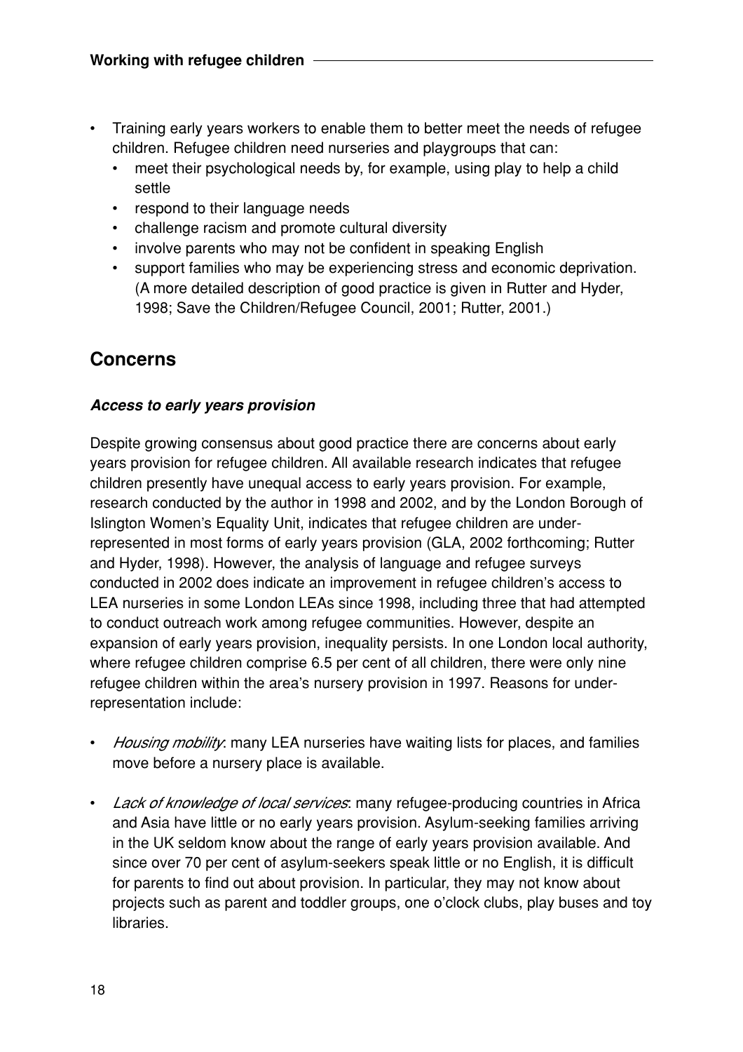- Training early years workers to enable them to better meet the needs of refugee children. Refugee children need nurseries and playgroups that can:
  - meet their psychological needs by, for example, using play to help a child settle
  - respond to their language needs
  - challenge racism and promote cultural diversity
  - involve parents who may not be confident in speaking English
  - support families who may be experiencing stress and economic deprivation. (A more detailed description of good practice is given in Rutter and Hyder, 1998; Save the Children/Refugee Council, 2001; Rutter, 2001.)

## Concerns

### *Access to early years provision*

Despite growing consensus about good practice there are concerns about early years provision for refugee children. All available research indicates that refugee children presently have unequal access to early years provision. For example, research conducted by the author in 1998 and 2002, and by the London Borough of Islington Women's Equality Unit, indicates that refugee children are under-represented in most forms of early years provision (GLA, 2002 forthcoming; Rutter and Hyder, 1998). However, the analysis of language and refugee surveys conducted in 2002 does indicate an improvement in refugee children's access to LEA nurseries in some London LEAs since 1998, including three that had attempted to conduct outreach work among refugee communities. However, despite an expansion of early years provision, inequality persists. In one London local authority, where refugee children comprise 6.5 per cent of all children, there were only nine refugee children within the area's nursery provision in 1997. Reasons for under-representation include:

- *Housing mobility*: many LEA nurseries have waiting lists for places, and families move before a nursery place is available.

- *Lack of knowledge of local services*: many refugee-producing countries in Africa and Asia have little or no early years provision. Asylum-seeking families arriving in the UK seldom know about the range of early years provision available. And since over 70 per cent of asylum-seekers speak little or no English, it is difficult for parents to find out about provision. In particular, they may not know about projects such as parent and toddler groups, one o'clock clubs, play buses and toy libraries.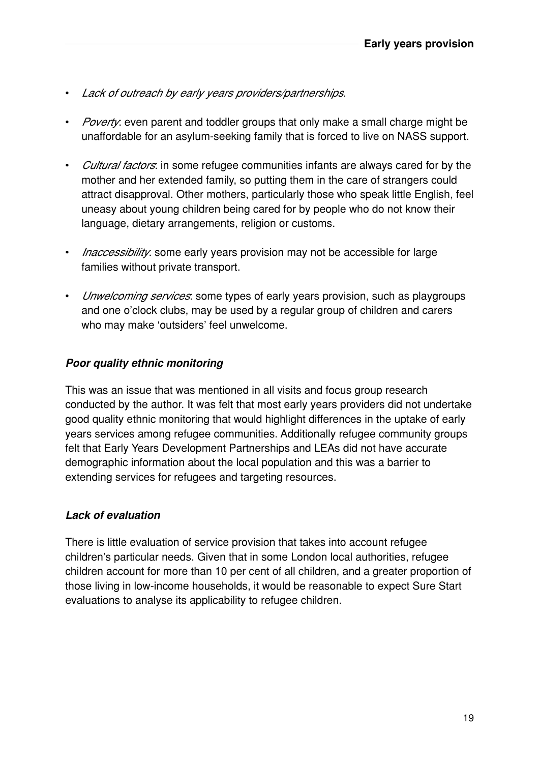- *Lack of outreach by early years providers/partnerships*.
- *Poverty*: even parent and toddler groups that only make a small charge might be unaffordable for an asylum-seeking family that is forced to live on NASS support.
- *Cultural factors*: in some refugee communities infants are always cared for by the mother and her extended family, so putting them in the care of strangers could attract disapproval. Other mothers, particularly those who speak little English, feel uneasy about young children being cared for by people who do not know their language, dietary arrangements, religion or customs.
- *Inaccessibility*: some early years provision may not be accessible for large families without private transport.
- *Unwelcoming services*: some types of early years provision, such as playgroups and one o'clock clubs, may be used by a regular group of children and carers who may make 'outsiders' feel unwelcome.

***Poor quality ethnic monitoring***

This was an issue that was mentioned in all visits and focus group research conducted by the author. It was felt that most early years providers did not undertake good quality ethnic monitoring that would highlight differences in the uptake of early years services among refugee communities. Additionally refugee community groups felt that Early Years Development Partnerships and LEAs did not have accurate demographic information about the local population and this was a barrier to extending services for refugees and targeting resources.

***Lack of evaluation***

There is little evaluation of service provision that takes into account refugee children's particular needs. Given that in some London local authorities, refugee children account for more than 10 per cent of all children, and a greater proportion of those living in low-income households, it would be reasonable to expect Sure Start evaluations to analyse its applicability to refugee children.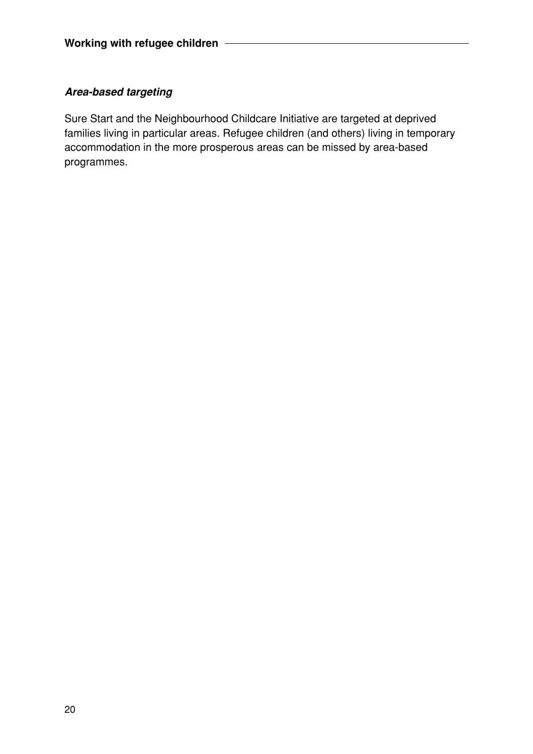### ***Area-based targeting***

Sure Start and the Neighbourhood Childcare Initiative are targeted at deprived families living in particular areas. Refugee children (and others) living in temporary accommodation in the more prosperous areas can be missed by area-based programmes.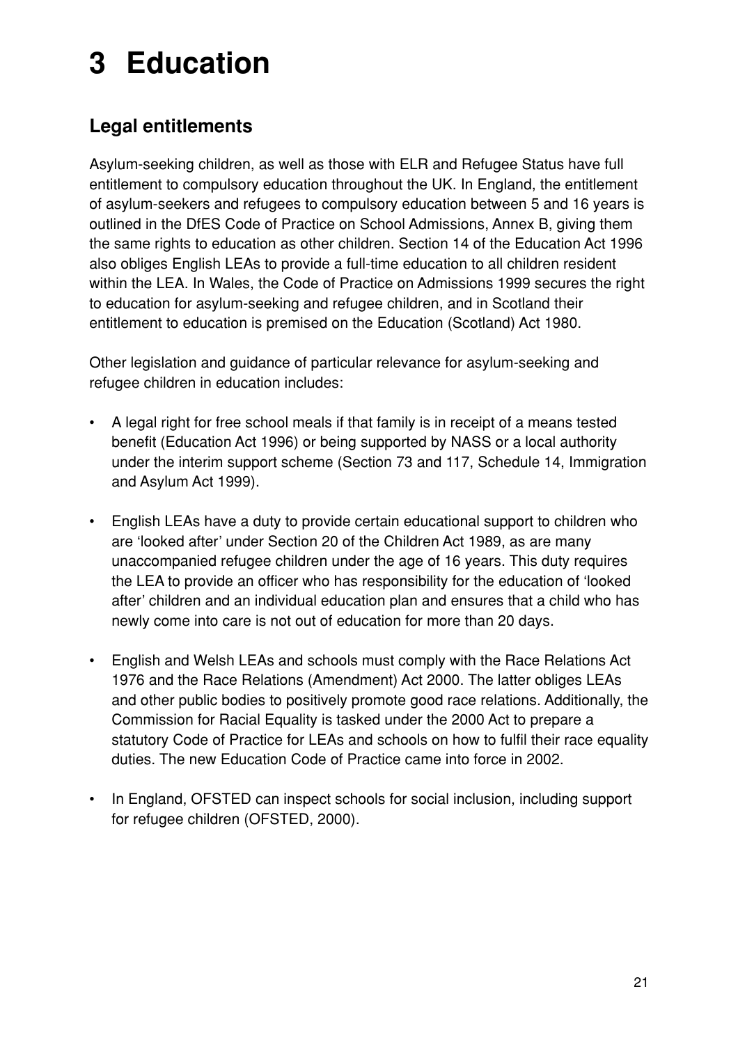# 3 Education

## Legal entitlements

Asylum-seeking children, as well as those with ELR and Refugee Status have full entitlement to compulsory education throughout the UK. In England, the entitlement of asylum-seekers and refugees to compulsory education between 5 and 16 years is outlined in the DfES Code of Practice on School Admissions, Annex B, giving them the same rights to education as other children. Section 14 of the Education Act 1996 also obliges English LEAs to provide a full-time education to all children resident within the LEA. In Wales, the Code of Practice on Admissions 1999 secures the right to education for asylum-seeking and refugee children, and in Scotland their entitlement to education is premised on the Education (Scotland) Act 1980.

Other legislation and guidance of particular relevance for asylum-seeking and refugee children in education includes:

- A legal right for free school meals if that family is in receipt of a means tested benefit (Education Act 1996) or being supported by NASS or a local authority under the interim support scheme (Section 73 and 117, Schedule 14, Immigration and Asylum Act 1999).
- English LEAs have a duty to provide certain educational support to children who are 'looked after' under Section 20 of the Children Act 1989, as are many unaccompanied refugee children under the age of 16 years. This duty requires the LEA to provide an officer who has responsibility for the education of 'looked after' children and an individual education plan and ensures that a child who has newly come into care is not out of education for more than 20 days.
- English and Welsh LEAs and schools must comply with the Race Relations Act 1976 and the Race Relations (Amendment) Act 2000. The latter obliges LEAs and other public bodies to positively promote good race relations. Additionally, the Commission for Racial Equality is tasked under the 2000 Act to prepare a statutory Code of Practice for LEAs and schools on how to fulfil their race equality duties. The new Education Code of Practice came into force in 2002.
- In England, OFSTED can inspect schools for social inclusion, including support for refugee children (OFSTED, 2000).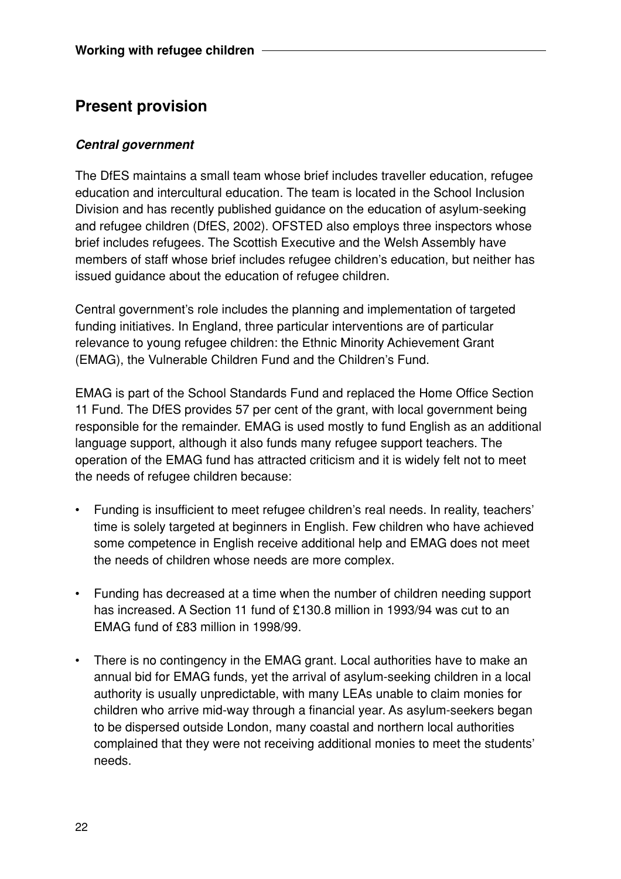## Present provision

### *Central government*

The DfES maintains a small team whose brief includes traveller education, refugee education and intercultural education. The team is located in the School Inclusion Division and has recently published guidance on the education of asylum-seeking and refugee children (DfES, 2002). OFSTED also employs three inspectors whose brief includes refugees. The Scottish Executive and the Welsh Assembly have members of staff whose brief includes refugee children's education, but neither has issued guidance about the education of refugee children.

Central government's role includes the planning and implementation of targeted funding initiatives. In England, three particular interventions are of particular relevance to young refugee children: the Ethnic Minority Achievement Grant (EMAG), the Vulnerable Children Fund and the Children's Fund.

EMAG is part of the School Standards Fund and replaced the Home Office Section 11 Fund. The DfES provides 57 per cent of the grant, with local government being responsible for the remainder. EMAG is used mostly to fund English as an additional language support, although it also funds many refugee support teachers. The operation of the EMAG fund has attracted criticism and it is widely felt not to meet the needs of refugee children because:

- Funding is insufficient to meet refugee children's real needs. In reality, teachers' time is solely targeted at beginners in English. Few children who have achieved some competence in English receive additional help and EMAG does not meet the needs of children whose needs are more complex.
- Funding has decreased at a time when the number of children needing support has increased. A Section 11 fund of £130.8 million in 1993/94 was cut to an EMAG fund of £83 million in 1998/99.
- There is no contingency in the EMAG grant. Local authorities have to make an annual bid for EMAG funds, yet the arrival of asylum-seeking children in a local authority is usually unpredictable, with many LEAs unable to claim monies for children who arrive mid-way through a financial year. As asylum-seekers began to be dispersed outside London, many coastal and northern local authorities complained that they were not receiving additional monies to meet the students' needs.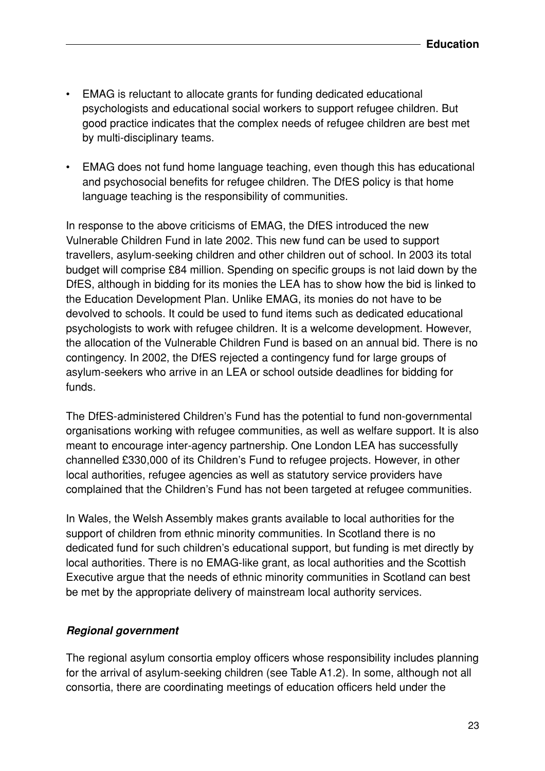- EMAG is reluctant to allocate grants for funding dedicated educational psychologists and educational social workers to support refugee children. But good practice indicates that the complex needs of refugee children are best met by multi-disciplinary teams.

- EMAG does not fund home language teaching, even though this has educational and psychosocial benefits for refugee children. The DfES policy is that home language teaching is the responsibility of communities.

In response to the above criticisms of EMAG, the DfES introduced the new Vulnerable Children Fund in late 2002. This new fund can be used to support travellers, asylum-seeking children and other children out of school. In 2003 its total budget will comprise £84 million. Spending on specific groups is not laid down by the DfES, although in bidding for its monies the LEA has to show how the bid is linked to the Education Development Plan. Unlike EMAG, its monies do not have to be devolved to schools. It could be used to fund items such as dedicated educational psychologists to work with refugee children. It is a welcome development. However, the allocation of the Vulnerable Children Fund is based on an annual bid. There is no contingency. In 2002, the DfES rejected a contingency fund for large groups of asylum-seekers who arrive in an LEA or school outside deadlines for bidding for funds.

The DfES-administered Children's Fund has the potential to fund non-governmental organisations working with refugee communities, as well as welfare support. It is also meant to encourage inter-agency partnership. One London LEA has successfully channelled £330,000 of its Children's Fund to refugee projects. However, in other local authorities, refugee agencies as well as statutory service providers have complained that the Children's Fund has not been targeted at refugee communities.

In Wales, the Welsh Assembly makes grants available to local authorities for the support of children from ethnic minority communities. In Scotland there is no dedicated fund for such children's educational support, but funding is met directly by local authorities. There is no EMAG-like grant, as local authorities and the Scottish Executive argue that the needs of ethnic minority communities in Scotland can best be met by the appropriate delivery of mainstream local authority services.

### *Regional government*

The regional asylum consortia employ officers whose responsibility includes planning for the arrival of asylum-seeking children (see Table A1.2). In some, although not all consortia, there are coordinating meetings of education officers held under the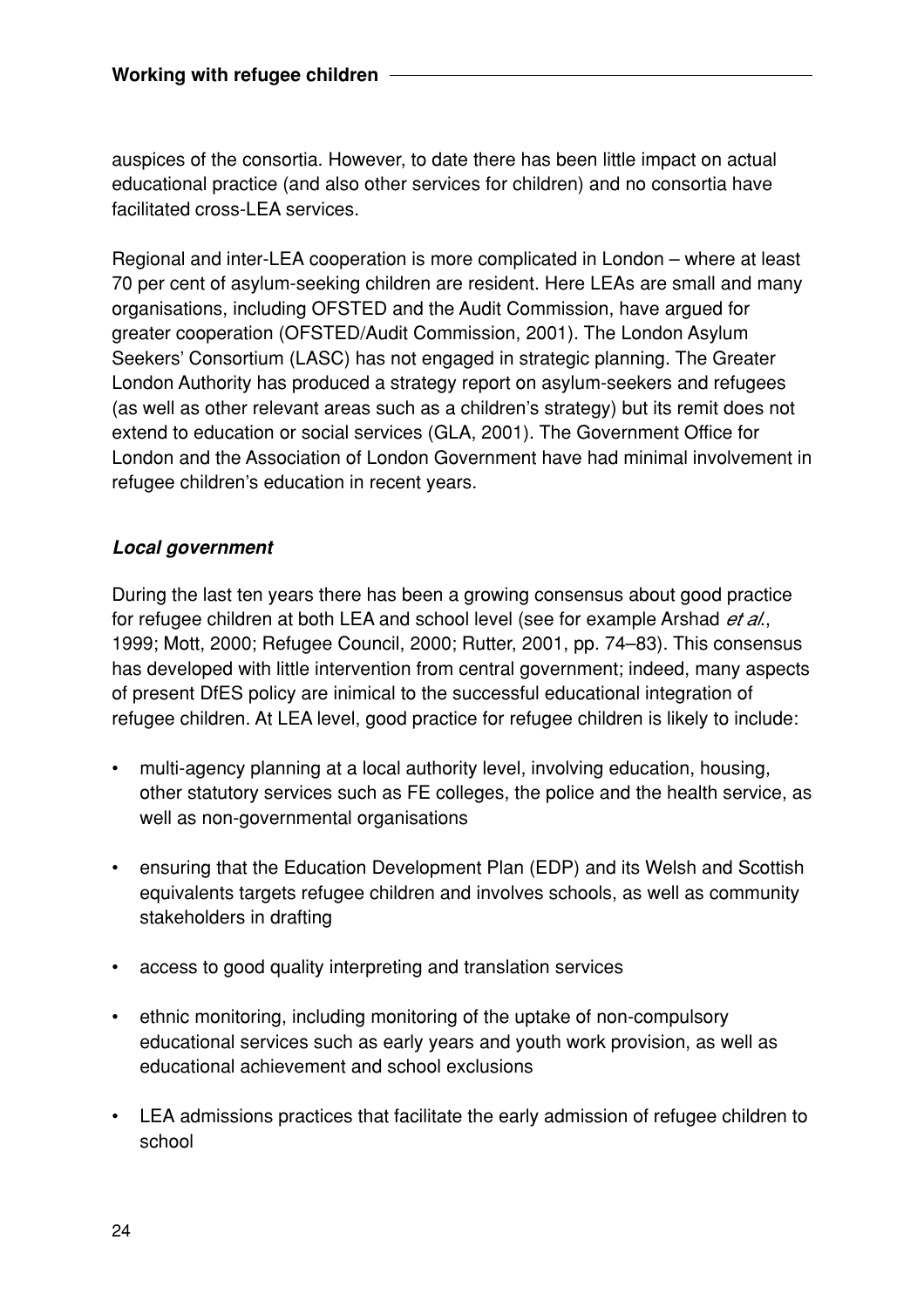auspices of the consortia. However, to date there has been little impact on actual educational practice (and also other services for children) and no consortia have facilitated cross-LEA services.

Regional and inter-LEA cooperation is more complicated in London – where at least 70 per cent of asylum-seeking children are resident. Here LEAs are small and many organisations, including OFSTED and the Audit Commission, have argued for greater cooperation (OFSTED/Audit Commission, 2001). The London Asylum Seekers' Consortium (LASC) has not engaged in strategic planning. The Greater London Authority has produced a strategy report on asylum-seekers and refugees (as well as other relevant areas such as a children's strategy) but its remit does not extend to education or social services (GLA, 2001). The Government Office for London and the Association of London Government have had minimal involvement in refugee children's education in recent years.

### *Local government*

During the last ten years there has been a growing consensus about good practice for refugee children at both LEA and school level (see for example Arshad *et al.*, 1999; Mott, 2000; Refugee Council, 2000; Rutter, 2001, pp. 74–83). This consensus has developed with little intervention from central government; indeed, many aspects of present DfES policy are inimical to the successful educational integration of refugee children. At LEA level, good practice for refugee children is likely to include:

- multi-agency planning at a local authority level, involving education, housing, other statutory services such as FE colleges, the police and the health service, as well as non-governmental organisations
- ensuring that the Education Development Plan (EDP) and its Welsh and Scottish equivalents targets refugee children and involves schools, as well as community stakeholders in drafting
- access to good quality interpreting and translation services
- ethnic monitoring, including monitoring of the uptake of non-compulsory educational services such as early years and youth work provision, as well as educational achievement and school exclusions
- LEA admissions practices that facilitate the early admission of refugee children to school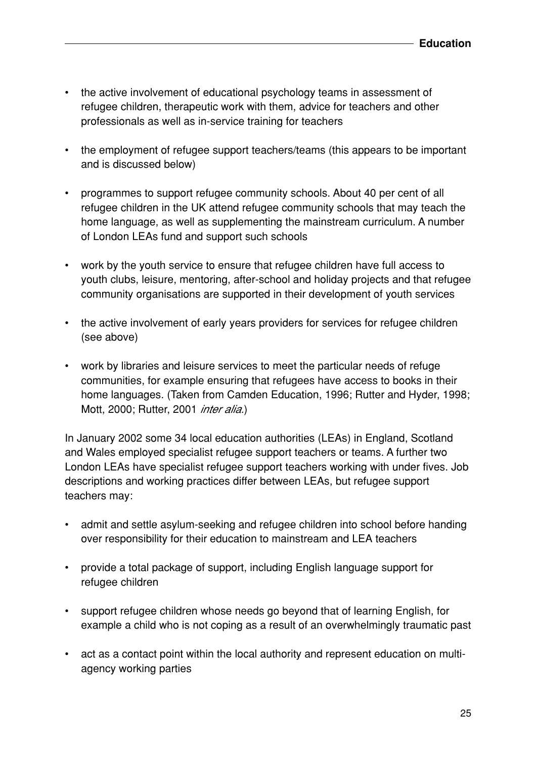- the active involvement of educational psychology teams in assessment of refugee children, therapeutic work with them, advice for teachers and other professionals as well as in-service training for teachers
- the employment of refugee support teachers/teams (this appears to be important and is discussed below)
- programmes to support refugee community schools. About 40 per cent of all refugee children in the UK attend refugee community schools that may teach the home language, as well as supplementing the mainstream curriculum. A number of London LEAs fund and support such schools
- work by the youth service to ensure that refugee children have full access to youth clubs, leisure, mentoring, after-school and holiday projects and that refugee community organisations are supported in their development of youth services
- the active involvement of early years providers for services for refugee children (see above)
- work by libraries and leisure services to meet the particular needs of refuge communities, for example ensuring that refugees have access to books in their home languages. (Taken from Camden Education, 1996; Rutter and Hyder, 1998; Mott, 2000; Rutter, 2001 *inter alia*.)

In January 2002 some 34 local education authorities (LEAs) in England, Scotland and Wales employed specialist refugee support teachers or teams. A further two London LEAs have specialist refugee support teachers working with under fives. Job descriptions and working practices differ between LEAs, but refugee support teachers may:

- admit and settle asylum-seeking and refugee children into school before handing over responsibility for their education to mainstream and LEA teachers
- provide a total package of support, including English language support for refugee children
- support refugee children whose needs go beyond that of learning English, for example a child who is not coping as a result of an overwhelmingly traumatic past
- act as a contact point within the local authority and represent education on multi-agency working parties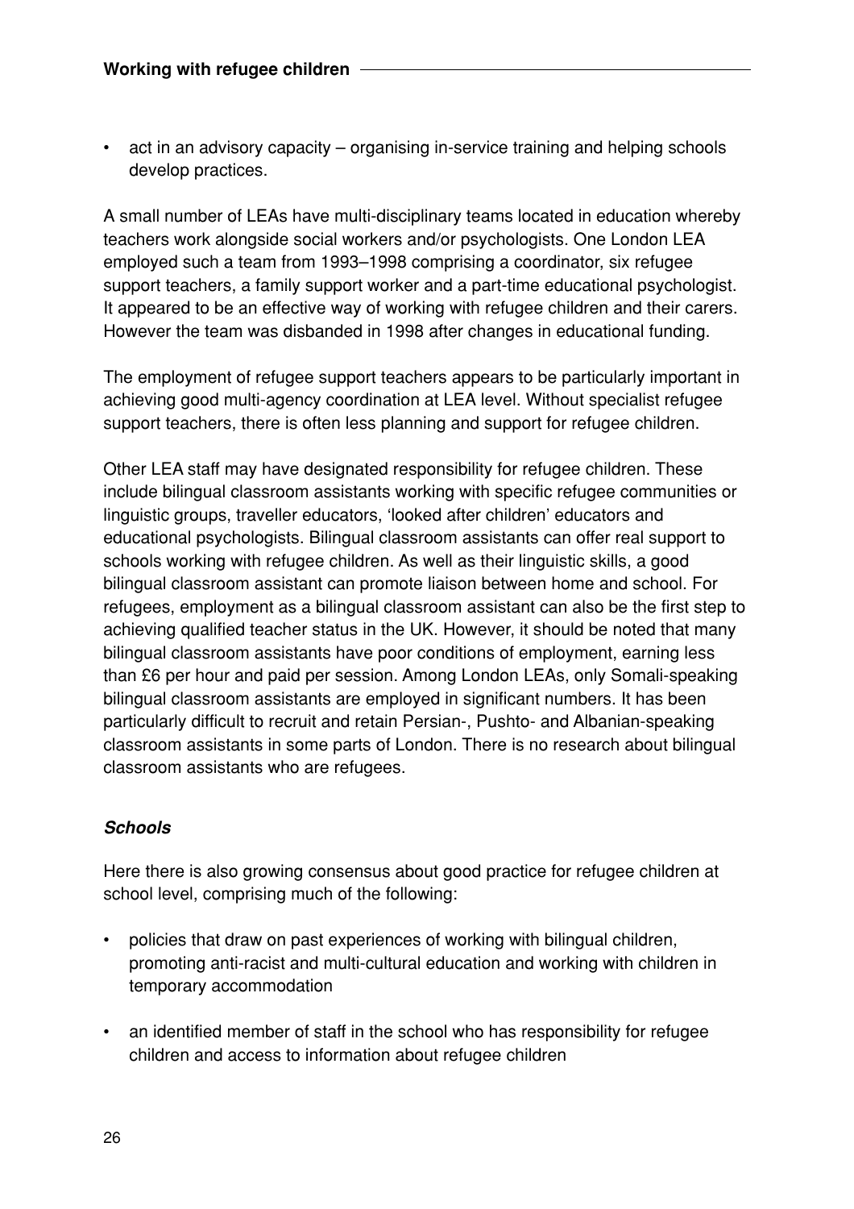- act in an advisory capacity – organising in-service training and helping schools develop practices.

A small number of LEAs have multi-disciplinary teams located in education whereby teachers work alongside social workers and/or psychologists. One London LEA employed such a team from 1993–1998 comprising a coordinator, six refugee support teachers, a family support worker and a part-time educational psychologist. It appeared to be an effective way of working with refugee children and their carers. However the team was disbanded in 1998 after changes in educational funding.

The employment of refugee support teachers appears to be particularly important in achieving good multi-agency coordination at LEA level. Without specialist refugee support teachers, there is often less planning and support for refugee children.

Other LEA staff may have designated responsibility for refugee children. These include bilingual classroom assistants working with specific refugee communities or linguistic groups, traveller educators, 'looked after children' educators and educational psychologists. Bilingual classroom assistants can offer real support to schools working with refugee children. As well as their linguistic skills, a good bilingual classroom assistant can promote liaison between home and school. For refugees, employment as a bilingual classroom assistant can also be the first step to achieving qualified teacher status in the UK. However, it should be noted that many bilingual classroom assistants have poor conditions of employment, earning less than £6 per hour and paid per session. Among London LEAs, only Somali-speaking bilingual classroom assistants are employed in significant numbers. It has been particularly difficult to recruit and retain Persian-, Pushto- and Albanian-speaking classroom assistants in some parts of London. There is no research about bilingual classroom assistants who are refugees.

### *Schools*

Here there is also growing consensus about good practice for refugee children at school level, comprising much of the following:

- policies that draw on past experiences of working with bilingual children, promoting anti-racist and multi-cultural education and working with children in temporary accommodation
- an identified member of staff in the school who has responsibility for refugee children and access to information about refugee children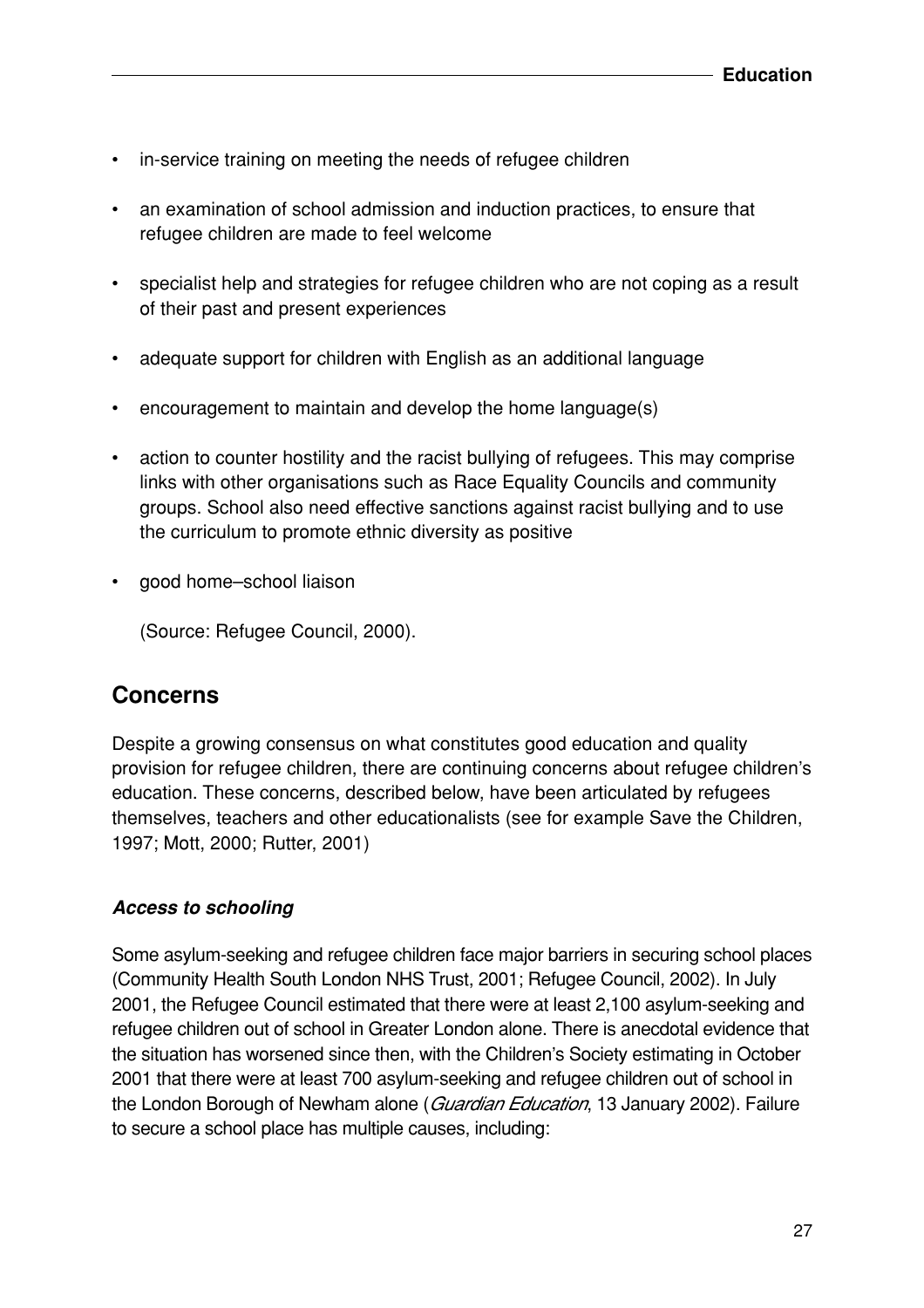- in-service training on meeting the needs of refugee children
- an examination of school admission and induction practices, to ensure that refugee children are made to feel welcome
- specialist help and strategies for refugee children who are not coping as a result of their past and present experiences
- adequate support for children with English as an additional language
- encouragement to maintain and develop the home language(s)
- action to counter hostility and the racist bullying of refugees. This may comprise links with other organisations such as Race Equality Councils and community groups. School also need effective sanctions against racist bullying and to use the curriculum to promote ethnic diversity as positive
- good home–school liaison

  (Source: Refugee Council, 2000).

## Concerns

Despite a growing consensus on what constitutes good education and quality provision for refugee children, there are continuing concerns about refugee children's education. These concerns, described below, have been articulated by refugees themselves, teachers and other educationalists (see for example Save the Children, 1997; Mott, 2000; Rutter, 2001)

### *Access to schooling*

Some asylum-seeking and refugee children face major barriers in securing school places (Community Health South London NHS Trust, 2001; Refugee Council, 2002). In July 2001, the Refugee Council estimated that there were at least 2,100 asylum-seeking and refugee children out of school in Greater London alone. There is anecdotal evidence that the situation has worsened since then, with the Children's Society estimating in October 2001 that there were at least 700 asylum-seeking and refugee children out of school in the London Borough of Newham alone (*Guardian Education*, 13 January 2002). Failure to secure a school place has multiple causes, including: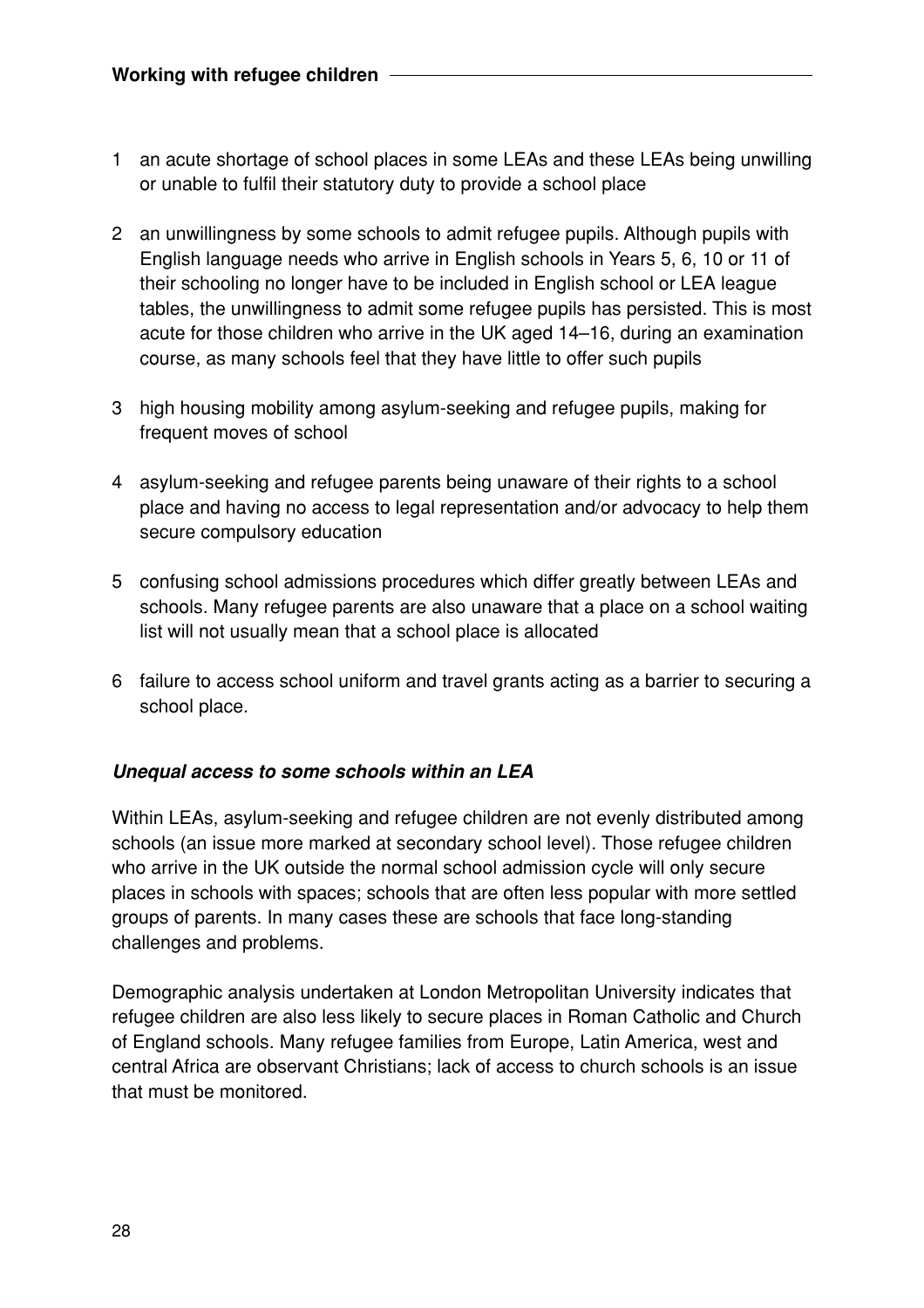1. an acute shortage of school places in some LEAs and these LEAs being unwilling or unable to fulfil their statutory duty to provide a school place

2. an unwillingness by some schools to admit refugee pupils. Although pupils with English language needs who arrive in English schools in Years 5, 6, 10 or 11 of their schooling no longer have to be included in English school or LEA league tables, the unwillingness to admit some refugee pupils has persisted. This is most acute for those children who arrive in the UK aged 14–16, during an examination course, as many schools feel that they have little to offer such pupils

3. high housing mobility among asylum-seeking and refugee pupils, making for frequent moves of school

4. asylum-seeking and refugee parents being unaware of their rights to a school place and having no access to legal representation and/or advocacy to help them secure compulsory education

5. confusing school admissions procedures which differ greatly between LEAs and schools. Many refugee parents are also unaware that a place on a school waiting list will not usually mean that a school place is allocated

6. failure to access school uniform and travel grants acting as a barrier to securing a school place.

### *Unequal access to some schools within an LEA*

Within LEAs, asylum-seeking and refugee children are not evenly distributed among schools (an issue more marked at secondary school level). Those refugee children who arrive in the UK outside the normal school admission cycle will only secure places in schools with spaces; schools that are often less popular with more settled groups of parents. In many cases these are schools that face long-standing challenges and problems.

Demographic analysis undertaken at London Metropolitan University indicates that refugee children are also less likely to secure places in Roman Catholic and Church of England schools. Many refugee families from Europe, Latin America, west and central Africa are observant Christians; lack of access to church schools is an issue that must be monitored.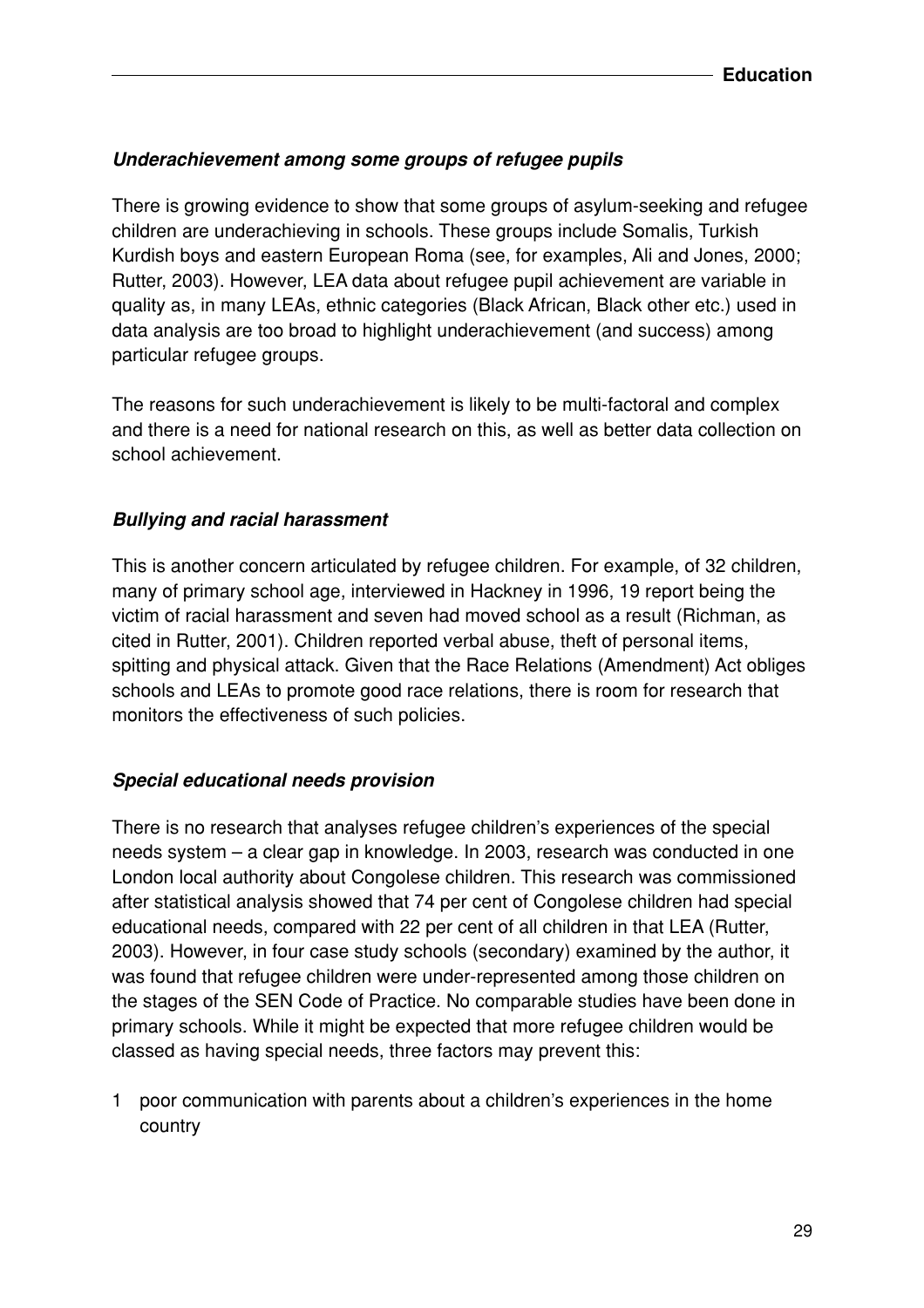### *Underachievement among some groups of refugee pupils*

There is growing evidence to show that some groups of asylum-seeking and refugee children are underachieving in schools. These groups include Somalis, Turkish Kurdish boys and eastern European Roma (see, for examples, Ali and Jones, 2000; Rutter, 2003). However, LEA data about refugee pupil achievement are variable in quality as, in many LEAs, ethnic categories (Black African, Black other etc.) used in data analysis are too broad to highlight underachievement (and success) among particular refugee groups.

The reasons for such underachievement is likely to be multi-factoral and complex and there is a need for national research on this, as well as better data collection on school achievement.

### *Bullying and racial harassment*

This is another concern articulated by refugee children. For example, of 32 children, many of primary school age, interviewed in Hackney in 1996, 19 report being the victim of racial harassment and seven had moved school as a result (Richman, as cited in Rutter, 2001). Children reported verbal abuse, theft of personal items, spitting and physical attack. Given that the Race Relations (Amendment) Act obliges schools and LEAs to promote good race relations, there is room for research that monitors the effectiveness of such policies.

### *Special educational needs provision*

There is no research that analyses refugee children's experiences of the special needs system – a clear gap in knowledge. In 2003, research was conducted in one London local authority about Congolese children. This research was commissioned after statistical analysis showed that 74 per cent of Congolese children had special educational needs, compared with 22 per cent of all children in that LEA (Rutter, 2003). However, in four case study schools (secondary) examined by the author, it was found that refugee children were under-represented among those children on the stages of the SEN Code of Practice. No comparable studies have been done in primary schools. While it might be expected that more refugee children would be classed as having special needs, three factors may prevent this:

1 poor communication with parents about a children's experiences in the home country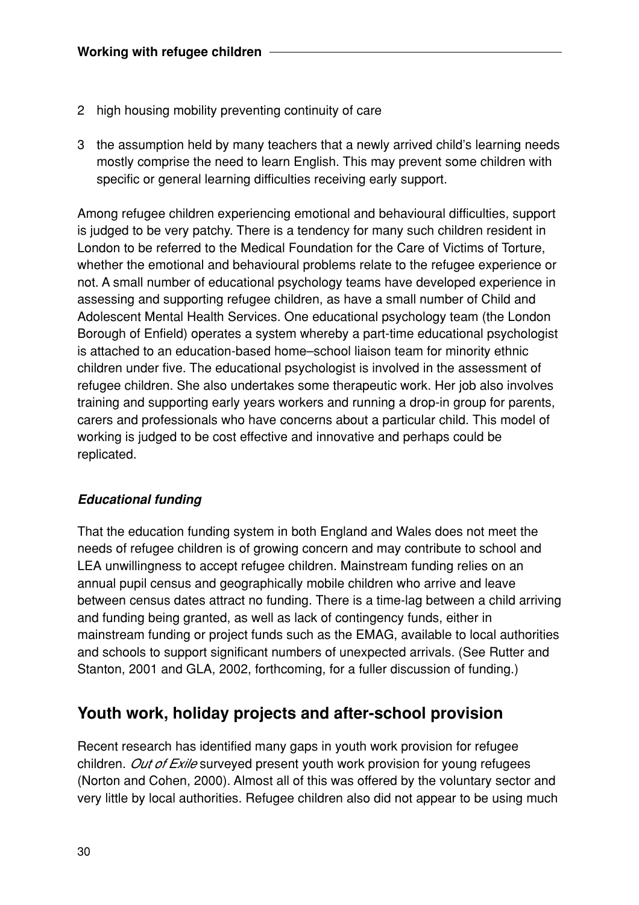2. high housing mobility preventing continuity of care
3. the assumption held by many teachers that a newly arrived child's learning needs mostly comprise the need to learn English. This may prevent some children with specific or general learning difficulties receiving early support.

Among refugee children experiencing emotional and behavioural difficulties, support is judged to be very patchy. There is a tendency for many such children resident in London to be referred to the Medical Foundation for the Care of Victims of Torture, whether the emotional and behavioural problems relate to the refugee experience or not. A small number of educational psychology teams have developed experience in assessing and supporting refugee children, as have a small number of Child and Adolescent Mental Health Services. One educational psychology team (the London Borough of Enfield) operates a system whereby a part-time educational psychologist is attached to an education-based home–school liaison team for minority ethnic children under five. The educational psychologist is involved in the assessment of refugee children. She also undertakes some therapeutic work. Her job also involves training and supporting early years workers and running a drop-in group for parents, carers and professionals who have concerns about a particular child. This model of working is judged to be cost effective and innovative and perhaps could be replicated.

### *Educational funding*

That the education funding system in both England and Wales does not meet the needs of refugee children is of growing concern and may contribute to school and LEA unwillingness to accept refugee children. Mainstream funding relies on an annual pupil census and geographically mobile children who arrive and leave between census dates attract no funding. There is a time-lag between a child arriving and funding being granted, as well as lack of contingency funds, either in mainstream funding or project funds such as the EMAG, available to local authorities and schools to support significant numbers of unexpected arrivals. (See Rutter and Stanton, 2001 and GLA, 2002, forthcoming, for a fuller discussion of funding.)

## Youth work, holiday projects and after-school provision

Recent research has identified many gaps in youth work provision for refugee children. *Out of Exile* surveyed present youth work provision for young refugees (Norton and Cohen, 2000). Almost all of this was offered by the voluntary sector and very little by local authorities. Refugee children also did not appear to be using much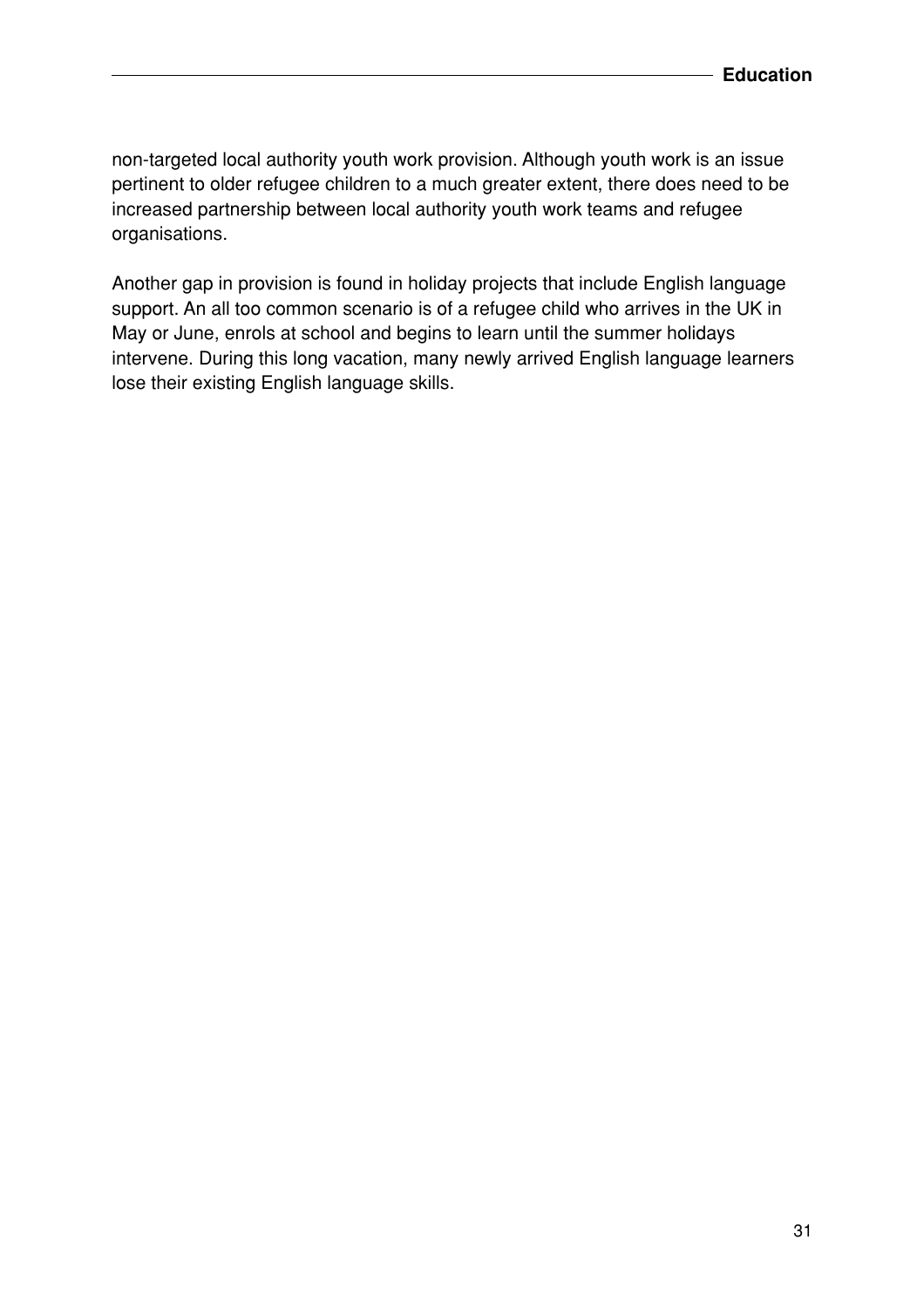non-targeted local authority youth work provision. Although youth work is an issue pertinent to older refugee children to a much greater extent, there does need to be increased partnership between local authority youth work teams and refugee organisations.

Another gap in provision is found in holiday projects that include English language support. An all too common scenario is of a refugee child who arrives in the UK in May or June, enrols at school and begins to learn until the summer holidays intervene. During this long vacation, many newly arrived English language learners lose their existing English language skills.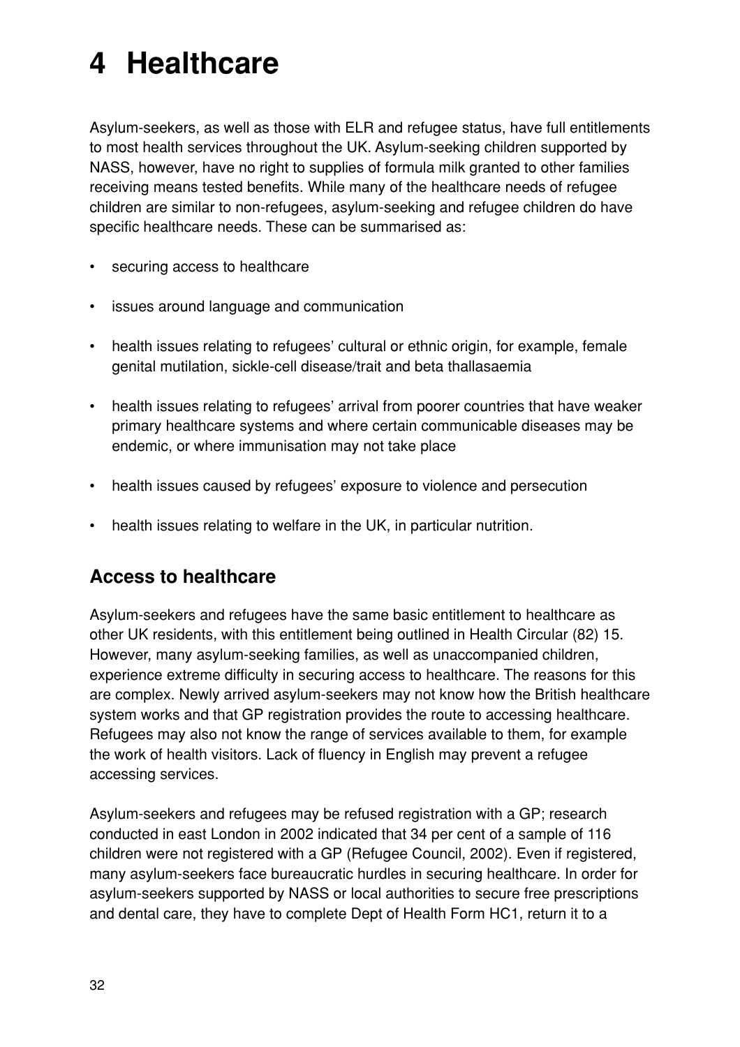# 4 Healthcare

Asylum-seekers, as well as those with ELR and refugee status, have full entitlements to most health services throughout the UK. Asylum-seeking children supported by NASS, however, have no right to supplies of formula milk granted to other families receiving means tested benefits. While many of the healthcare needs of refugee children are similar to non-refugees, asylum-seeking and refugee children do have specific healthcare needs. These can be summarised as:

- securing access to healthcare
- issues around language and communication
- health issues relating to refugees' cultural or ethnic origin, for example, female genital mutilation, sickle-cell disease/trait and beta thallasaemia
- health issues relating to refugees' arrival from poorer countries that have weaker primary healthcare systems and where certain communicable diseases may be endemic, or where immunisation may not take place
- health issues caused by refugees' exposure to violence and persecution
- health issues relating to welfare in the UK, in particular nutrition.

## Access to healthcare

Asylum-seekers and refugees have the same basic entitlement to healthcare as other UK residents, with this entitlement being outlined in Health Circular (82) 15. However, many asylum-seeking families, as well as unaccompanied children, experience extreme difficulty in securing access to healthcare. The reasons for this are complex. Newly arrived asylum-seekers may not know how the British healthcare system works and that GP registration provides the route to accessing healthcare. Refugees may also not know the range of services available to them, for example the work of health visitors. Lack of fluency in English may prevent a refugee accessing services.

Asylum-seekers and refugees may be refused registration with a GP; research conducted in east London in 2002 indicated that 34 per cent of a sample of 116 children were not registered with a GP (Refugee Council, 2002). Even if registered, many asylum-seekers face bureaucratic hurdles in securing healthcare. In order for asylum-seekers supported by NASS or local authorities to secure free prescriptions and dental care, they have to complete Dept of Health Form HC1, return it to a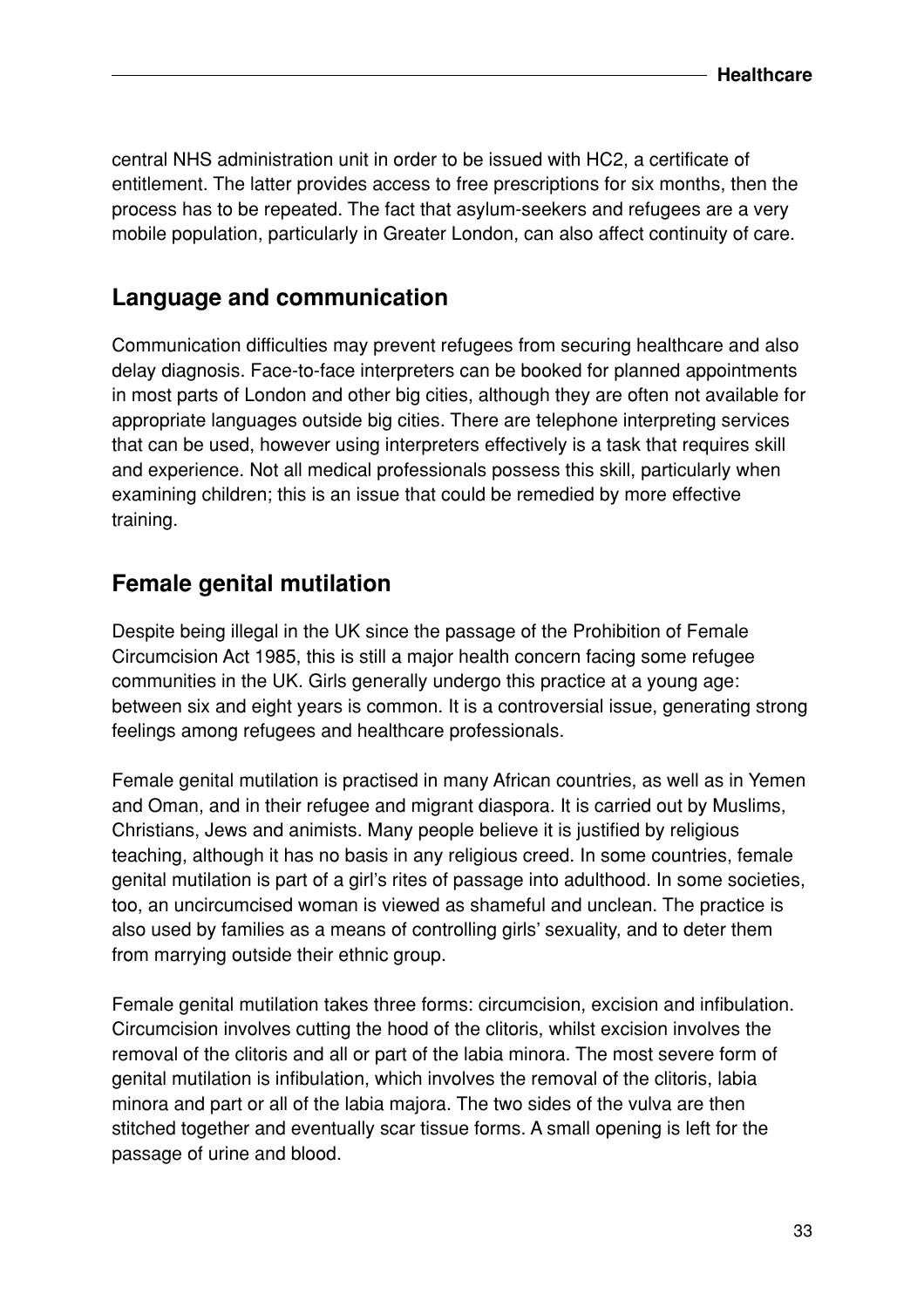central NHS administration unit in order to be issued with HC2, a certificate of entitlement. The latter provides access to free prescriptions for six months, then the process has to be repeated. The fact that asylum-seekers and refugees are a very mobile population, particularly in Greater London, can also affect continuity of care.

## Language and communication

Communication difficulties may prevent refugees from securing healthcare and also delay diagnosis. Face-to-face interpreters can be booked for planned appointments in most parts of London and other big cities, although they are often not available for appropriate languages outside big cities. There are telephone interpreting services that can be used, however using interpreters effectively is a task that requires skill and experience. Not all medical professionals possess this skill, particularly when examining children; this is an issue that could be remedied by more effective training.

## Female genital mutilation

Despite being illegal in the UK since the passage of the Prohibition of Female Circumcision Act 1985, this is still a major health concern facing some refugee communities in the UK. Girls generally undergo this practice at a young age: between six and eight years is common. It is a controversial issue, generating strong feelings among refugees and healthcare professionals.

Female genital mutilation is practised in many African countries, as well as in Yemen and Oman, and in their refugee and migrant diaspora. It is carried out by Muslims, Christians, Jews and animists. Many people believe it is justified by religious teaching, although it has no basis in any religious creed. In some countries, female genital mutilation is part of a girl's rites of passage into adulthood. In some societies, too, an uncircumcised woman is viewed as shameful and unclean. The practice is also used by families as a means of controlling girls' sexuality, and to deter them from marrying outside their ethnic group.

Female genital mutilation takes three forms: circumcision, excision and infibulation. Circumcision involves cutting the hood of the clitoris, whilst excision involves the removal of the clitoris and all or part of the labia minora. The most severe form of genital mutilation is infibulation, which involves the removal of the clitoris, labia minora and part or all of the labia majora. The two sides of the vulva are then stitched together and eventually scar tissue forms. A small opening is left for the passage of urine and blood.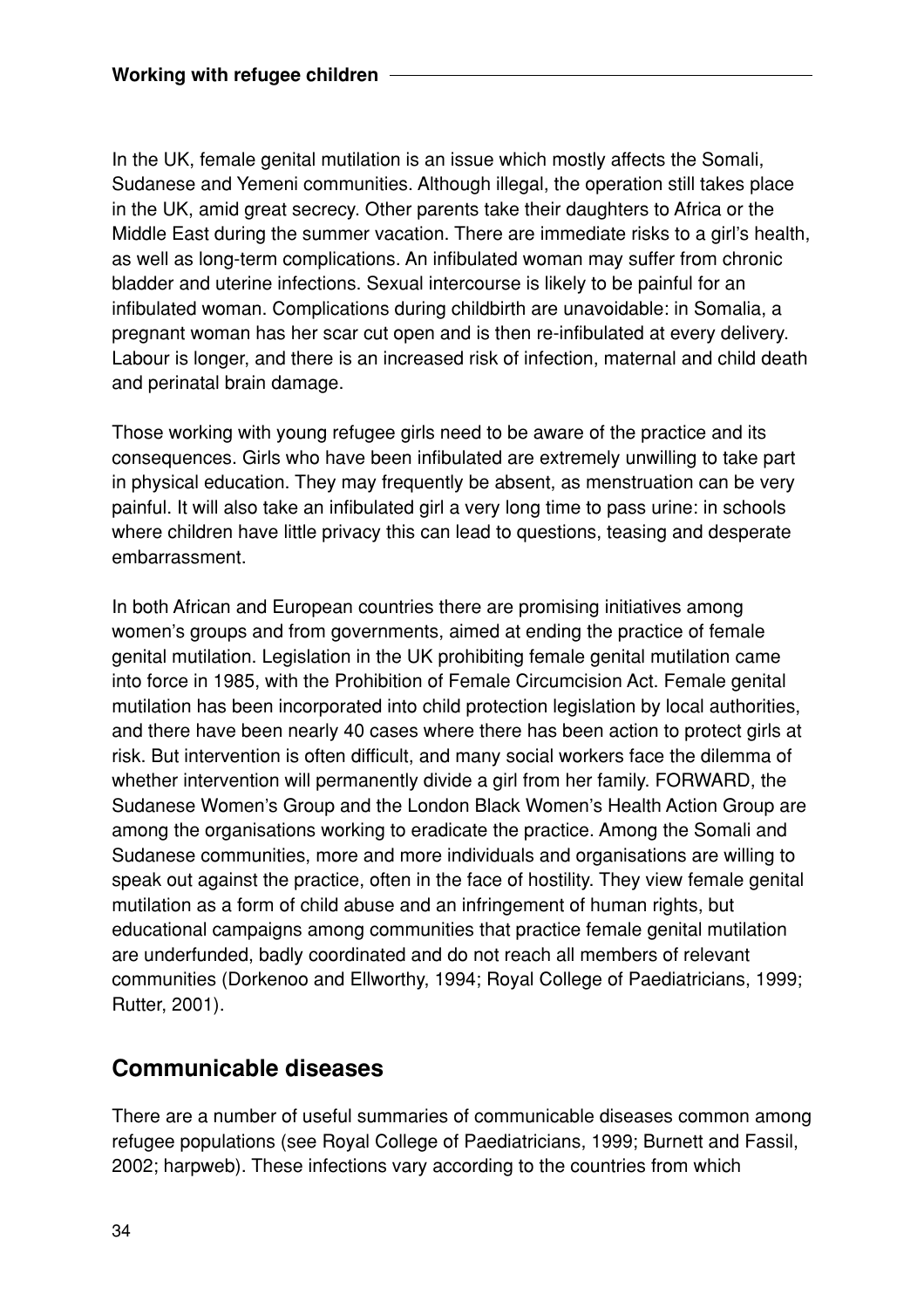In the UK, female genital mutilation is an issue which mostly affects the Somali, Sudanese and Yemeni communities. Although illegal, the operation still takes place in the UK, amid great secrecy. Other parents take their daughters to Africa or the Middle East during the summer vacation. There are immediate risks to a girl's health, as well as long-term complications. An infibulated woman may suffer from chronic bladder and uterine infections. Sexual intercourse is likely to be painful for an infibulated woman. Complications during childbirth are unavoidable: in Somalia, a pregnant woman has her scar cut open and is then re-infibulated at every delivery. Labour is longer, and there is an increased risk of infection, maternal and child death and perinatal brain damage.

Those working with young refugee girls need to be aware of the practice and its consequences. Girls who have been infibulated are extremely unwilling to take part in physical education. They may frequently be absent, as menstruation can be very painful. It will also take an infibulated girl a very long time to pass urine: in schools where children have little privacy this can lead to questions, teasing and desperate embarrassment.

In both African and European countries there are promising initiatives among women's groups and from governments, aimed at ending the practice of female genital mutilation. Legislation in the UK prohibiting female genital mutilation came into force in 1985, with the Prohibition of Female Circumcision Act. Female genital mutilation has been incorporated into child protection legislation by local authorities, and there have been nearly 40 cases where there has been action to protect girls at risk. But intervention is often difficult, and many social workers face the dilemma of whether intervention will permanently divide a girl from her family. FORWARD, the Sudanese Women's Group and the London Black Women's Health Action Group are among the organisations working to eradicate the practice. Among the Somali and Sudanese communities, more and more individuals and organisations are willing to speak out against the practice, often in the face of hostility. They view female genital mutilation as a form of child abuse and an infringement of human rights, but educational campaigns among communities that practice female genital mutilation are underfunded, badly coordinated and do not reach all members of relevant communities (Dorkenoo and Ellworthy, 1994; Royal College of Paediatricians, 1999; Rutter, 2001).

## Communicable diseases

There are a number of useful summaries of communicable diseases common among refugee populations (see Royal College of Paediatricians, 1999; Burnett and Fassil, 2002; harpweb). These infections vary according to the countries from which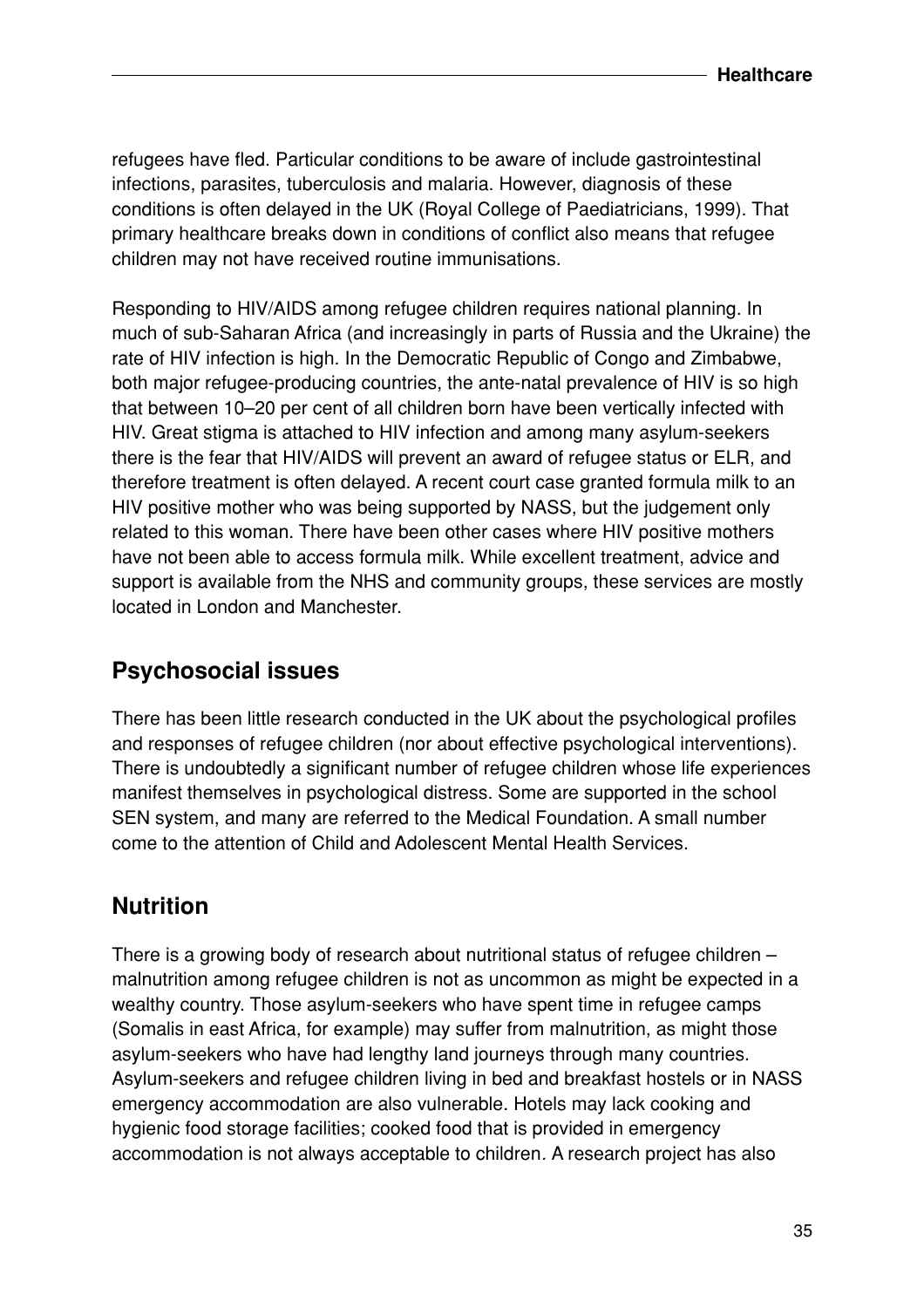refugees have fled. Particular conditions to be aware of include gastrointestinal infections, parasites, tuberculosis and malaria. However, diagnosis of these conditions is often delayed in the UK (Royal College of Paediatricians, 1999). That primary healthcare breaks down in conditions of conflict also means that refugee children may not have received routine immunisations.

Responding to HIV/AIDS among refugee children requires national planning. In much of sub-Saharan Africa (and increasingly in parts of Russia and the Ukraine) the rate of HIV infection is high. In the Democratic Republic of Congo and Zimbabwe, both major refugee-producing countries, the ante-natal prevalence of HIV is so high that between 10–20 per cent of all children born have been vertically infected with HIV. Great stigma is attached to HIV infection and among many asylum-seekers there is the fear that HIV/AIDS will prevent an award of refugee status or ELR, and therefore treatment is often delayed. A recent court case granted formula milk to an HIV positive mother who was being supported by NASS, but the judgement only related to this woman. There have been other cases where HIV positive mothers have not been able to access formula milk. While excellent treatment, advice and support is available from the NHS and community groups, these services are mostly located in London and Manchester.

## Psychosocial issues

There has been little research conducted in the UK about the psychological profiles and responses of refugee children (nor about effective psychological interventions). There is undoubtedly a significant number of refugee children whose life experiences manifest themselves in psychological distress. Some are supported in the school SEN system, and many are referred to the Medical Foundation. A small number come to the attention of Child and Adolescent Mental Health Services.

## Nutrition

There is a growing body of research about nutritional status of refugee children – malnutrition among refugee children is not as uncommon as might be expected in a wealthy country. Those asylum-seekers who have spent time in refugee camps (Somalis in east Africa, for example) may suffer from malnutrition, as might those asylum-seekers who have had lengthy land journeys through many countries. Asylum-seekers and refugee children living in bed and breakfast hostels or in NASS emergency accommodation are also vulnerable. Hotels may lack cooking and hygienic food storage facilities; cooked food that is provided in emergency accommodation is not always acceptable to children. A research project has also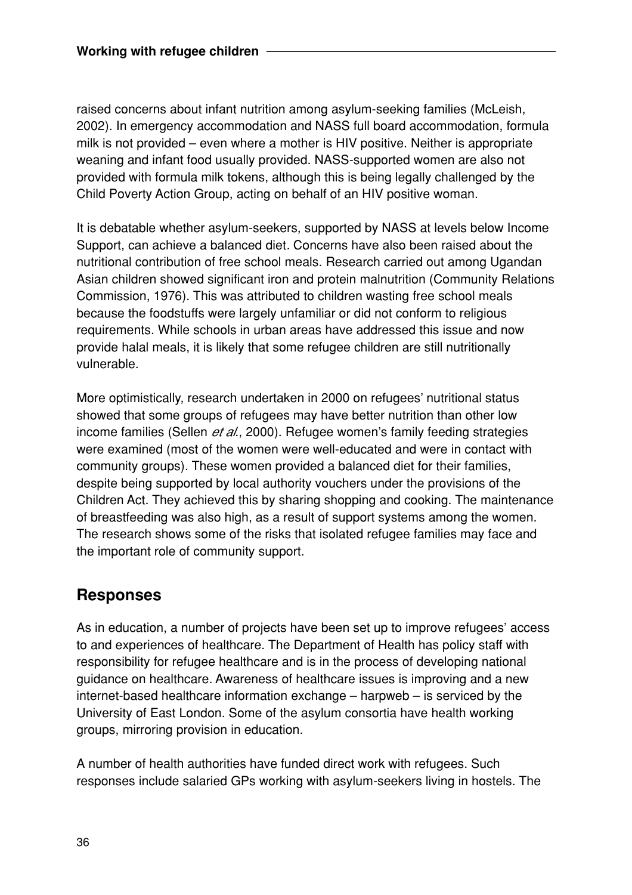raised concerns about infant nutrition among asylum-seeking families (McLeish, 2002). In emergency accommodation and NASS full board accommodation, formula milk is not provided – even where a mother is HIV positive. Neither is appropriate weaning and infant food usually provided. NASS-supported women are also not provided with formula milk tokens, although this is being legally challenged by the Child Poverty Action Group, acting on behalf of an HIV positive woman.

It is debatable whether asylum-seekers, supported by NASS at levels below Income Support, can achieve a balanced diet. Concerns have also been raised about the nutritional contribution of free school meals. Research carried out among Ugandan Asian children showed significant iron and protein malnutrition (Community Relations Commission, 1976). This was attributed to children wasting free school meals because the foodstuffs were largely unfamiliar or did not conform to religious requirements. While schools in urban areas have addressed this issue and now provide halal meals, it is likely that some refugee children are still nutritionally vulnerable.

More optimistically, research undertaken in 2000 on refugees' nutritional status showed that some groups of refugees may have better nutrition than other low income families (Sellen *et al.*, 2000). Refugee women's family feeding strategies were examined (most of the women were well-educated and were in contact with community groups). These women provided a balanced diet for their families, despite being supported by local authority vouchers under the provisions of the Children Act. They achieved this by sharing shopping and cooking. The maintenance of breastfeeding was also high, as a result of support systems among the women. The research shows some of the risks that isolated refugee families may face and the important role of community support.

## Responses

As in education, a number of projects have been set up to improve refugees' access to and experiences of healthcare. The Department of Health has policy staff with responsibility for refugee healthcare and is in the process of developing national guidance on healthcare. Awareness of healthcare issues is improving and a new internet-based healthcare information exchange – harpweb – is serviced by the University of East London. Some of the asylum consortia have health working groups, mirroring provision in education.

A number of health authorities have funded direct work with refugees. Such responses include salaried GPs working with asylum-seekers living in hostels. The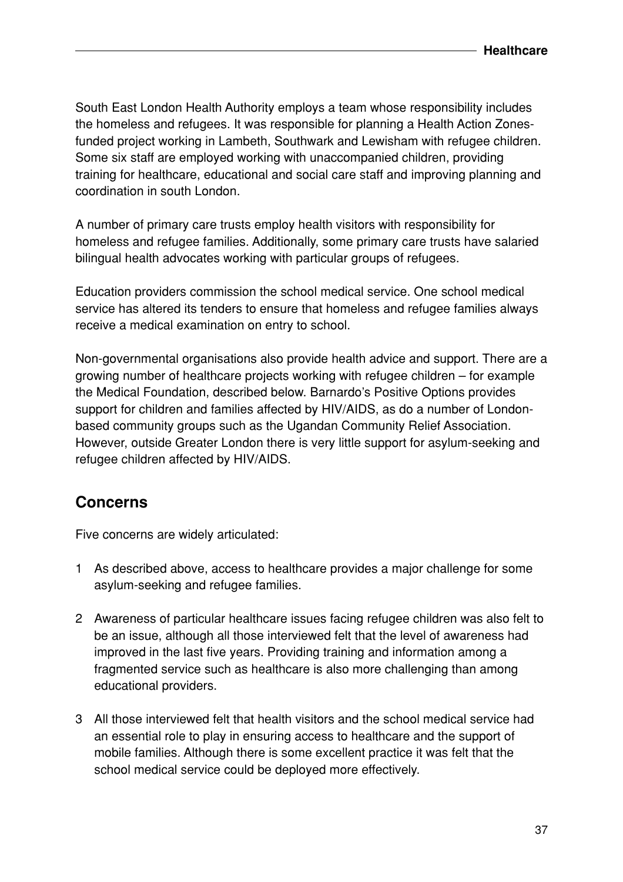South East London Health Authority employs a team whose responsibility includes the homeless and refugees. It was responsible for planning a Health Action Zones-funded project working in Lambeth, Southwark and Lewisham with refugee children. Some six staff are employed working with unaccompanied children, providing training for healthcare, educational and social care staff and improving planning and coordination in south London.

A number of primary care trusts employ health visitors with responsibility for homeless and refugee families. Additionally, some primary care trusts have salaried bilingual health advocates working with particular groups of refugees.

Education providers commission the school medical service. One school medical service has altered its tenders to ensure that homeless and refugee families always receive a medical examination on entry to school.

Non-governmental organisations also provide health advice and support. There are a growing number of healthcare projects working with refugee children – for example the Medical Foundation, described below. Barnardo's Positive Options provides support for children and families affected by HIV/AIDS, as do a number of London-based community groups such as the Ugandan Community Relief Association. However, outside Greater London there is very little support for asylum-seeking and refugee children affected by HIV/AIDS.

## Concerns

Five concerns are widely articulated:

1. As described above, access to healthcare provides a major challenge for some asylum-seeking and refugee families.

2. Awareness of particular healthcare issues facing refugee children was also felt to be an issue, although all those interviewed felt that the level of awareness had improved in the last five years. Providing training and information among a fragmented service such as healthcare is also more challenging than among educational providers.

3. All those interviewed felt that health visitors and the school medical service had an essential role to play in ensuring access to healthcare and the support of mobile families. Although there is some excellent practice it was felt that the school medical service could be deployed more effectively.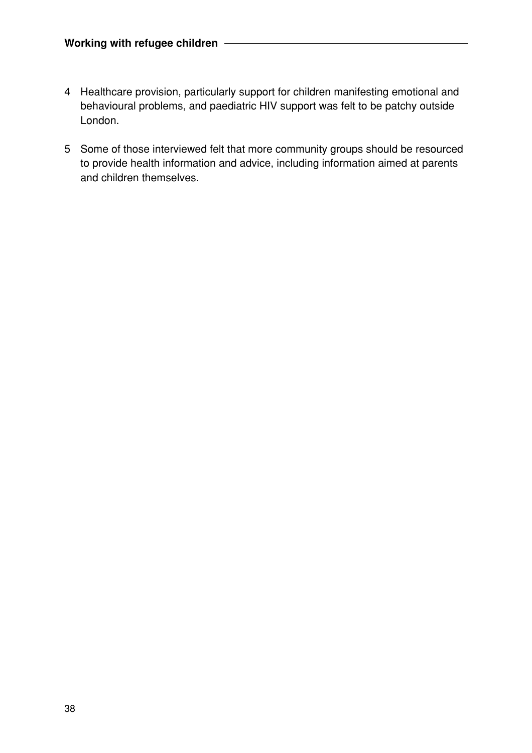4. Healthcare provision, particularly support for children manifesting emotional and behavioural problems, and paediatric HIV support was felt to be patchy outside London.

5. Some of those interviewed felt that more community groups should be resourced to provide health information and advice, including information aimed at parents and children themselves.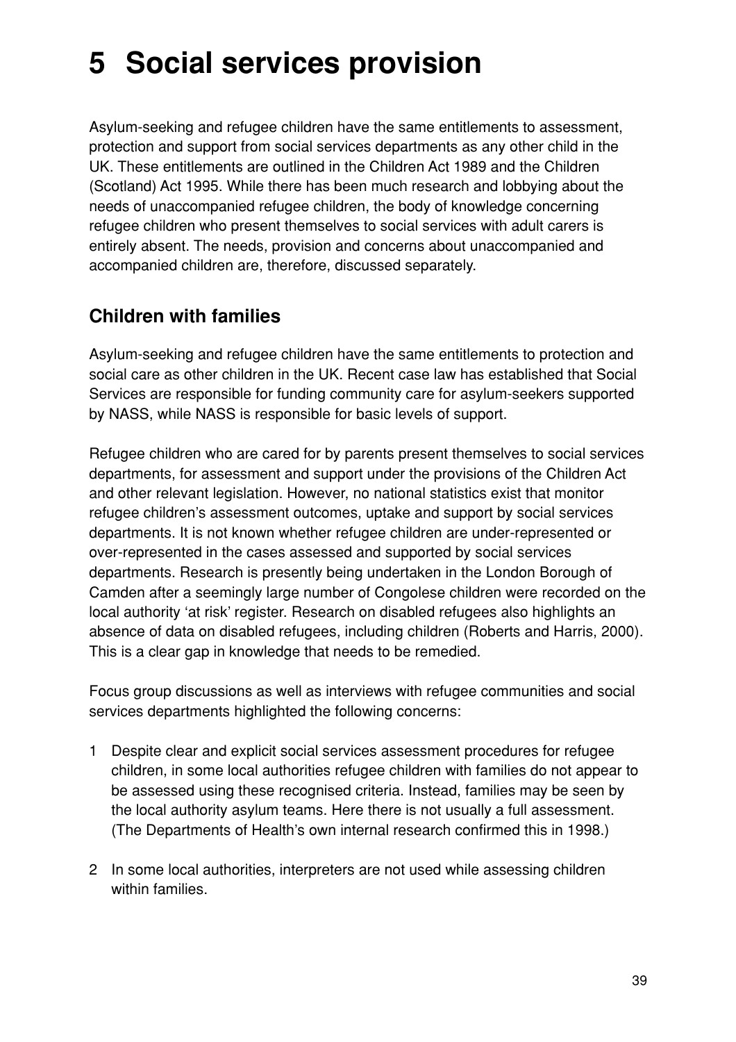# 5 Social services provision

Asylum-seeking and refugee children have the same entitlements to assessment, protection and support from social services departments as any other child in the UK. These entitlements are outlined in the Children Act 1989 and the Children (Scotland) Act 1995. While there has been much research and lobbying about the needs of unaccompanied refugee children, the body of knowledge concerning refugee children who present themselves to social services with adult carers is entirely absent. The needs, provision and concerns about unaccompanied and accompanied children are, therefore, discussed separately.

## Children with families

Asylum-seeking and refugee children have the same entitlements to protection and social care as other children in the UK. Recent case law has established that Social Services are responsible for funding community care for asylum-seekers supported by NASS, while NASS is responsible for basic levels of support.

Refugee children who are cared for by parents present themselves to social services departments, for assessment and support under the provisions of the Children Act and other relevant legislation. However, no national statistics exist that monitor refugee children's assessment outcomes, uptake and support by social services departments. It is not known whether refugee children are under-represented or over-represented in the cases assessed and supported by social services departments. Research is presently being undertaken in the London Borough of Camden after a seemingly large number of Congolese children were recorded on the local authority 'at risk' register. Research on disabled refugees also highlights an absence of data on disabled refugees, including children (Roberts and Harris, 2000). This is a clear gap in knowledge that needs to be remedied.

Focus group discussions as well as interviews with refugee communities and social services departments highlighted the following concerns:

1 Despite clear and explicit social services assessment procedures for refugee children, in some local authorities refugee children with families do not appear to be assessed using these recognised criteria. Instead, families may be seen by the local authority asylum teams. Here there is not usually a full assessment. (The Departments of Health's own internal research confirmed this in 1998.)

2 In some local authorities, interpreters are not used while assessing children within families.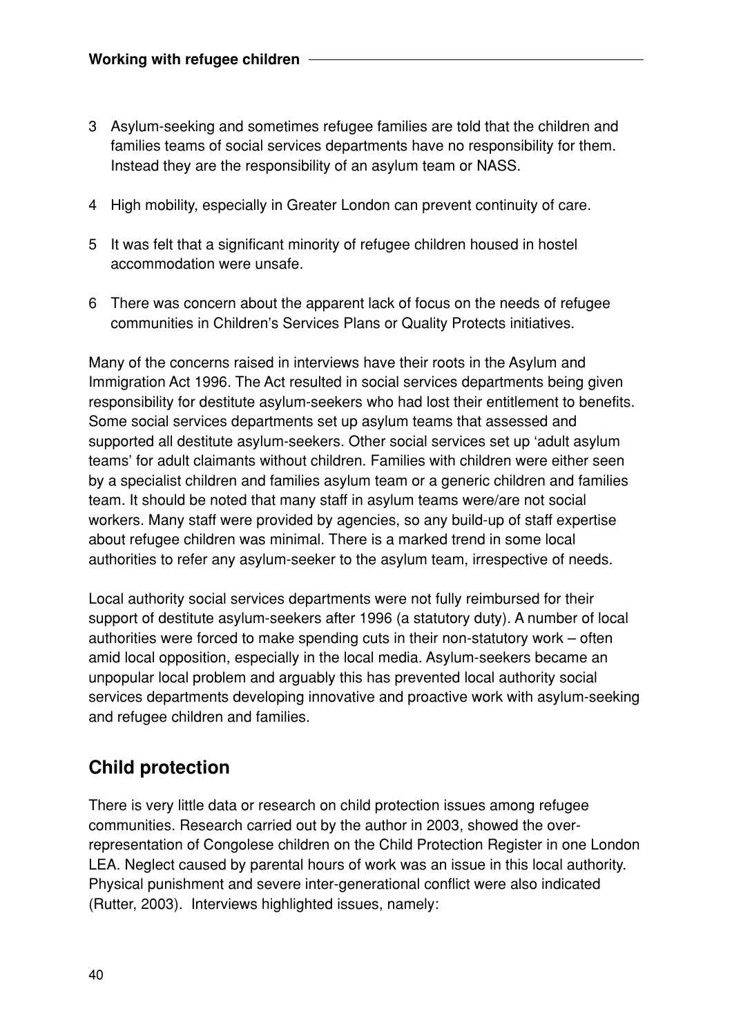3 Asylum-seeking and sometimes refugee families are told that the children and families teams of social services departments have no responsibility for them. Instead they are the responsibility of an asylum team or NASS.

4 High mobility, especially in Greater London can prevent continuity of care.

5 It was felt that a significant minority of refugee children housed in hostel accommodation were unsafe.

6 There was concern about the apparent lack of focus on the needs of refugee communities in Children's Services Plans or Quality Protects initiatives.

Many of the concerns raised in interviews have their roots in the Asylum and Immigration Act 1996. The Act resulted in social services departments being given responsibility for destitute asylum-seekers who had lost their entitlement to benefits. Some social services departments set up asylum teams that assessed and supported all destitute asylum-seekers. Other social services set up 'adult asylum teams' for adult claimants without children. Families with children were either seen by a specialist children and families asylum team or a generic children and families team. It should be noted that many staff in asylum teams were/are not social workers. Many staff were provided by agencies, so any build-up of staff expertise about refugee children was minimal. There is a marked trend in some local authorities to refer any asylum-seeker to the asylum team, irrespective of needs.

Local authority social services departments were not fully reimbursed for their support of destitute asylum-seekers after 1996 (a statutory duty). A number of local authorities were forced to make spending cuts in their non-statutory work – often amid local opposition, especially in the local media. Asylum-seekers became an unpopular local problem and arguably this has prevented local authority social services departments developing innovative and proactive work with asylum-seeking and refugee children and families.

## Child protection

There is very little data or research on child protection issues among refugee communities. Research carried out by the author in 2003, showed the over-representation of Congolese children on the Child Protection Register in one London LEA. Neglect caused by parental hours of work was an issue in this local authority. Physical punishment and severe inter-generational conflict were also indicated (Rutter, 2003). Interviews highlighted issues, namely: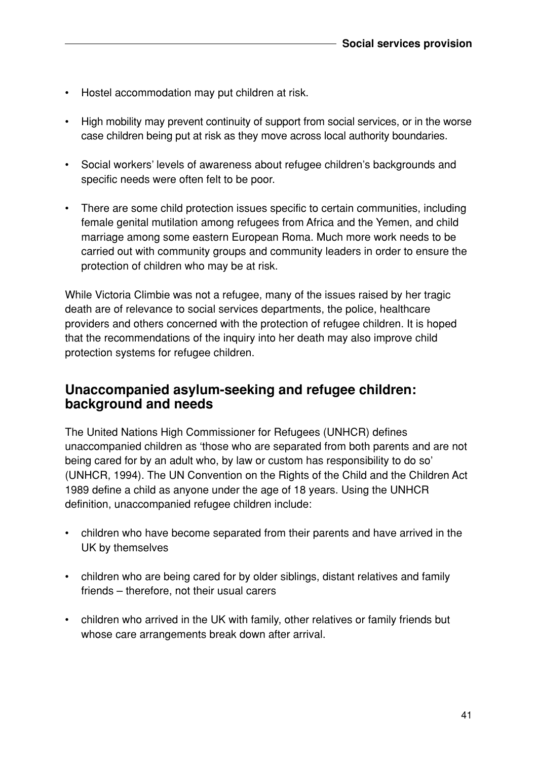- Hostel accommodation may put children at risk.
- High mobility may prevent continuity of support from social services, or in the worse case children being put at risk as they move across local authority boundaries.
- Social workers' levels of awareness about refugee children's backgrounds and specific needs were often felt to be poor.
- There are some child protection issues specific to certain communities, including female genital mutilation among refugees from Africa and the Yemen, and child marriage among some eastern European Roma. Much more work needs to be carried out with community groups and community leaders in order to ensure the protection of children who may be at risk.

While Victoria Climbie was not a refugee, many of the issues raised by her tragic death are of relevance to social services departments, the police, healthcare providers and others concerned with the protection of refugee children. It is hoped that the recommendations of the inquiry into her death may also improve child protection systems for refugee children.

## Unaccompanied asylum-seeking and refugee children: background and needs

The United Nations High Commissioner for Refugees (UNHCR) defines unaccompanied children as 'those who are separated from both parents and are not being cared for by an adult who, by law or custom has responsibility to do so' (UNHCR, 1994). The UN Convention on the Rights of the Child and the Children Act 1989 define a child as anyone under the age of 18 years. Using the UNHCR definition, unaccompanied refugee children include:

- children who have become separated from their parents and have arrived in the UK by themselves
- children who are being cared for by older siblings, distant relatives and family friends – therefore, not their usual carers
- children who arrived in the UK with family, other relatives or family friends but whose care arrangements break down after arrival.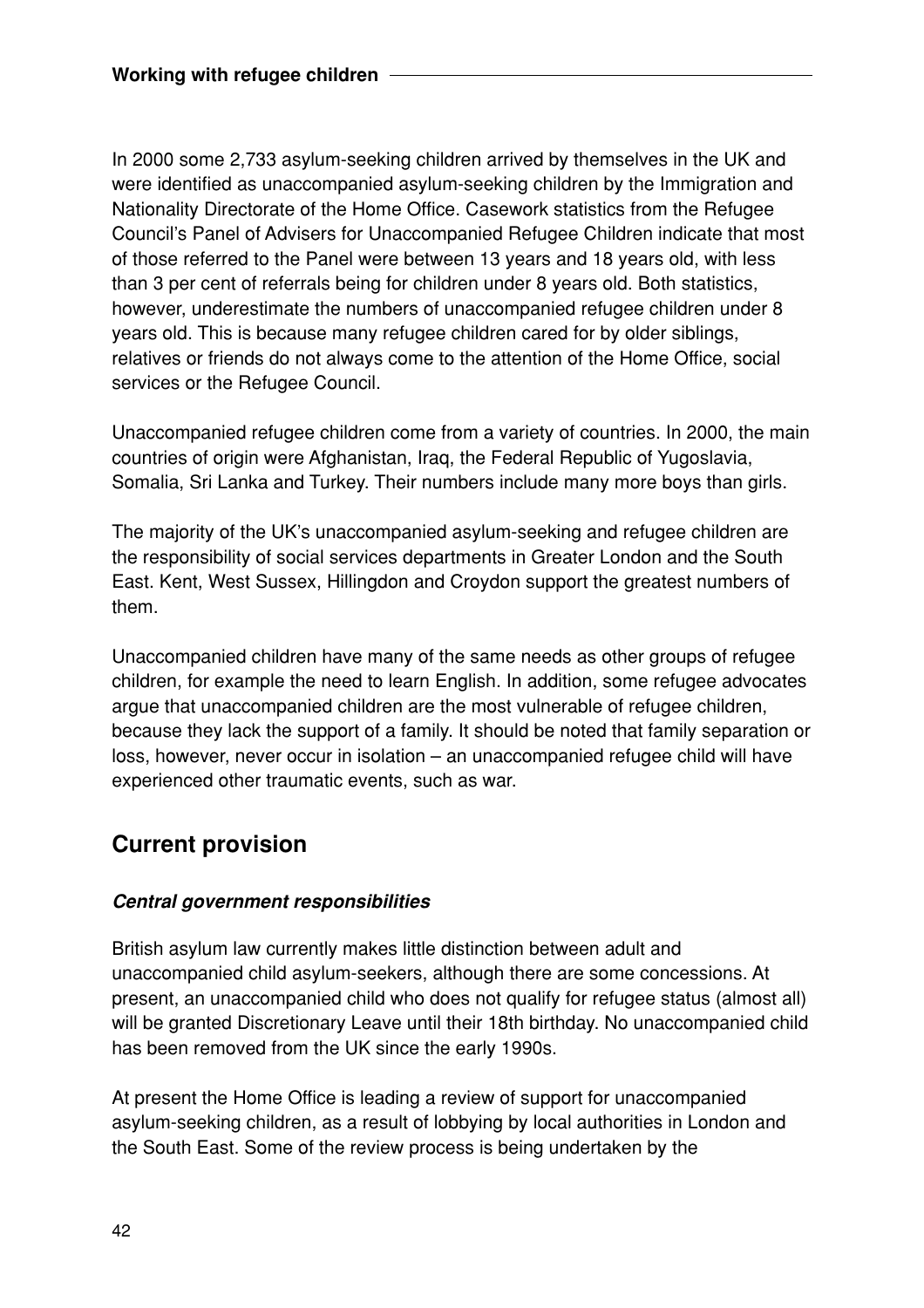In 2000 some 2,733 asylum-seeking children arrived by themselves in the UK and were identified as unaccompanied asylum-seeking children by the Immigration and Nationality Directorate of the Home Office. Casework statistics from the Refugee Council's Panel of Advisers for Unaccompanied Refugee Children indicate that most of those referred to the Panel were between 13 years and 18 years old, with less than 3 per cent of referrals being for children under 8 years old. Both statistics, however, underestimate the numbers of unaccompanied refugee children under 8 years old. This is because many refugee children cared for by older siblings, relatives or friends do not always come to the attention of the Home Office, social services or the Refugee Council.

Unaccompanied refugee children come from a variety of countries. In 2000, the main countries of origin were Afghanistan, Iraq, the Federal Republic of Yugoslavia, Somalia, Sri Lanka and Turkey. Their numbers include many more boys than girls.

The majority of the UK's unaccompanied asylum-seeking and refugee children are the responsibility of social services departments in Greater London and the South East. Kent, West Sussex, Hillingdon and Croydon support the greatest numbers of them.

Unaccompanied children have many of the same needs as other groups of refugee children, for example the need to learn English. In addition, some refugee advocates argue that unaccompanied children are the most vulnerable of refugee children, because they lack the support of a family. It should be noted that family separation or loss, however, never occur in isolation – an unaccompanied refugee child will have experienced other traumatic events, such as war.

## Current provision

### *Central government responsibilities*

British asylum law currently makes little distinction between adult and unaccompanied child asylum-seekers, although there are some concessions. At present, an unaccompanied child who does not qualify for refugee status (almost all) will be granted Discretionary Leave until their 18th birthday. No unaccompanied child has been removed from the UK since the early 1990s.

At present the Home Office is leading a review of support for unaccompanied asylum-seeking children, as a result of lobbying by local authorities in London and the South East. Some of the review process is being undertaken by the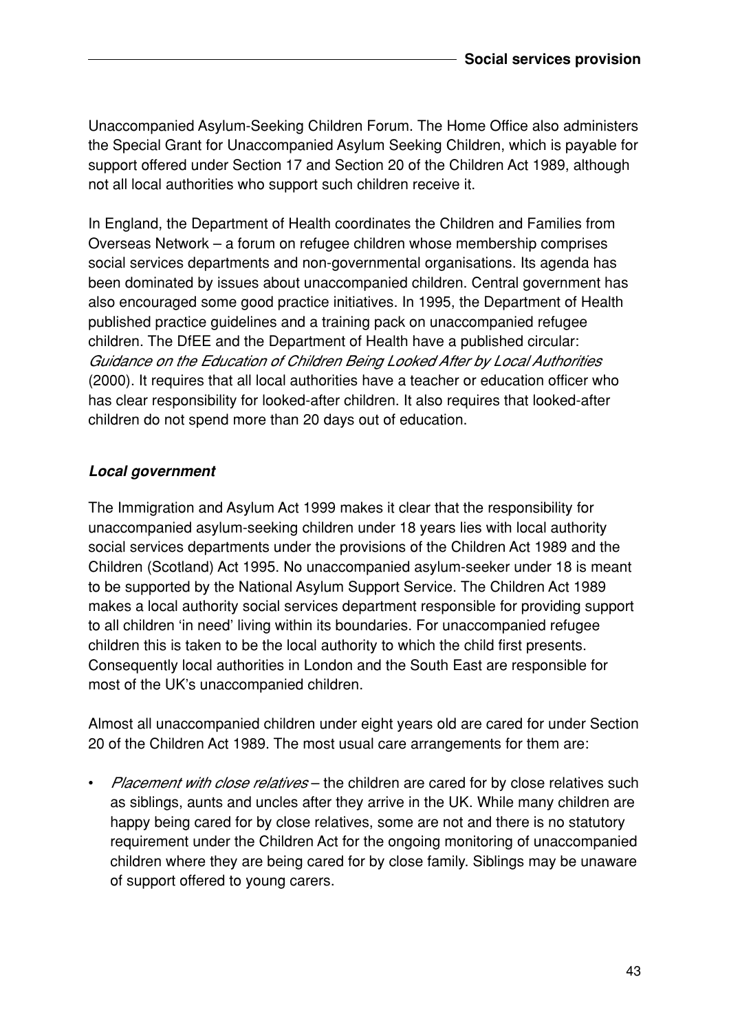Unaccompanied Asylum-Seeking Children Forum. The Home Office also administers the Special Grant for Unaccompanied Asylum Seeking Children, which is payable for support offered under Section 17 and Section 20 of the Children Act 1989, although not all local authorities who support such children receive it.

In England, the Department of Health coordinates the Children and Families from Overseas Network – a forum on refugee children whose membership comprises social services departments and non-governmental organisations. Its agenda has been dominated by issues about unaccompanied children. Central government has also encouraged some good practice initiatives. In 1995, the Department of Health published practice guidelines and a training pack on unaccompanied refugee children. The DfEE and the Department of Health have a published circular: *Guidance on the Education of Children Being Looked After by Local Authorities* (2000). It requires that all local authorities have a teacher or education officer who has clear responsibility for looked-after children. It also requires that looked-after children do not spend more than 20 days out of education.

### *Local government*

The Immigration and Asylum Act 1999 makes it clear that the responsibility for unaccompanied asylum-seeking children under 18 years lies with local authority social services departments under the provisions of the Children Act 1989 and the Children (Scotland) Act 1995. No unaccompanied asylum-seeker under 18 is meant to be supported by the National Asylum Support Service. The Children Act 1989 makes a local authority social services department responsible for providing support to all children 'in need' living within its boundaries. For unaccompanied refugee children this is taken to be the local authority to which the child first presents. Consequently local authorities in London and the South East are responsible for most of the UK's unaccompanied children.

Almost all unaccompanied children under eight years old are cared for under Section 20 of the Children Act 1989. The most usual care arrangements for them are:

- *Placement with close relatives* – the children are cared for by close relatives such as siblings, aunts and uncles after they arrive in the UK. While many children are happy being cared for by close relatives, some are not and there is no statutory requirement under the Children Act for the ongoing monitoring of unaccompanied children where they are being cared for by close family. Siblings may be unaware of support offered to young carers.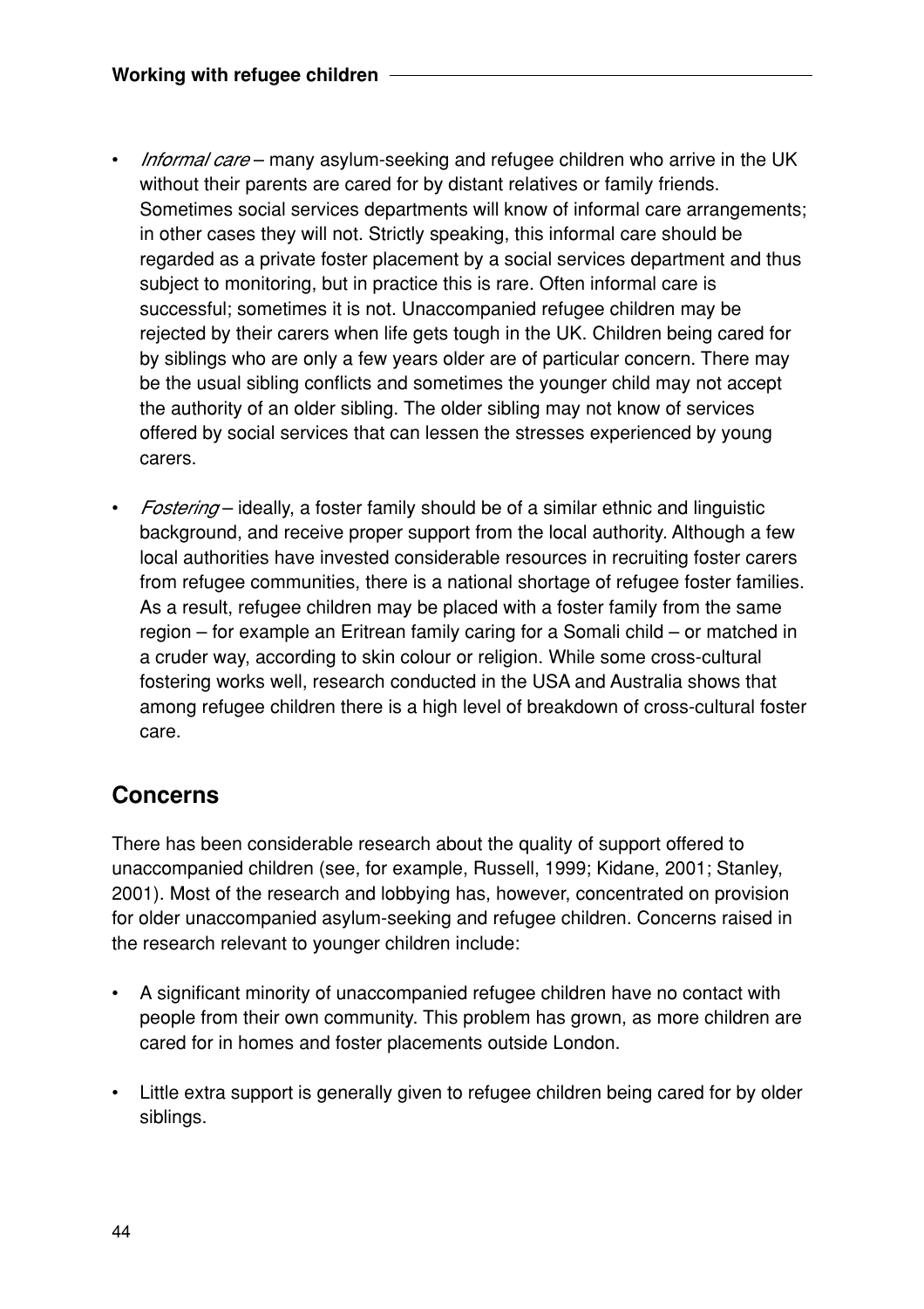- *Informal care* – many asylum-seeking and refugee children who arrive in the UK without their parents are cared for by distant relatives or family friends. Sometimes social services departments will know of informal care arrangements; in other cases they will not. Strictly speaking, this informal care should be regarded as a private foster placement by a social services department and thus subject to monitoring, but in practice this is rare. Often informal care is successful; sometimes it is not. Unaccompanied refugee children may be rejected by their carers when life gets tough in the UK. Children being cared for by siblings who are only a few years older are of particular concern. There may be the usual sibling conflicts and sometimes the younger child may not accept the authority of an older sibling. The older sibling may not know of services offered by social services that can lessen the stresses experienced by young carers.

- *Fostering* – ideally, a foster family should be of a similar ethnic and linguistic background, and receive proper support from the local authority. Although a few local authorities have invested considerable resources in recruiting foster carers from refugee communities, there is a national shortage of refugee foster families. As a result, refugee children may be placed with a foster family from the same region – for example an Eritrean family caring for a Somali child – or matched in a cruder way, according to skin colour or religion. While some cross-cultural fostering works well, research conducted in the USA and Australia shows that among refugee children there is a high level of breakdown of cross-cultural foster care.

## Concerns

There has been considerable research about the quality of support offered to unaccompanied children (see, for example, Russell, 1999; Kidane, 2001; Stanley, 2001). Most of the research and lobbying has, however, concentrated on provision for older unaccompanied asylum-seeking and refugee children. Concerns raised in the research relevant to younger children include:

- A significant minority of unaccompanied refugee children have no contact with people from their own community. This problem has grown, as more children are cared for in homes and foster placements outside London.

- Little extra support is generally given to refugee children being cared for by older siblings.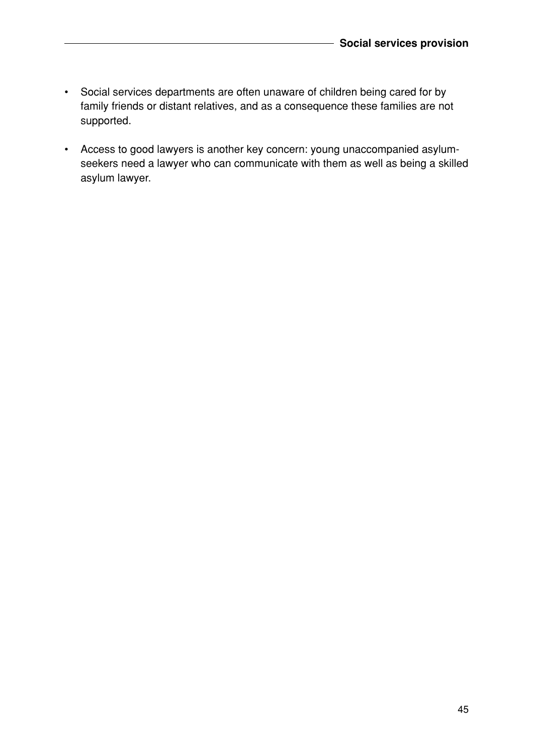- Social services departments are often unaware of children being cared for by family friends or distant relatives, and as a consequence these families are not supported.

- Access to good lawyers is another key concern: young unaccompanied asylum-seekers need a lawyer who can communicate with them as well as being a skilled asylum lawyer.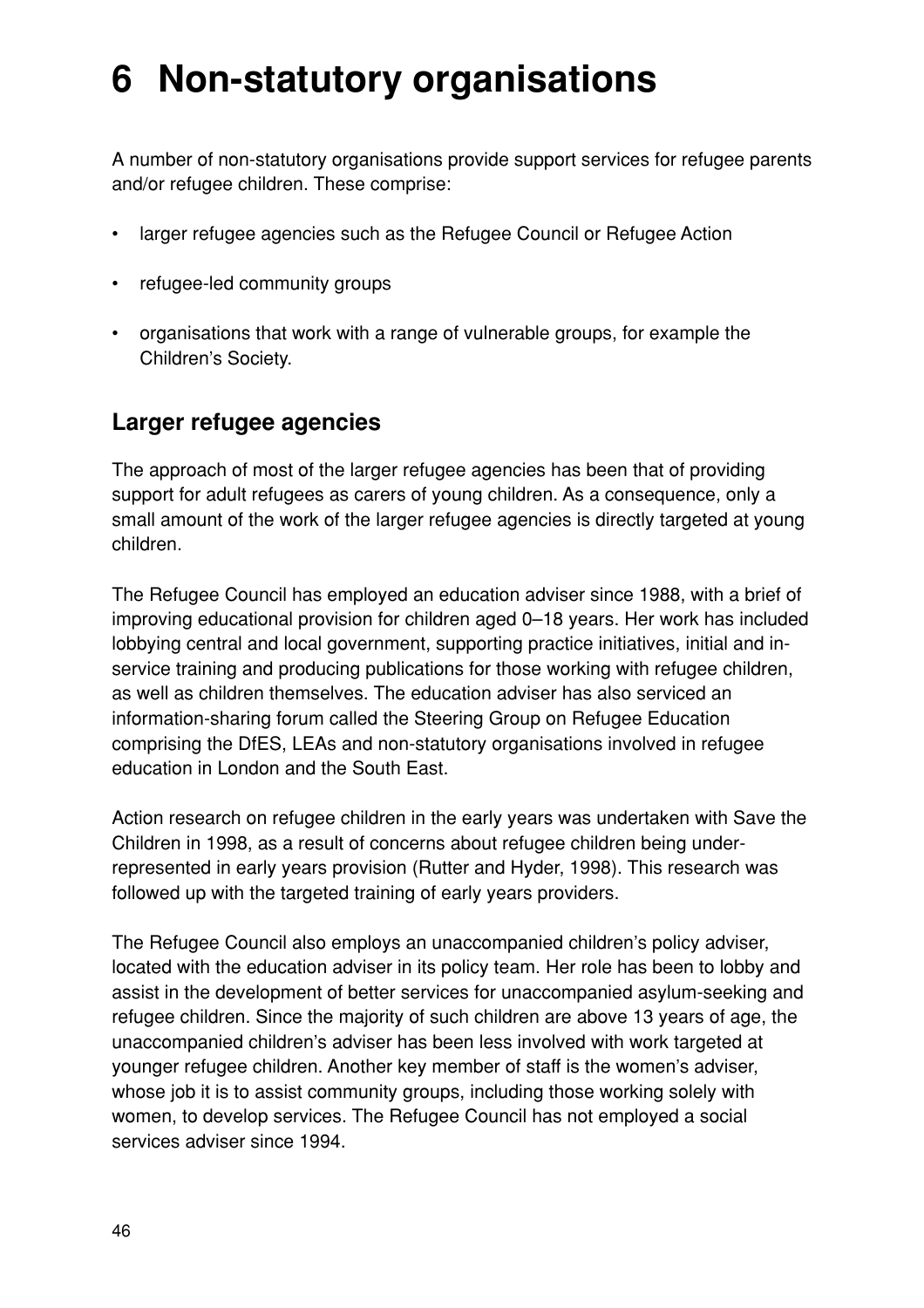# 6 Non-statutory organisations

A number of non-statutory organisations provide support services for refugee parents and/or refugee children. These comprise:

- larger refugee agencies such as the Refugee Council or Refugee Action
- refugee-led community groups
- organisations that work with a range of vulnerable groups, for example the Children's Society.

## Larger refugee agencies

The approach of most of the larger refugee agencies has been that of providing support for adult refugees as carers of young children. As a consequence, only a small amount of the work of the larger refugee agencies is directly targeted at young children.

The Refugee Council has employed an education adviser since 1988, with a brief of improving educational provision for children aged 0–18 years. Her work has included lobbying central and local government, supporting practice initiatives, initial and in-service training and producing publications for those working with refugee children, as well as children themselves. The education adviser has also serviced an information-sharing forum called the Steering Group on Refugee Education comprising the DfES, LEAs and non-statutory organisations involved in refugee education in London and the South East.

Action research on refugee children in the early years was undertaken with Save the Children in 1998, as a result of concerns about refugee children being under-represented in early years provision (Rutter and Hyder, 1998). This research was followed up with the targeted training of early years providers.

The Refugee Council also employs an unaccompanied children's policy adviser, located with the education adviser in its policy team. Her role has been to lobby and assist in the development of better services for unaccompanied asylum-seeking and refugee children. Since the majority of such children are above 13 years of age, the unaccompanied children's adviser has been less involved with work targeted at younger refugee children. Another key member of staff is the women's adviser, whose job it is to assist community groups, including those working solely with women, to develop services. The Refugee Council has not employed a social services adviser since 1994.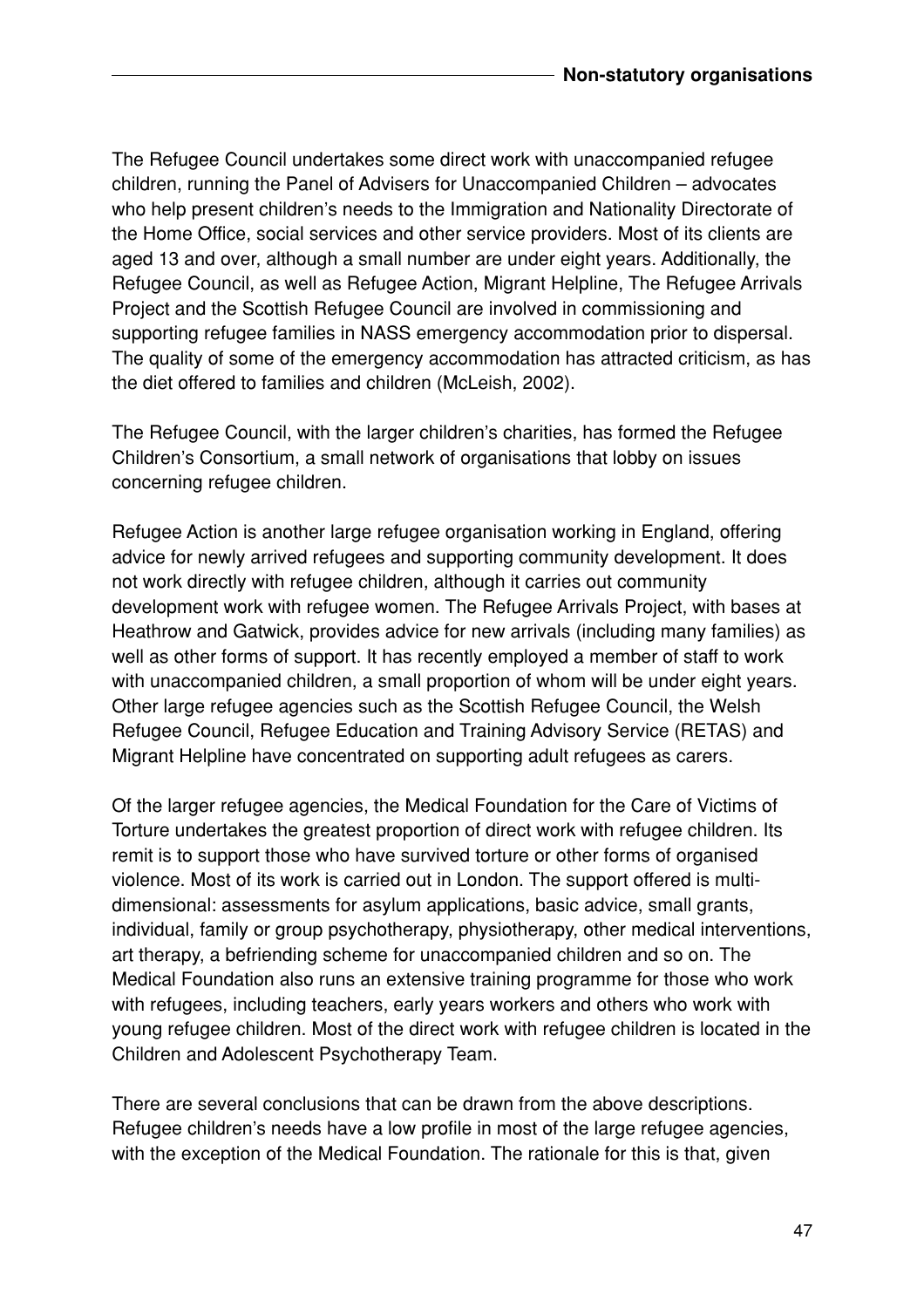The Refugee Council undertakes some direct work with unaccompanied refugee children, running the Panel of Advisers for Unaccompanied Children – advocates who help present children's needs to the Immigration and Nationality Directorate of the Home Office, social services and other service providers. Most of its clients are aged 13 and over, although a small number are under eight years. Additionally, the Refugee Council, as well as Refugee Action, Migrant Helpline, The Refugee Arrivals Project and the Scottish Refugee Council are involved in commissioning and supporting refugee families in NASS emergency accommodation prior to dispersal. The quality of some of the emergency accommodation has attracted criticism, as has the diet offered to families and children (McLeish, 2002).

The Refugee Council, with the larger children's charities, has formed the Refugee Children's Consortium, a small network of organisations that lobby on issues concerning refugee children.

Refugee Action is another large refugee organisation working in England, offering advice for newly arrived refugees and supporting community development. It does not work directly with refugee children, although it carries out community development work with refugee women. The Refugee Arrivals Project, with bases at Heathrow and Gatwick, provides advice for new arrivals (including many families) as well as other forms of support. It has recently employed a member of staff to work with unaccompanied children, a small proportion of whom will be under eight years. Other large refugee agencies such as the Scottish Refugee Council, the Welsh Refugee Council, Refugee Education and Training Advisory Service (RETAS) and Migrant Helpline have concentrated on supporting adult refugees as carers.

Of the larger refugee agencies, the Medical Foundation for the Care of Victims of Torture undertakes the greatest proportion of direct work with refugee children. Its remit is to support those who have survived torture or other forms of organised violence. Most of its work is carried out in London. The support offered is multi-dimensional: assessments for asylum applications, basic advice, small grants, individual, family or group psychotherapy, physiotherapy, other medical interventions, art therapy, a befriending scheme for unaccompanied children and so on. The Medical Foundation also runs an extensive training programme for those who work with refugees, including teachers, early years workers and others who work with young refugee children. Most of the direct work with refugee children is located in the Children and Adolescent Psychotherapy Team.

There are several conclusions that can be drawn from the above descriptions. Refugee children's needs have a low profile in most of the large refugee agencies, with the exception of the Medical Foundation. The rationale for this is that, given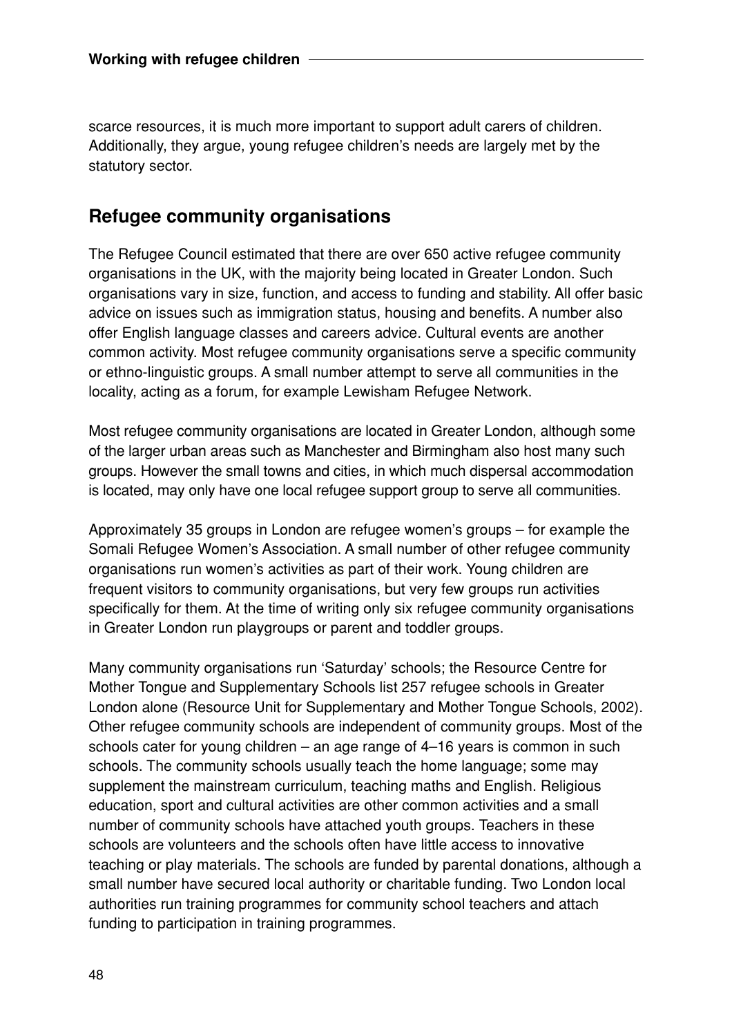scarce resources, it is much more important to support adult carers of children. Additionally, they argue, young refugee children's needs are largely met by the statutory sector.

## Refugee community organisations

The Refugee Council estimated that there are over 650 active refugee community organisations in the UK, with the majority being located in Greater London. Such organisations vary in size, function, and access to funding and stability. All offer basic advice on issues such as immigration status, housing and benefits. A number also offer English language classes and careers advice. Cultural events are another common activity. Most refugee community organisations serve a specific community or ethno-linguistic groups. A small number attempt to serve all communities in the locality, acting as a forum, for example Lewisham Refugee Network.

Most refugee community organisations are located in Greater London, although some of the larger urban areas such as Manchester and Birmingham also host many such groups. However the small towns and cities, in which much dispersal accommodation is located, may only have one local refugee support group to serve all communities.

Approximately 35 groups in London are refugee women's groups – for example the Somali Refugee Women's Association. A small number of other refugee community organisations run women's activities as part of their work. Young children are frequent visitors to community organisations, but very few groups run activities specifically for them. At the time of writing only six refugee community organisations in Greater London run playgroups or parent and toddler groups.

Many community organisations run 'Saturday' schools; the Resource Centre for Mother Tongue and Supplementary Schools list 257 refugee schools in Greater London alone (Resource Unit for Supplementary and Mother Tongue Schools, 2002). Other refugee community schools are independent of community groups. Most of the schools cater for young children – an age range of 4–16 years is common in such schools. The community schools usually teach the home language; some may supplement the mainstream curriculum, teaching maths and English. Religious education, sport and cultural activities are other common activities and a small number of community schools have attached youth groups. Teachers in these schools are volunteers and the schools often have little access to innovative teaching or play materials. The schools are funded by parental donations, although a small number have secured local authority or charitable funding. Two London local authorities run training programmes for community school teachers and attach funding to participation in training programmes.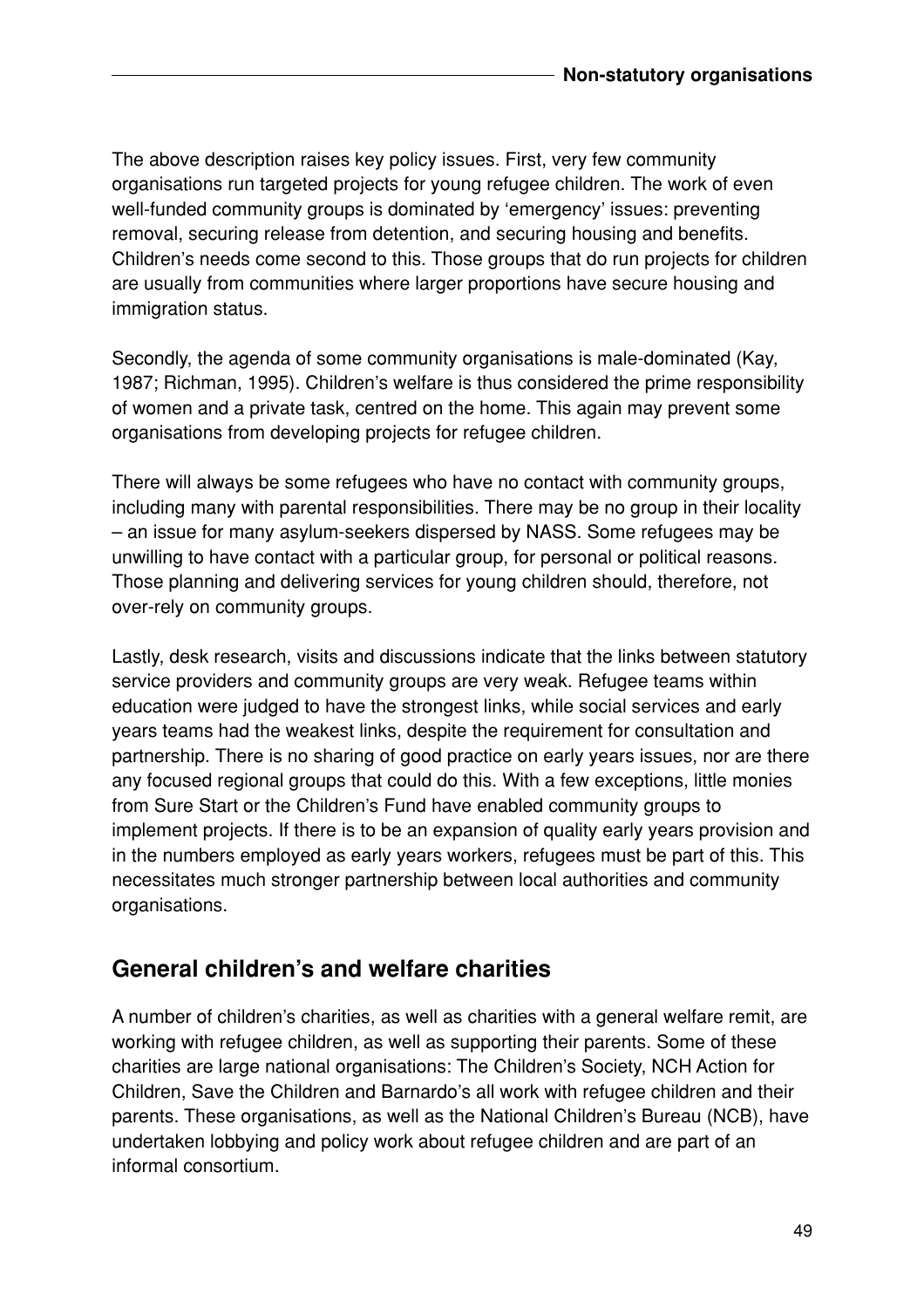The above description raises key policy issues. First, very few community organisations run targeted projects for young refugee children. The work of even well-funded community groups is dominated by 'emergency' issues: preventing removal, securing release from detention, and securing housing and benefits. Children's needs come second to this. Those groups that do run projects for children are usually from communities where larger proportions have secure housing and immigration status.

Secondly, the agenda of some community organisations is male-dominated (Kay, 1987; Richman, 1995). Children's welfare is thus considered the prime responsibility of women and a private task, centred on the home. This again may prevent some organisations from developing projects for refugee children.

There will always be some refugees who have no contact with community groups, including many with parental responsibilities. There may be no group in their locality – an issue for many asylum-seekers dispersed by NASS. Some refugees may be unwilling to have contact with a particular group, for personal or political reasons. Those planning and delivering services for young children should, therefore, not over-rely on community groups.

Lastly, desk research, visits and discussions indicate that the links between statutory service providers and community groups are very weak. Refugee teams within education were judged to have the strongest links, while social services and early years teams had the weakest links, despite the requirement for consultation and partnership. There is no sharing of good practice on early years issues, nor are there any focused regional groups that could do this. With a few exceptions, little monies from Sure Start or the Children's Fund have enabled community groups to implement projects. If there is to be an expansion of quality early years provision and in the numbers employed as early years workers, refugees must be part of this. This necessitates much stronger partnership between local authorities and community organisations.

## General children's and welfare charities

A number of children's charities, as well as charities with a general welfare remit, are working with refugee children, as well as supporting their parents. Some of these charities are large national organisations: The Children's Society, NCH Action for Children, Save the Children and Barnardo's all work with refugee children and their parents. These organisations, as well as the National Children's Bureau (NCB), have undertaken lobbying and policy work about refugee children and are part of an informal consortium.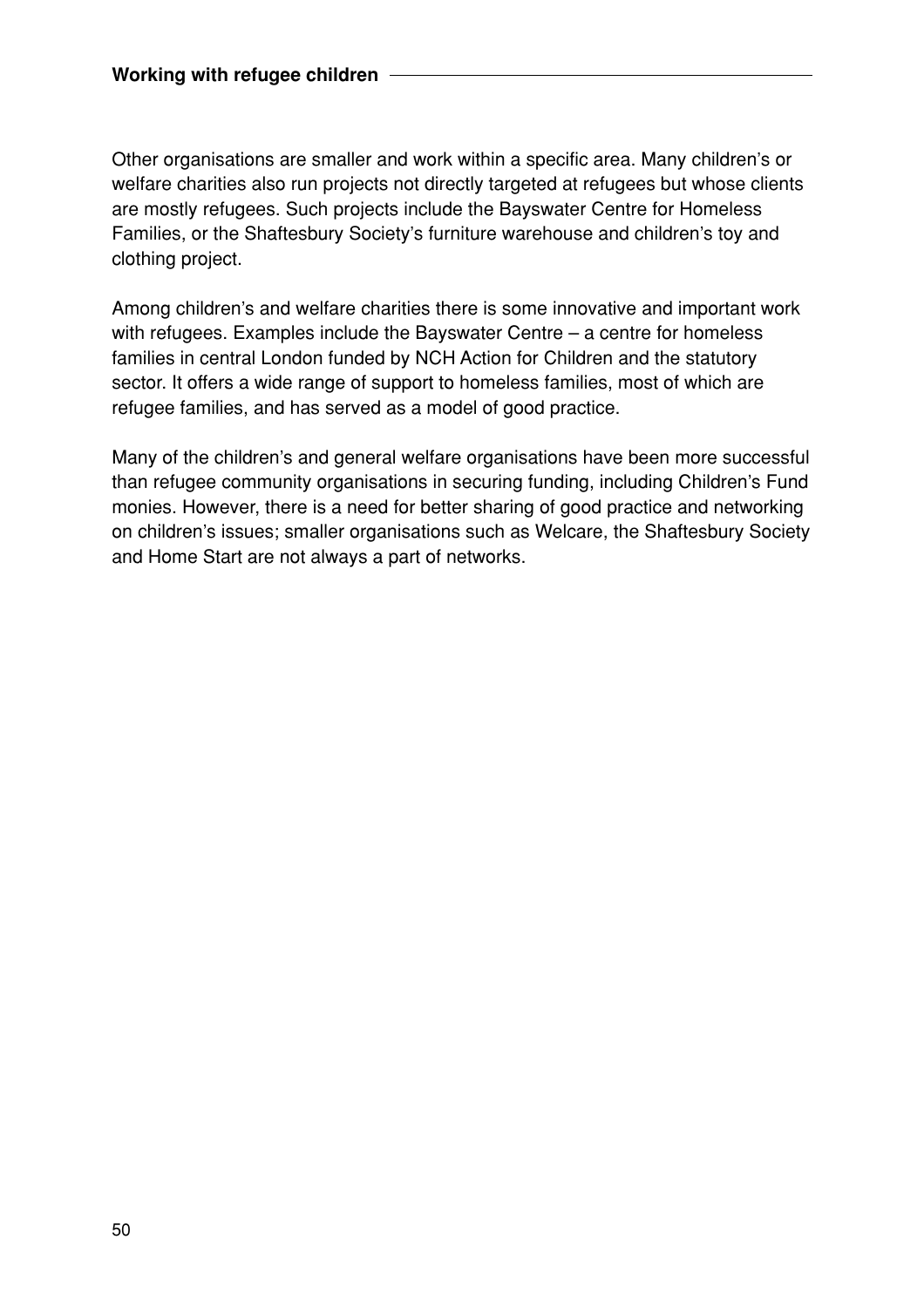Other organisations are smaller and work within a specific area. Many children's or welfare charities also run projects not directly targeted at refugees but whose clients are mostly refugees. Such projects include the Bayswater Centre for Homeless Families, or the Shaftesbury Society's furniture warehouse and children's toy and clothing project.

Among children's and welfare charities there is some innovative and important work with refugees. Examples include the Bayswater Centre – a centre for homeless families in central London funded by NCH Action for Children and the statutory sector. It offers a wide range of support to homeless families, most of which are refugee families, and has served as a model of good practice.

Many of the children's and general welfare organisations have been more successful than refugee community organisations in securing funding, including Children's Fund monies. However, there is a need for better sharing of good practice and networking on children's issues; smaller organisations such as Welcare, the Shaftesbury Society and Home Start are not always a part of networks.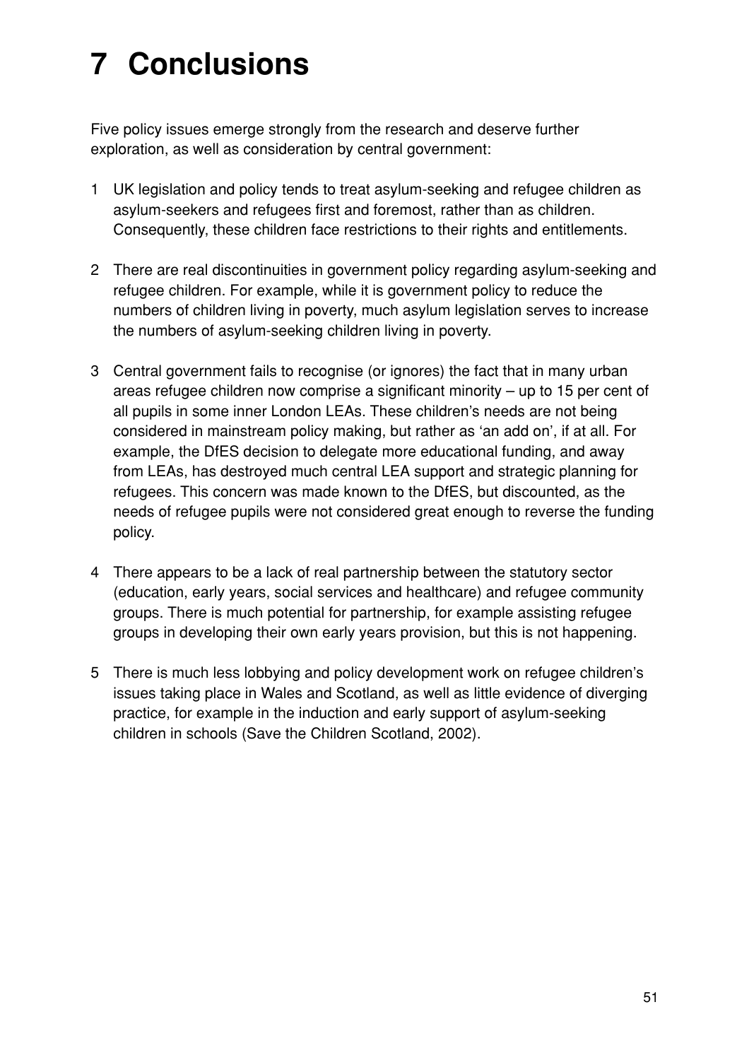# 7 Conclusions

Five policy issues emerge strongly from the research and deserve further exploration, as well as consideration by central government:

1. UK legislation and policy tends to treat asylum-seeking and refugee children as asylum-seekers and refugees first and foremost, rather than as children. Consequently, these children face restrictions to their rights and entitlements.

2. There are real discontinuities in government policy regarding asylum-seeking and refugee children. For example, while it is government policy to reduce the numbers of children living in poverty, much asylum legislation serves to increase the numbers of asylum-seeking children living in poverty.

3. Central government fails to recognise (or ignores) the fact that in many urban areas refugee children now comprise a significant minority – up to 15 per cent of all pupils in some inner London LEAs. These children's needs are not being considered in mainstream policy making, but rather as 'an add on', if at all. For example, the DfES decision to delegate more educational funding, and away from LEAs, has destroyed much central LEA support and strategic planning for refugees. This concern was made known to the DfES, but discounted, as the needs of refugee pupils were not considered great enough to reverse the funding policy.

4. There appears to be a lack of real partnership between the statutory sector (education, early years, social services and healthcare) and refugee community groups. There is much potential for partnership, for example assisting refugee groups in developing their own early years provision, but this is not happening.

5. There is much less lobbying and policy development work on refugee children's issues taking place in Wales and Scotland, as well as little evidence of diverging practice, for example in the induction and early support of asylum-seeking children in schools (Save the Children Scotland, 2002).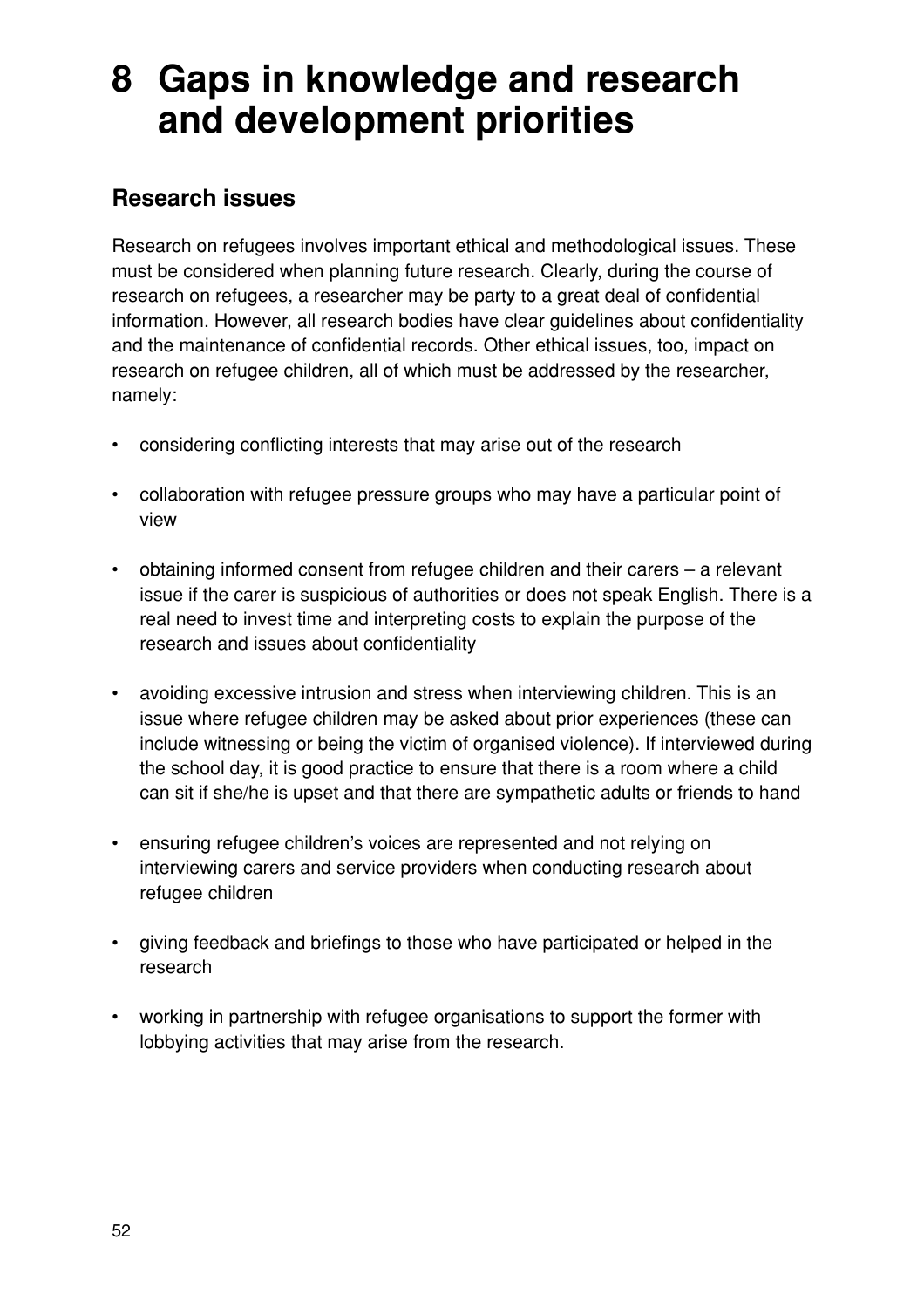# 8 Gaps in knowledge and research and development priorities

## Research issues

Research on refugees involves important ethical and methodological issues. These must be considered when planning future research. Clearly, during the course of research on refugees, a researcher may be party to a great deal of confidential information. However, all research bodies have clear guidelines about confidentiality and the maintenance of confidential records. Other ethical issues, too, impact on research on refugee children, all of which must be addressed by the researcher, namely:

- considering conflicting interests that may arise out of the research
- collaboration with refugee pressure groups who may have a particular point of view
- obtaining informed consent from refugee children and their carers – a relevant issue if the carer is suspicious of authorities or does not speak English. There is a real need to invest time and interpreting costs to explain the purpose of the research and issues about confidentiality
- avoiding excessive intrusion and stress when interviewing children. This is an issue where refugee children may be asked about prior experiences (these can include witnessing or being the victim of organised violence). If interviewed during the school day, it is good practice to ensure that there is a room where a child can sit if she/he is upset and that there are sympathetic adults or friends to hand
- ensuring refugee children's voices are represented and not relying on interviewing carers and service providers when conducting research about refugee children
- giving feedback and briefings to those who have participated or helped in the research
- working in partnership with refugee organisations to support the former with lobbying activities that may arise from the research.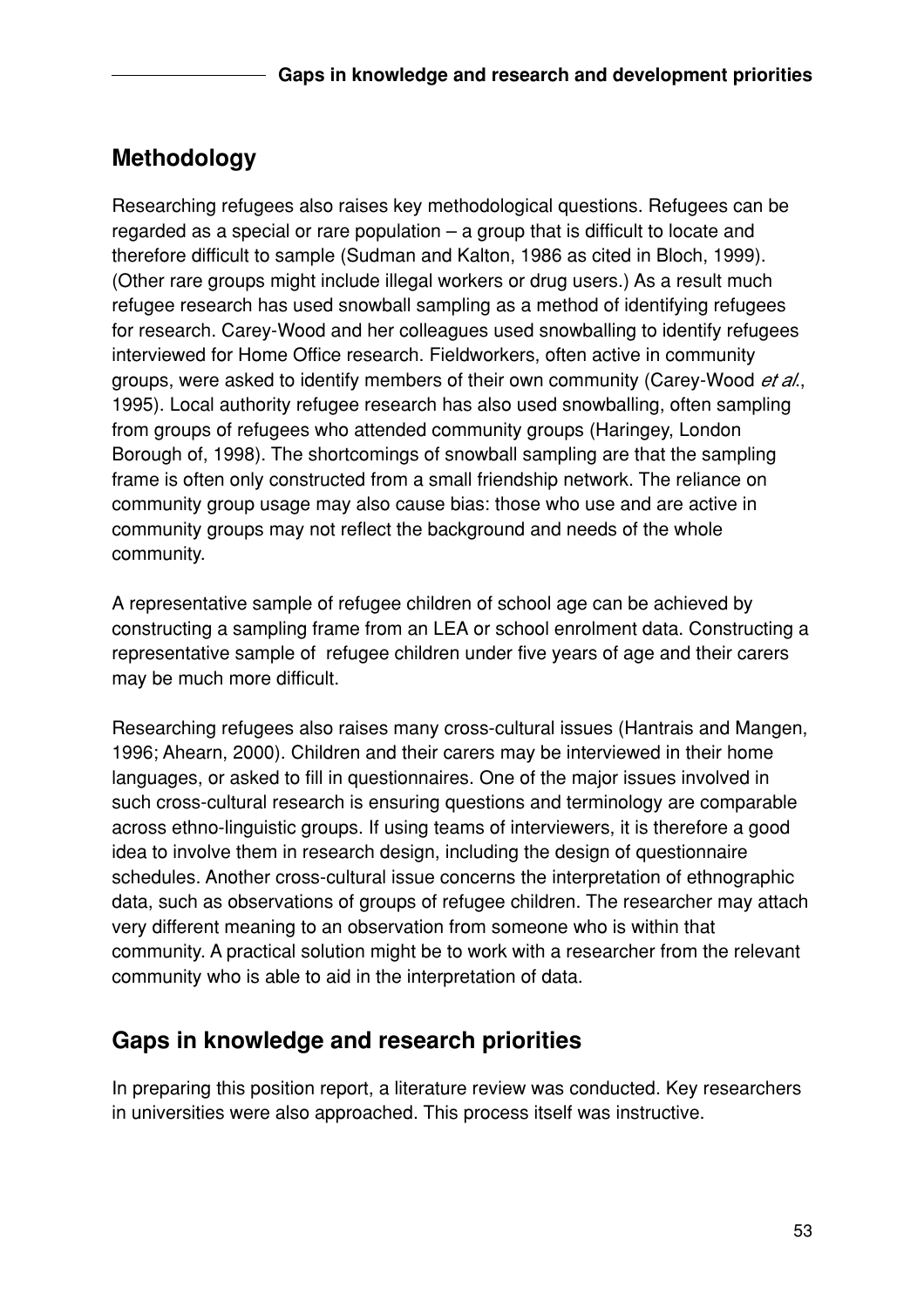## Methodology

Researching refugees also raises key methodological questions. Refugees can be regarded as a special or rare population – a group that is difficult to locate and therefore difficult to sample (Sudman and Kalton, 1986 as cited in Bloch, 1999). (Other rare groups might include illegal workers or drug users.) As a result much refugee research has used snowball sampling as a method of identifying refugees for research. Carey-Wood and her colleagues used snowballing to identify refugees interviewed for Home Office research. Fieldworkers, often active in community groups, were asked to identify members of their own community (Carey-Wood *et al.*, 1995). Local authority refugee research has also used snowballing, often sampling from groups of refugees who attended community groups (Haringey, London Borough of, 1998). The shortcomings of snowball sampling are that the sampling frame is often only constructed from a small friendship network. The reliance on community group usage may also cause bias: those who use and are active in community groups may not reflect the background and needs of the whole community.

A representative sample of refugee children of school age can be achieved by constructing a sampling frame from an LEA or school enrolment data. Constructing a representative sample of refugee children under five years of age and their carers may be much more difficult.

Researching refugees also raises many cross-cultural issues (Hantrais and Mangen, 1996; Ahearn, 2000). Children and their carers may be interviewed in their home languages, or asked to fill in questionnaires. One of the major issues involved in such cross-cultural research is ensuring questions and terminology are comparable across ethno-linguistic groups. If using teams of interviewers, it is therefore a good idea to involve them in research design, including the design of questionnaire schedules. Another cross-cultural issue concerns the interpretation of ethnographic data, such as observations of groups of refugee children. The researcher may attach very different meaning to an observation from someone who is within that community. A practical solution might be to work with a researcher from the relevant community who is able to aid in the interpretation of data.

## Gaps in knowledge and research priorities

In preparing this position report, a literature review was conducted. Key researchers in universities were also approached. This process itself was instructive.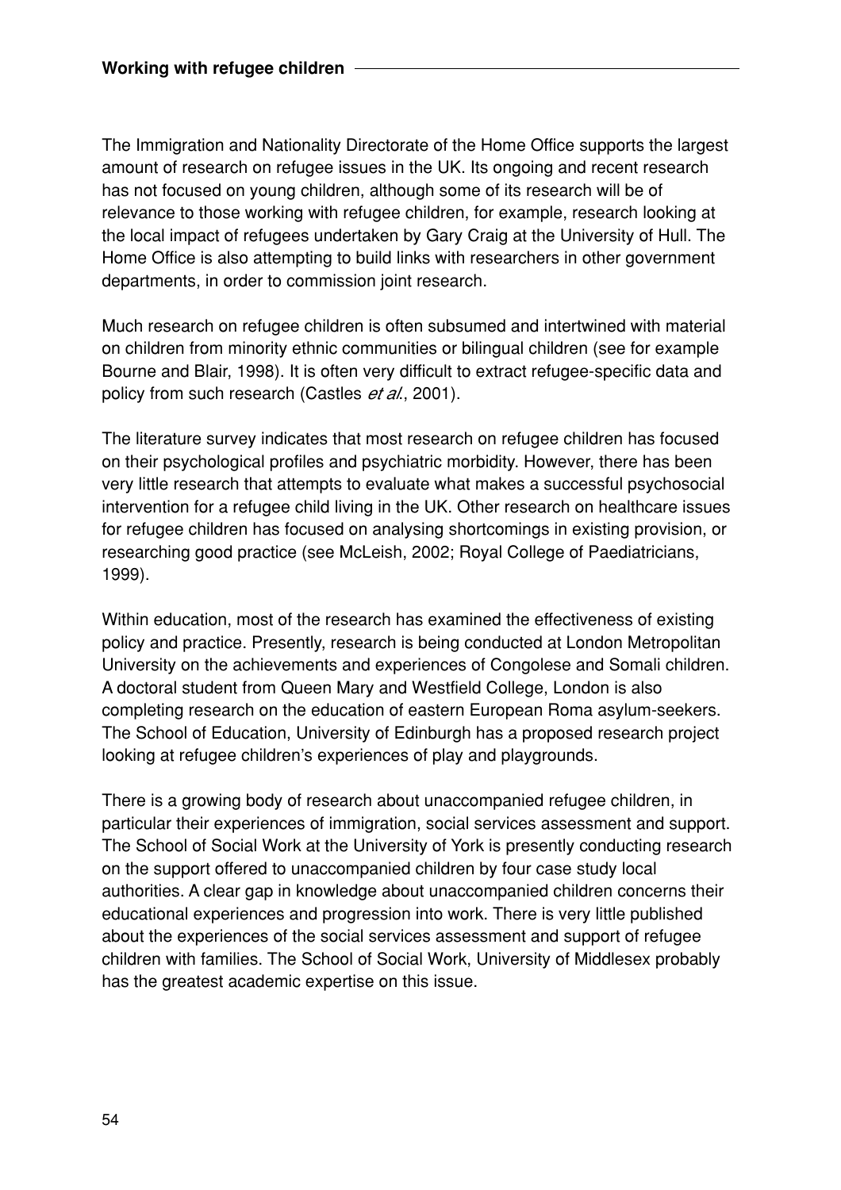The Immigration and Nationality Directorate of the Home Office supports the largest amount of research on refugee issues in the UK. Its ongoing and recent research has not focused on young children, although some of its research will be of relevance to those working with refugee children, for example, research looking at the local impact of refugees undertaken by Gary Craig at the University of Hull. The Home Office is also attempting to build links with researchers in other government departments, in order to commission joint research.

Much research on refugee children is often subsumed and intertwined with material on children from minority ethnic communities or bilingual children (see for example Bourne and Blair, 1998). It is often very difficult to extract refugee-specific data and policy from such research (Castles *et al.*, 2001).

The literature survey indicates that most research on refugee children has focused on their psychological profiles and psychiatric morbidity. However, there has been very little research that attempts to evaluate what makes a successful psychosocial intervention for a refugee child living in the UK. Other research on healthcare issues for refugee children has focused on analysing shortcomings in existing provision, or researching good practice (see McLeish, 2002; Royal College of Paediatricians, 1999).

Within education, most of the research has examined the effectiveness of existing policy and practice. Presently, research is being conducted at London Metropolitan University on the achievements and experiences of Congolese and Somali children. A doctoral student from Queen Mary and Westfield College, London is also completing research on the education of eastern European Roma asylum-seekers. The School of Education, University of Edinburgh has a proposed research project looking at refugee children's experiences of play and playgrounds.

There is a growing body of research about unaccompanied refugee children, in particular their experiences of immigration, social services assessment and support. The School of Social Work at the University of York is presently conducting research on the support offered to unaccompanied children by four case study local authorities. A clear gap in knowledge about unaccompanied children concerns their educational experiences and progression into work. There is very little published about the experiences of the social services assessment and support of refugee children with families. The School of Social Work, University of Middlesex probably has the greatest academic expertise on this issue.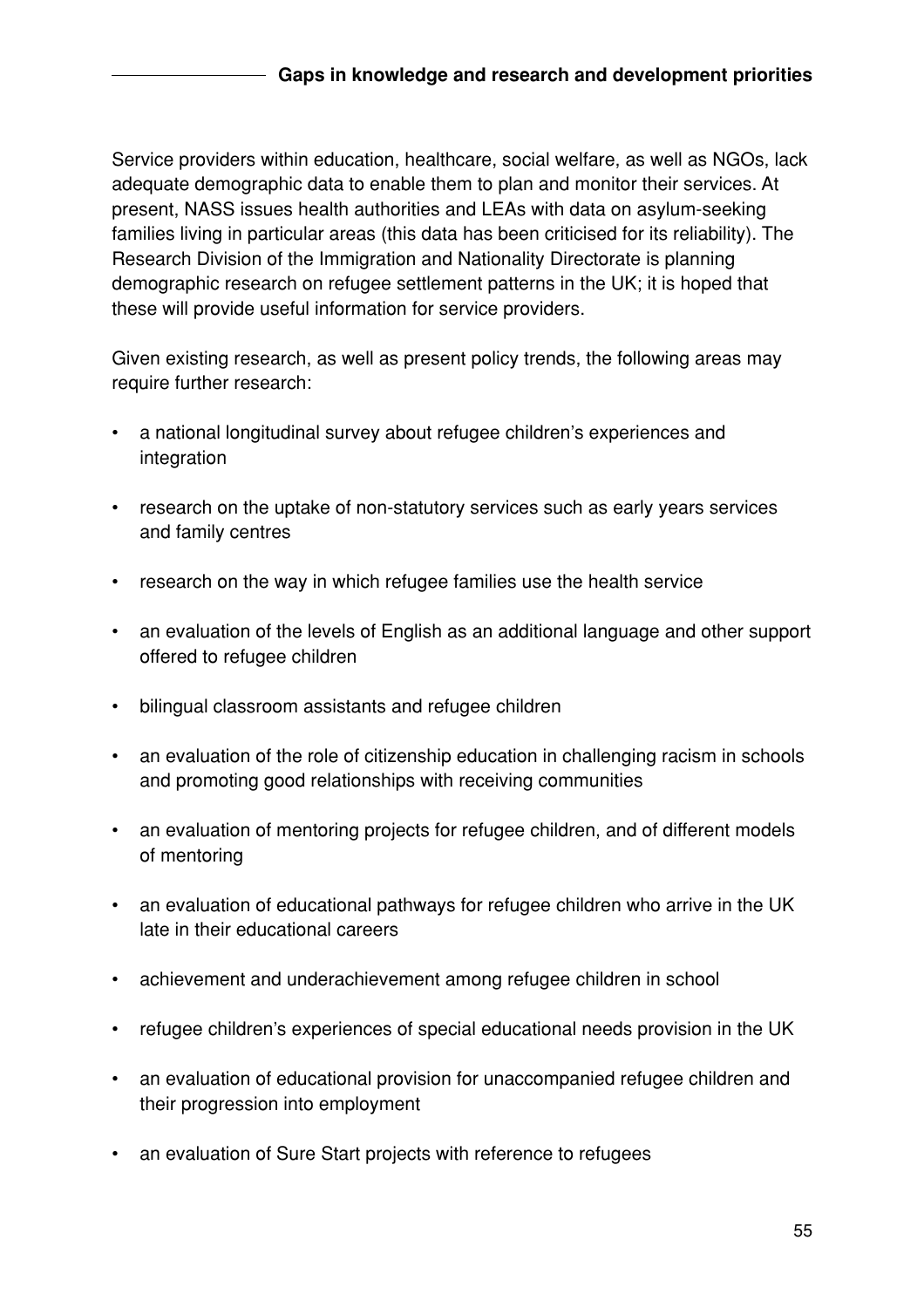Service providers within education, healthcare, social welfare, as well as NGOs, lack adequate demographic data to enable them to plan and monitor their services. At present, NASS issues health authorities and LEAs with data on asylum-seeking families living in particular areas (this data has been criticised for its reliability). The Research Division of the Immigration and Nationality Directorate is planning demographic research on refugee settlement patterns in the UK; it is hoped that these will provide useful information for service providers.

Given existing research, as well as present policy trends, the following areas may require further research:

- a national longitudinal survey about refugee children's experiences and integration
- research on the uptake of non-statutory services such as early years services and family centres
- research on the way in which refugee families use the health service
- an evaluation of the levels of English as an additional language and other support offered to refugee children
- bilingual classroom assistants and refugee children
- an evaluation of the role of citizenship education in challenging racism in schools and promoting good relationships with receiving communities
- an evaluation of mentoring projects for refugee children, and of different models of mentoring
- an evaluation of educational pathways for refugee children who arrive in the UK late in their educational careers
- achievement and underachievement among refugee children in school
- refugee children's experiences of special educational needs provision in the UK
- an evaluation of educational provision for unaccompanied refugee children and their progression into employment
- an evaluation of Sure Start projects with reference to refugees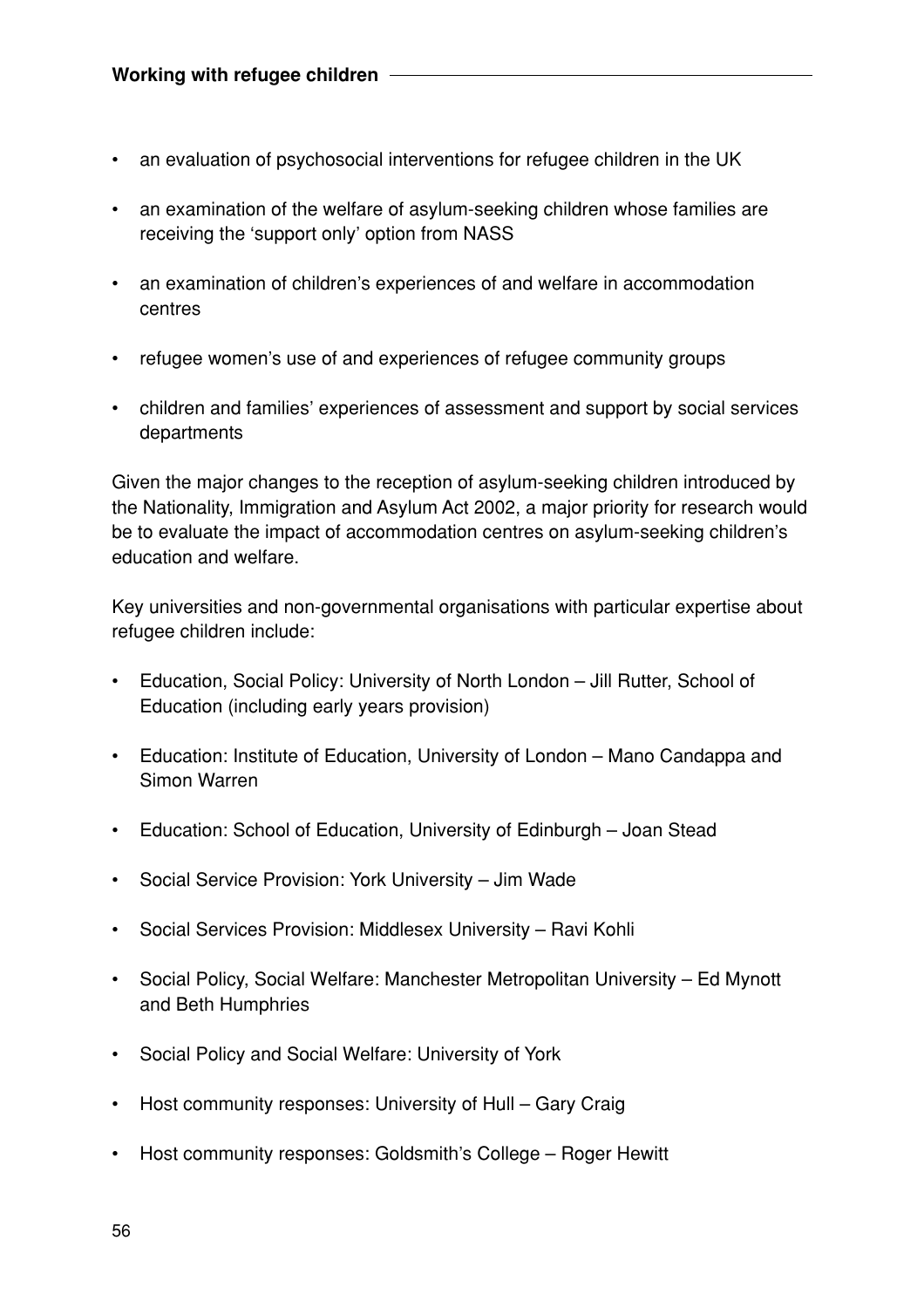- an evaluation of psychosocial interventions for refugee children in the UK
- an examination of the welfare of asylum-seeking children whose families are receiving the 'support only' option from NASS
- an examination of children's experiences of and welfare in accommodation centres
- refugee women's use of and experiences of refugee community groups
- children and families' experiences of assessment and support by social services departments

Given the major changes to the reception of asylum-seeking children introduced by the Nationality, Immigration and Asylum Act 2002, a major priority for research would be to evaluate the impact of accommodation centres on asylum-seeking children's education and welfare.

Key universities and non-governmental organisations with particular expertise about refugee children include:

- Education, Social Policy: University of North London – Jill Rutter, School of Education (including early years provision)
- Education: Institute of Education, University of London – Mano Candappa and Simon Warren
- Education: School of Education, University of Edinburgh – Joan Stead
- Social Service Provision: York University – Jim Wade
- Social Services Provision: Middlesex University – Ravi Kohli
- Social Policy, Social Welfare: Manchester Metropolitan University – Ed Mynott and Beth Humphries
- Social Policy and Social Welfare: University of York
- Host community responses: University of Hull – Gary Craig
- Host community responses: Goldsmith's College – Roger Hewitt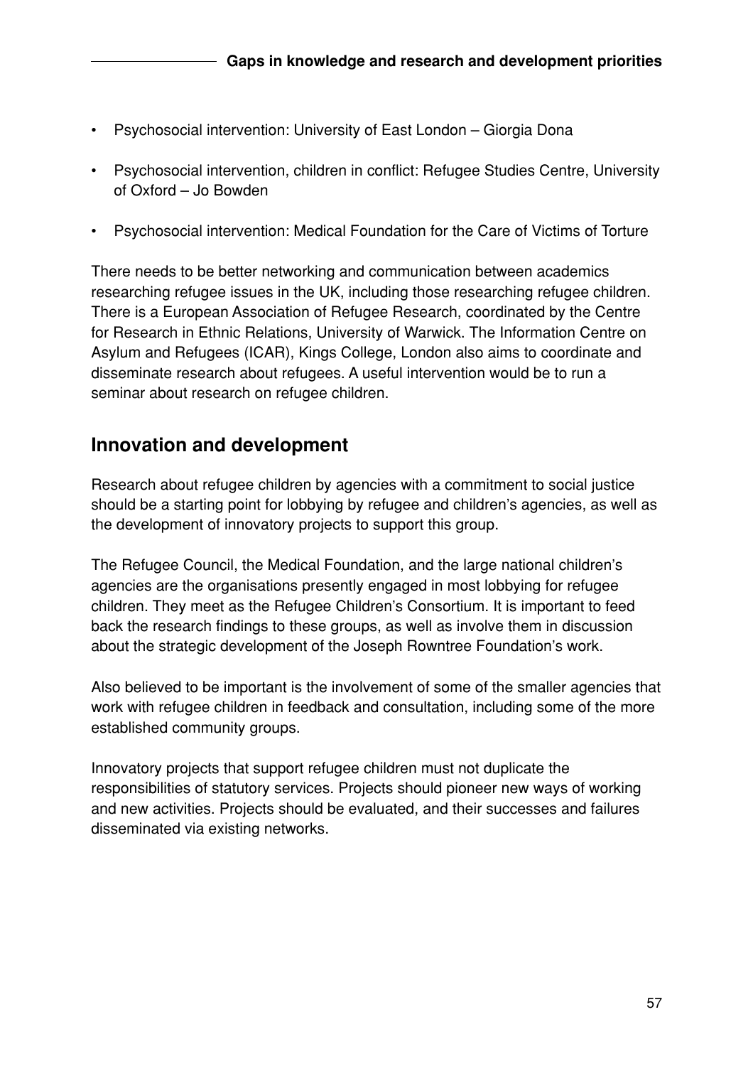- Psychosocial intervention: University of East London – Giorgia Dona
- Psychosocial intervention, children in conflict: Refugee Studies Centre, University of Oxford – Jo Bowden
- Psychosocial intervention: Medical Foundation for the Care of Victims of Torture

There needs to be better networking and communication between academics researching refugee issues in the UK, including those researching refugee children. There is a European Association of Refugee Research, coordinated by the Centre for Research in Ethnic Relations, University of Warwick. The Information Centre on Asylum and Refugees (ICAR), Kings College, London also aims to coordinate and disseminate research about refugees. A useful intervention would be to run a seminar about research on refugee children.

## Innovation and development

Research about refugee children by agencies with a commitment to social justice should be a starting point for lobbying by refugee and children's agencies, as well as the development of innovatory projects to support this group.

The Refugee Council, the Medical Foundation, and the large national children's agencies are the organisations presently engaged in most lobbying for refugee children. They meet as the Refugee Children's Consortium. It is important to feed back the research findings to these groups, as well as involve them in discussion about the strategic development of the Joseph Rowntree Foundation's work.

Also believed to be important is the involvement of some of the smaller agencies that work with refugee children in feedback and consultation, including some of the more established community groups.

Innovatory projects that support refugee children must not duplicate the responsibilities of statutory services. Projects should pioneer new ways of working and new activities. Projects should be evaluated, and their successes and failures disseminated via existing networks.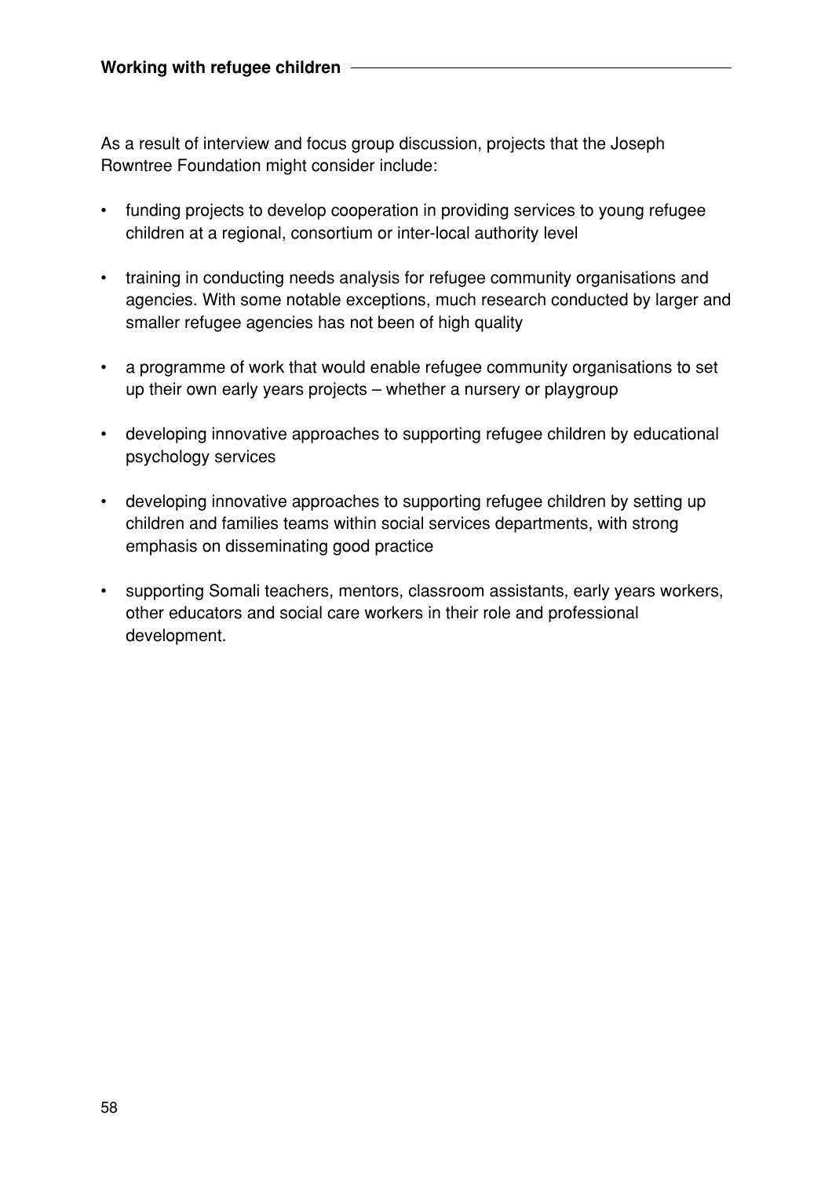As a result of interview and focus group discussion, projects that the Joseph Rowntree Foundation might consider include:

- funding projects to develop cooperation in providing services to young refugee children at a regional, consortium or inter-local authority level
- training in conducting needs analysis for refugee community organisations and agencies. With some notable exceptions, much research conducted by larger and smaller refugee agencies has not been of high quality
- a programme of work that would enable refugee community organisations to set up their own early years projects – whether a nursery or playgroup
- developing innovative approaches to supporting refugee children by educational psychology services
- developing innovative approaches to supporting refugee children by setting up children and families teams within social services departments, with strong emphasis on disseminating good practice
- supporting Somali teachers, mentors, classroom assistants, early years workers, other educators and social care workers in their role and professional development.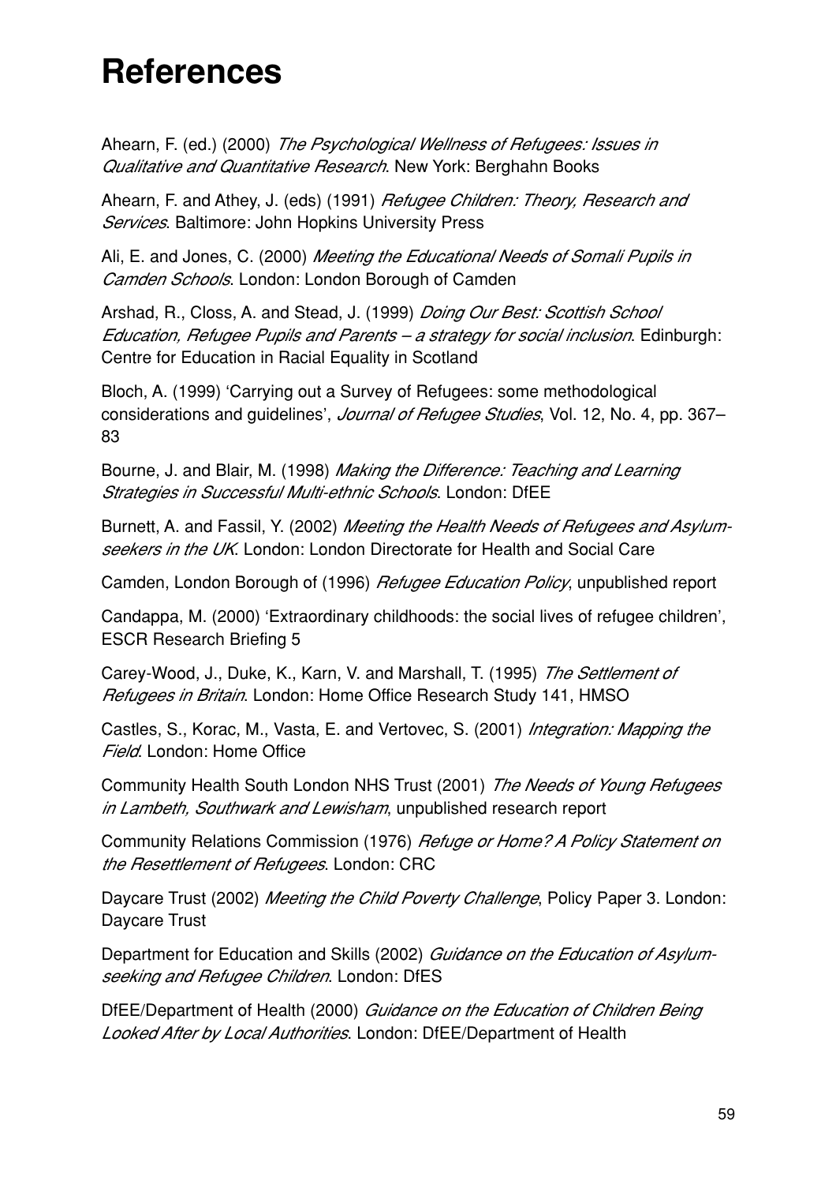# References

Ahearn, F. (ed.) (2000) *The Psychological Wellness of Refugees: Issues in Qualitative and Quantitative Research*. New York: Berghahn Books

Ahearn, F. and Athey, J. (eds) (1991) *Refugee Children: Theory, Research and Services*. Baltimore: John Hopkins University Press

Ali, E. and Jones, C. (2000) *Meeting the Educational Needs of Somali Pupils in Camden Schools*. London: London Borough of Camden

Arshad, R., Closs, A. and Stead, J. (1999) *Doing Our Best: Scottish School Education, Refugee Pupils and Parents – a strategy for social inclusion*. Edinburgh: Centre for Education in Racial Equality in Scotland

Bloch, A. (1999) 'Carrying out a Survey of Refugees: some methodological considerations and guidelines', *Journal of Refugee Studies*, Vol. 12, No. 4, pp. 367–83

Bourne, J. and Blair, M. (1998) *Making the Difference: Teaching and Learning Strategies in Successful Multi-ethnic Schools*. London: DfEE

Burnett, A. and Fassil, Y. (2002) *Meeting the Health Needs of Refugees and Asylum-seekers in the UK*. London: London Directorate for Health and Social Care

Camden, London Borough of (1996) *Refugee Education Policy*, unpublished report

Candappa, M. (2000) 'Extraordinary childhoods: the social lives of refugee children', ESCR Research Briefing 5

Carey-Wood, J., Duke, K., Karn, V. and Marshall, T. (1995) *The Settlement of Refugees in Britain*. London: Home Office Research Study 141, HMSO

Castles, S., Korac, M., Vasta, E. and Vertovec, S. (2001) *Integration: Mapping the Field*. London: Home Office

Community Health South London NHS Trust (2001) *The Needs of Young Refugees in Lambeth, Southwark and Lewisham*, unpublished research report

Community Relations Commission (1976) *Refuge or Home? A Policy Statement on the Resettlement of Refugees*. London: CRC

Daycare Trust (2002) *Meeting the Child Poverty Challenge*, Policy Paper 3. London: Daycare Trust

Department for Education and Skills (2002) *Guidance on the Education of Asylum-seeking and Refugee Children*. London: DfES

DfEE/Department of Health (2000) *Guidance on the Education of Children Being Looked After by Local Authorities*. London: DfEE/Department of Health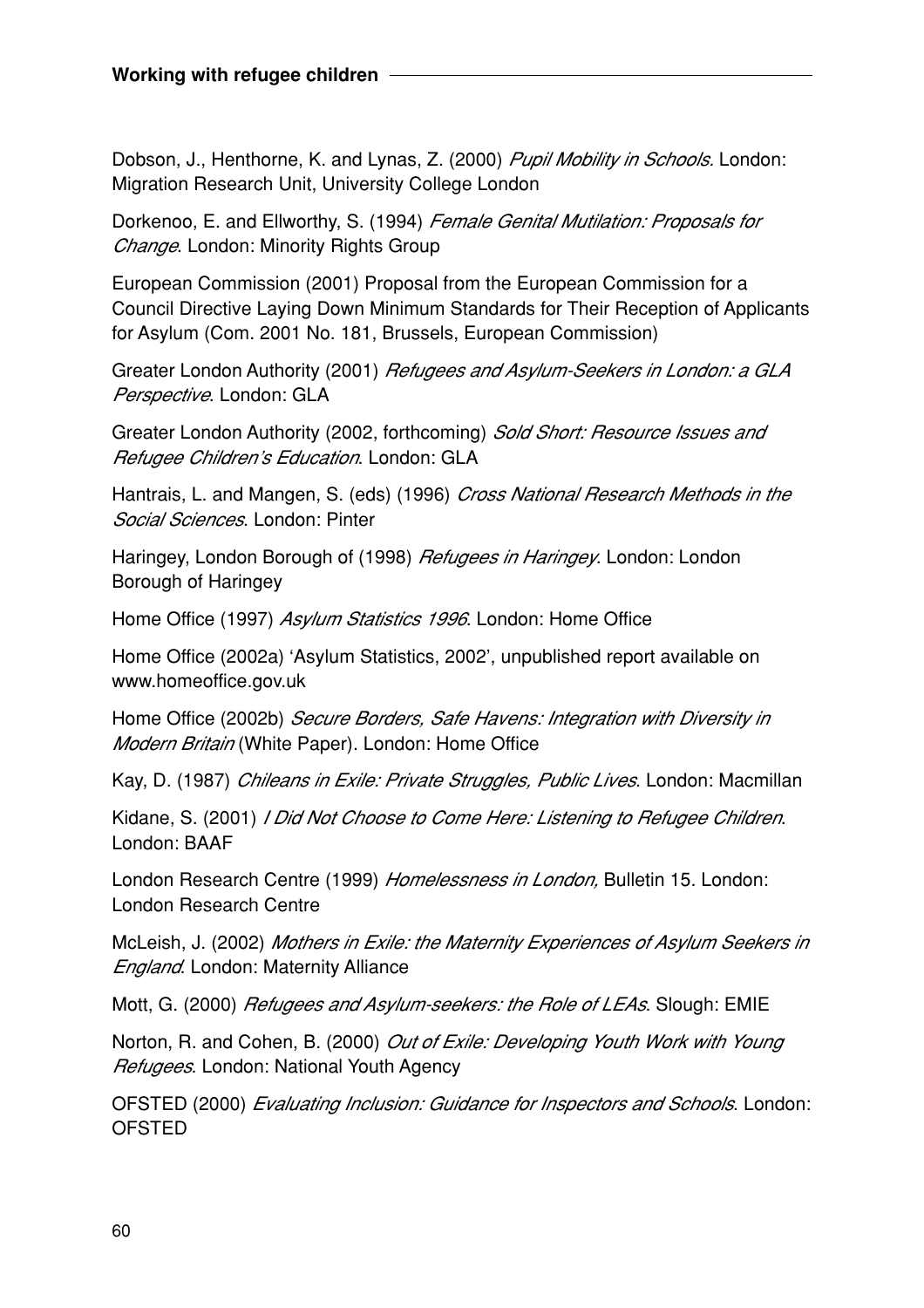Dobson, J., Henthorne, K. and Lynas, Z. (2000) *Pupil Mobility in Schools.* London: Migration Research Unit, University College London

Dorkenoo, E. and Ellworthy, S. (1994) *Female Genital Mutilation: Proposals for Change*. London: Minority Rights Group

European Commission (2001) Proposal from the European Commission for a Council Directive Laying Down Minimum Standards for Their Reception of Applicants for Asylum (Com. 2001 No. 181, Brussels, European Commission)

Greater London Authority (2001) *Refugees and Asylum-Seekers in London: a GLA Perspective*. London: GLA

Greater London Authority (2002, forthcoming) *Sold Short: Resource Issues and Refugee Children's Education*. London: GLA

Hantrais, L. and Mangen, S. (eds) (1996) *Cross National Research Methods in the Social Sciences*. London: Pinter

Haringey, London Borough of (1998) *Refugees in Haringey*. London: London Borough of Haringey

Home Office (1997) *Asylum Statistics 1996*. London: Home Office

Home Office (2002a) 'Asylum Statistics, 2002', unpublished report available on www.homeoffice.gov.uk

Home Office (2002b) *Secure Borders, Safe Havens: Integration with Diversity in Modern Britain* (White Paper). London: Home Office

Kay, D. (1987) *Chileans in Exile: Private Struggles, Public Lives*. London: Macmillan

Kidane, S. (2001) *I Did Not Choose to Come Here: Listening to Refugee Children*. London: BAAF

London Research Centre (1999) *Homelessness in London,* Bulletin 15. London: London Research Centre

McLeish, J. (2002) *Mothers in Exile: the Maternity Experiences of Asylum Seekers in England*. London: Maternity Alliance

Mott, G. (2000) *Refugees and Asylum-seekers: the Role of LEAs*. Slough: EMIE

Norton, R. and Cohen, B. (2000) *Out of Exile: Developing Youth Work with Young Refugees*. London: National Youth Agency

OFSTED (2000) *Evaluating Inclusion: Guidance for Inspectors and Schools*. London: OFSTED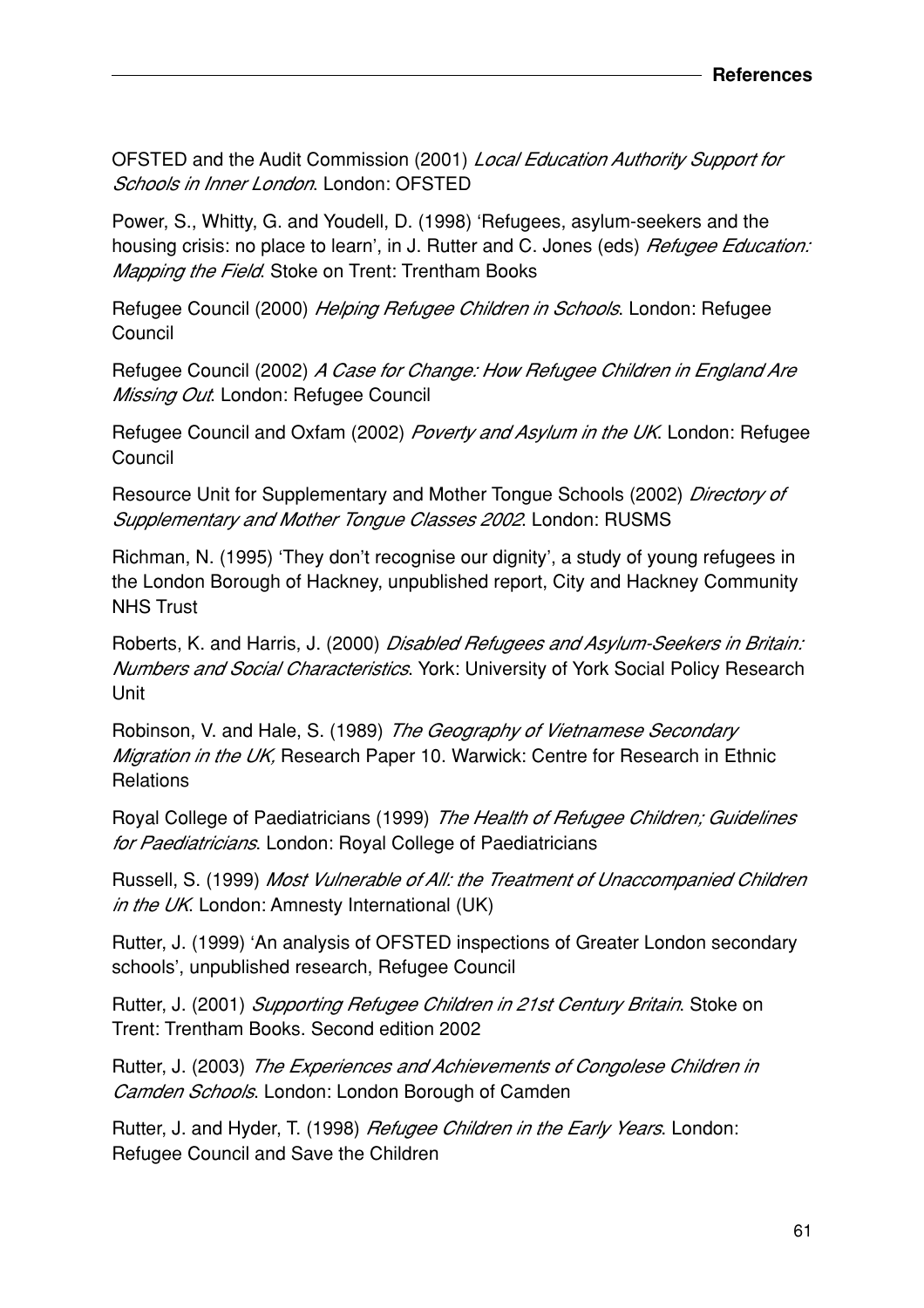OFSTED and the Audit Commission (2001) *Local Education Authority Support for Schools in Inner London*. London: OFSTED

Power, S., Whitty, G. and Youdell, D. (1998) 'Refugees, asylum-seekers and the housing crisis: no place to learn', in J. Rutter and C. Jones (eds) *Refugee Education: Mapping the Field*. Stoke on Trent: Trentham Books

Refugee Council (2000) *Helping Refugee Children in Schools*. London: Refugee Council

Refugee Council (2002) *A Case for Change: How Refugee Children in England Are Missing Out*. London: Refugee Council

Refugee Council and Oxfam (2002) *Poverty and Asylum in the UK*. London: Refugee Council

Resource Unit for Supplementary and Mother Tongue Schools (2002) *Directory of Supplementary and Mother Tongue Classes 2002*. London: RUSMS

Richman, N. (1995) 'They don't recognise our dignity', a study of young refugees in the London Borough of Hackney, unpublished report, City and Hackney Community NHS Trust

Roberts, K. and Harris, J. (2000) *Disabled Refugees and Asylum-Seekers in Britain: Numbers and Social Characteristics*. York: University of York Social Policy Research Unit

Robinson, V. and Hale, S. (1989) *The Geography of Vietnamese Secondary Migration in the UK,* Research Paper 10. Warwick: Centre for Research in Ethnic Relations

Royal College of Paediatricians (1999) *The Health of Refugee Children; Guidelines for Paediatricians*. London: Royal College of Paediatricians

Russell, S. (1999) *Most Vulnerable of All: the Treatment of Unaccompanied Children in the UK*. London: Amnesty International (UK)

Rutter, J. (1999) 'An analysis of OFSTED inspections of Greater London secondary schools', unpublished research, Refugee Council

Rutter, J. (2001) *Supporting Refugee Children in 21st Century Britain*. Stoke on Trent: Trentham Books. Second edition 2002

Rutter, J. (2003) *The Experiences and Achievements of Congolese Children in Camden Schools*. London: London Borough of Camden

Rutter, J. and Hyder, T. (1998) *Refugee Children in the Early Years*. London: Refugee Council and Save the Children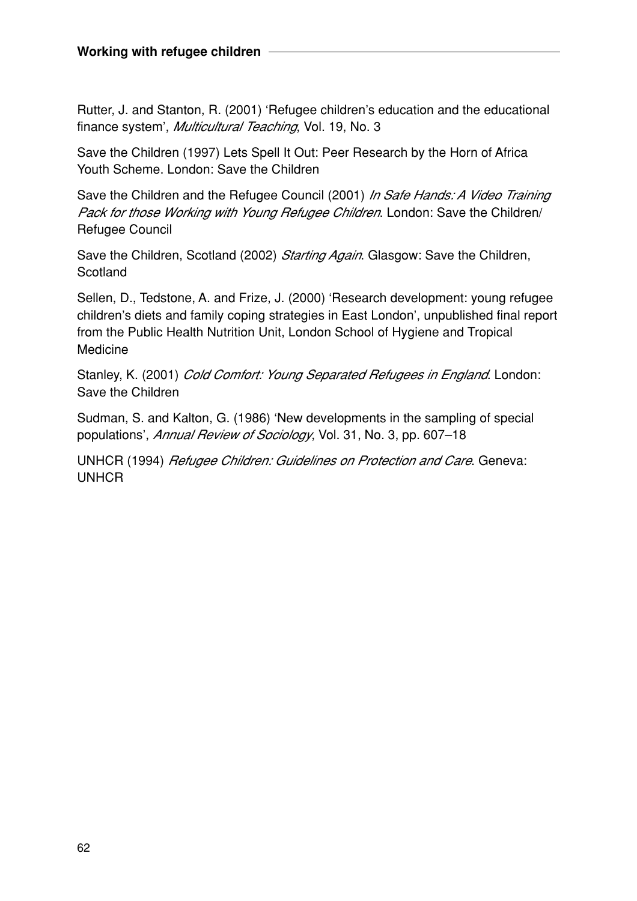Rutter, J. and Stanton, R. (2001) 'Refugee children's education and the educational finance system', *Multicultural Teaching*, Vol. 19, No. 3

Save the Children (1997) Lets Spell It Out: Peer Research by the Horn of Africa Youth Scheme. London: Save the Children

Save the Children and the Refugee Council (2001) *In Safe Hands: A Video Training Pack for those Working with Young Refugee Children*. London: Save the Children/ Refugee Council

Save the Children, Scotland (2002) *Starting Again*. Glasgow: Save the Children, Scotland

Sellen, D., Tedstone, A. and Frize, J. (2000) 'Research development: young refugee children's diets and family coping strategies in East London', unpublished final report from the Public Health Nutrition Unit, London School of Hygiene and Tropical Medicine

Stanley, K. (2001) *Cold Comfort: Young Separated Refugees in England*. London: Save the Children

Sudman, S. and Kalton, G. (1986) 'New developments in the sampling of special populations', *Annual Review of Sociology*, Vol. 31, No. 3, pp. 607–18

UNHCR (1994) *Refugee Children: Guidelines on Protection and Care*. Geneva: UNHCR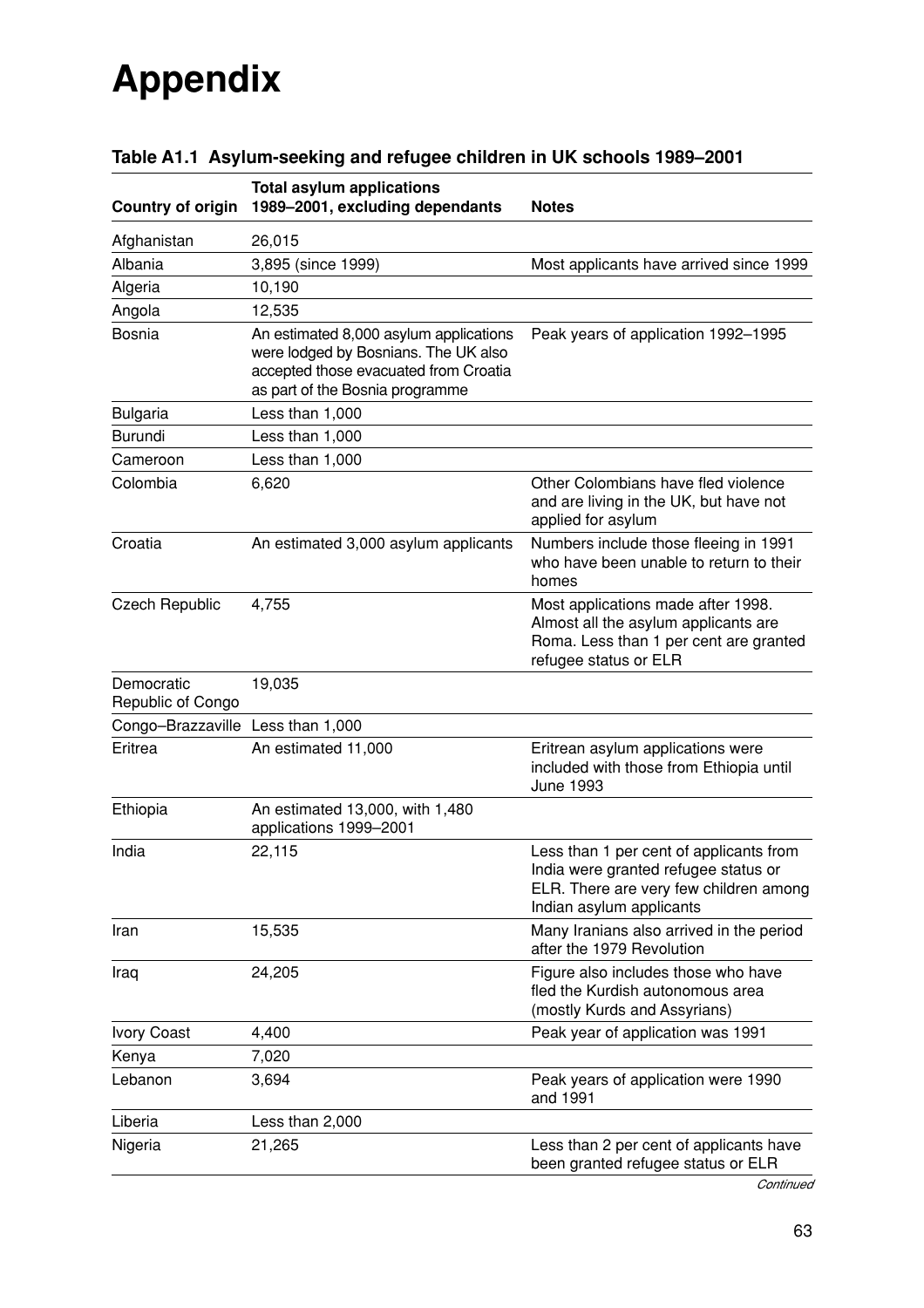# Appendix

**Table A1.1 Asylum-seeking and refugee children in UK schools 1989–2001**

| Country of origin | Total asylum applications 1989–2001, excluding dependants | Notes |
|---|---|---|
| Afghanistan | 26,015 | |
| Albania | 3,895 (since 1999) | Most applicants have arrived since 1999 |
| Algeria | 10,190 | |
| Angola | 12,535 | |
| Bosnia | An estimated 8,000 asylum applications were lodged by Bosnians. The UK also accepted those evacuated from Croatia as part of the Bosnia programme | Peak years of application 1992–1995 |
| Bulgaria | Less than 1,000 | |
| Burundi | Less than 1,000 | |
| Cameroon | Less than 1,000 | |
| Colombia | 6,620 | Other Colombians have fled violence and are living in the UK, but have not applied for asylum |
| Croatia | An estimated 3,000 asylum applicants | Numbers include those fleeing in 1991 who have been unable to return to their homes |
| Czech Republic | 4,755 | Most applications made after 1998. Almost all the asylum applicants are Roma. Less than 1 per cent are granted refugee status or ELR |
| Democratic Republic of Congo | 19,035 | |
| Congo–Brazzaville | Less than 1,000 | |
| Eritrea | An estimated 11,000 | Eritrean asylum applications were included with those from Ethiopia until June 1993 |
| Ethiopia | An estimated 13,000, with 1,480 applications 1999–2001 | |
| India | 22,115 | Less than 1 per cent of applicants from India were granted refugee status or ELR. There are very few children among Indian asylum applicants |
| Iran | 15,535 | Many Iranians also arrived in the period after the 1979 Revolution |
| Iraq | 24,205 | Figure also includes those who have fled the Kurdish autonomous area (mostly Kurds and Assyrians) |
| Ivory Coast | 4,400 | Peak year of application was 1991 |
| Kenya | 7,020 | |
| Lebanon | 3,694 | Peak years of application were 1990 and 1991 |
| Liberia | Less than 2,000 | |
| Nigeria | 21,265 | Less than 2 per cent of applicants have been granted refugee status or ELR |

*Continued*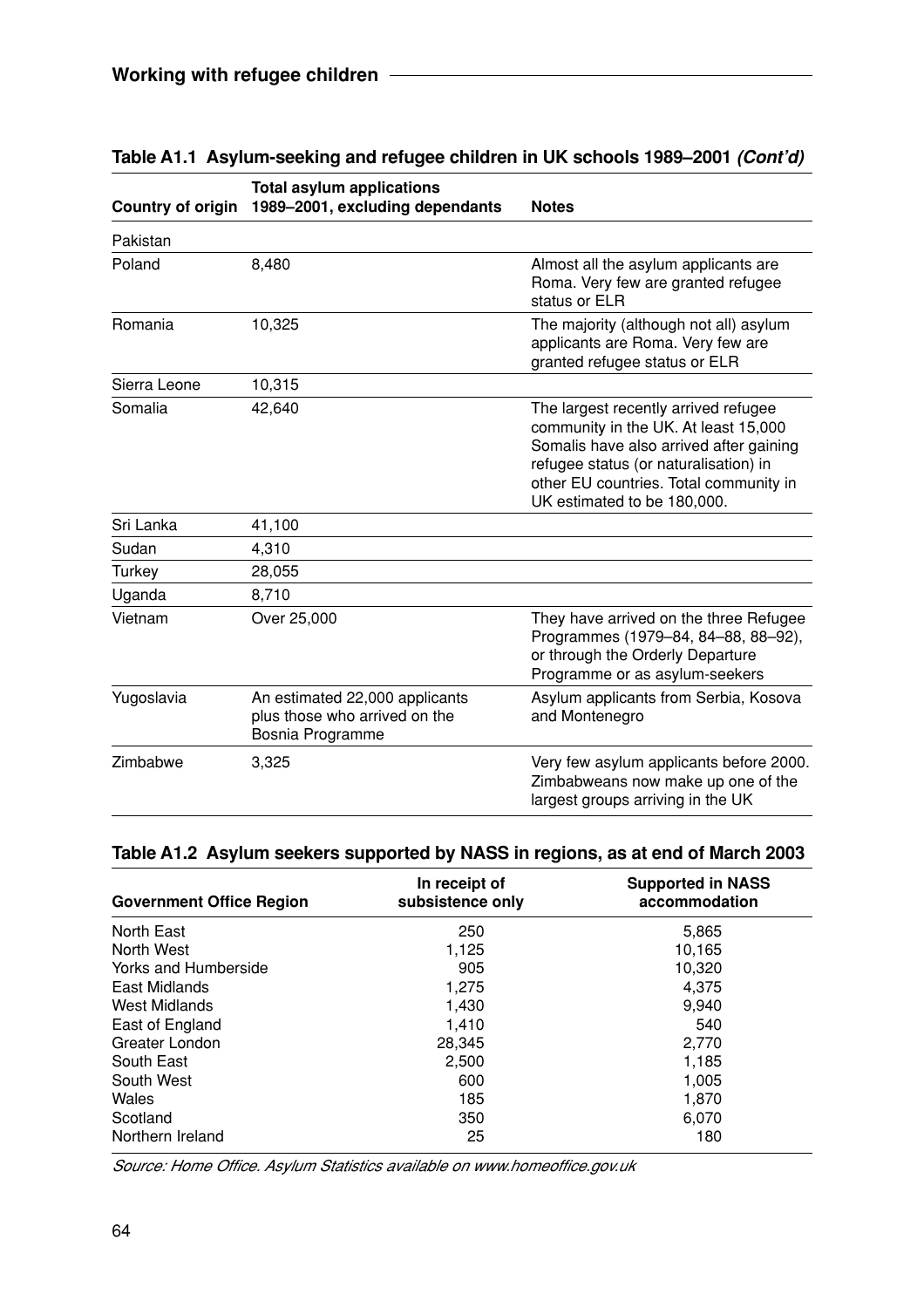### Table A1.1 Asylum-seeking and refugee children in UK schools 1989–2001 *(Cont'd)*

| Country of origin | Total asylum applications 1989–2001, excluding dependants | Notes |
|---|---|---|
| Pakistan | | |
| Poland | 8,480 | Almost all the asylum applicants are Roma. Very few are granted refugee status or ELR |
| Romania | 10,325 | The majority (although not all) asylum applicants are Roma. Very few are granted refugee status or ELR |
| Sierra Leone | 10,315 | |
| Somalia | 42,640 | The largest recently arrived refugee community in the UK. At least 15,000 Somalis have also arrived after gaining refugee status (or naturalisation) in other EU countries. Total community in UK estimated to be 180,000. |
| Sri Lanka | 41,100 | |
| Sudan | 4,310 | |
| Turkey | 28,055 | |
| Uganda | 8,710 | |
| Vietnam | Over 25,000 | They have arrived on the three Refugee Programmes (1979–84, 84–88, 88–92), or through the Orderly Departure Programme or as asylum-seekers |
| Yugoslavia | An estimated 22,000 applicants plus those who arrived on the Bosnia Programme | Asylum applicants from Serbia, Kosova and Montenegro |
| Zimbabwe | 3,325 | Very few asylum applicants before 2000. Zimbabweans now make up one of the largest groups arriving in the UK |

### Table A1.2 Asylum seekers supported by NASS in regions, as at end of March 2003

| Government Office Region | In receipt of subsistence only | Supported in NASS accommodation |
|---|---|---|
| North East | 250 | 5,865 |
| North West | 1,125 | 10,165 |
| Yorks and Humberside | 905 | 10,320 |
| East Midlands | 1,275 | 4,375 |
| West Midlands | 1,430 | 9,940 |
| East of England | 1,410 | 540 |
| Greater London | 28,345 | 2,770 |
| South East | 2,500 | 1,185 |
| South West | 600 | 1,005 |
| Wales | 185 | 1,870 |
| Scotland | 350 | 6,070 |
| Northern Ireland | 25 | 180 |

*Source: Home Office. Asylum Statistics available on www.homeoffice.gov.uk*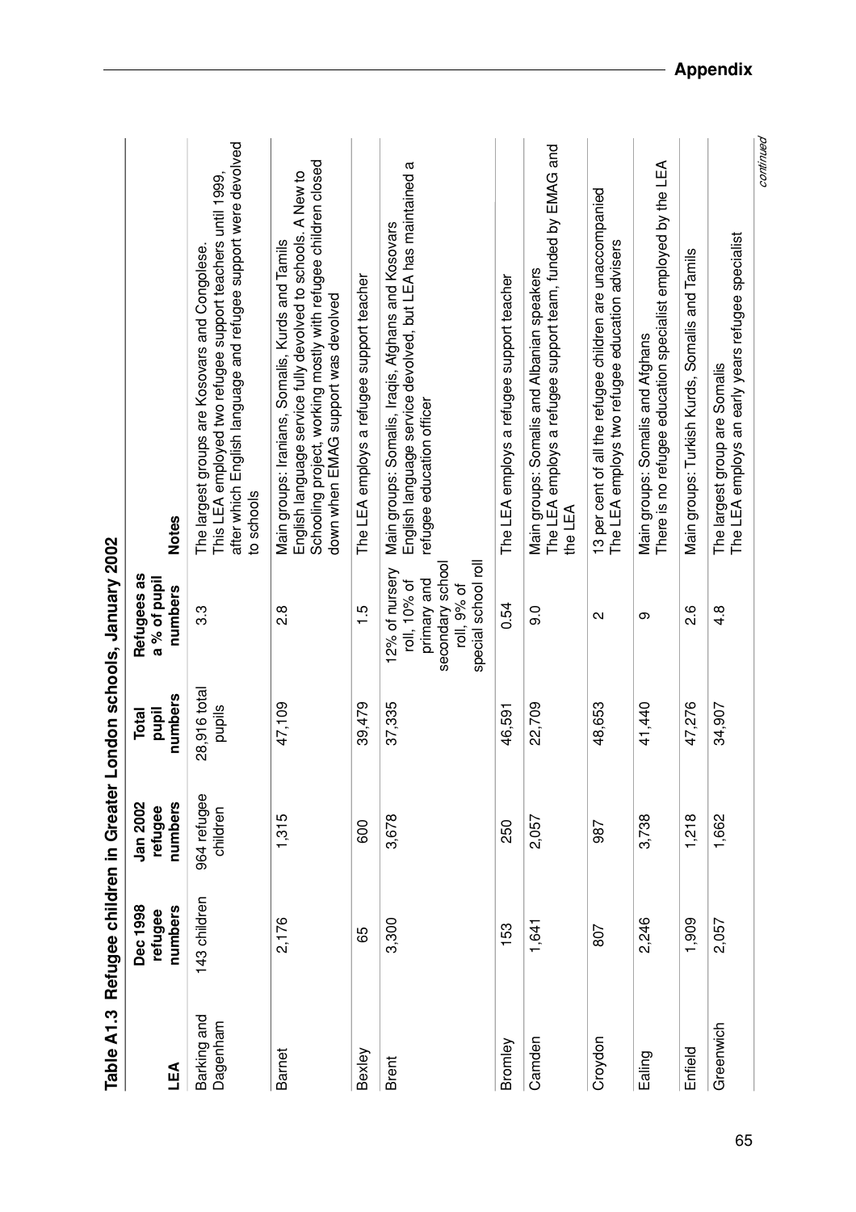**Table A1.3 Refugee children in Greater London schools, January 2002**

| LEA | Dec 1998 refugee numbers | Jan 2002 refugee numbers | Total pupil numbers | Refugees as a % of pupil numbers | Notes |
|---|---|---|---|---|---|
| Barking and Dagenham | 143 children | 964 refugee children | 28,916 total pupils | 3.3 | The largest groups are Kosovars and Congolese. This LEA employed two refugee support teachers until 1999, after which English language and refugee support were devolved to schools |
| Barnet | 2,176 | 1,315 | 47,109 | 2.8 | Main groups: Iranians, Somalis, Kurds and Tamils English language service fully devolved to schools. A New to Schooling project, working mostly with refugee children closed down when EMAG support was devolved |
| Bexley | 65 | 600 | 39,479 | 1.5 | The LEA employs a refugee support teacher |
| Brent | 3,300 | 3,678 | 37,335 | 12% of nursery roll, 10% of primary and secondary school roll, 9% of special school roll | Main groups: Somalis, Iraqis, Afghans and Kosovars English language service devolved, but LEA has maintained a refugee education officer |
| Bromley | 153 | 250 | 46,591 | 0.54 | The LEA employs a refugee support teacher |
| Camden | 1,641 | 2,057 | 22,709 | 9.0 | Main groups: Somalis and Albanian speakers The LEA employs a refugee support team, funded by EMAG and the LEA |
| Croydon | 807 | 987 | 48,653 | 2 | 13 per cent of all the refugee children are unaccompanied The LEA employs two refugee education advisers |
| Ealing | 2,246 | 3,738 | 41,440 | 9 | Main groups: Somalis and Afghans There is no refugee education specialist employed by the LEA |
| Enfield | 1,909 | 1,218 | 47,276 | 2.6 | Main groups: Turkish Kurds, Somalis and Tamils |
| Greenwich | 2,057 | 1,662 | 34,907 | 4.8 | The largest group are Somalis The LEA employs an early years refugee specialist |

*continued*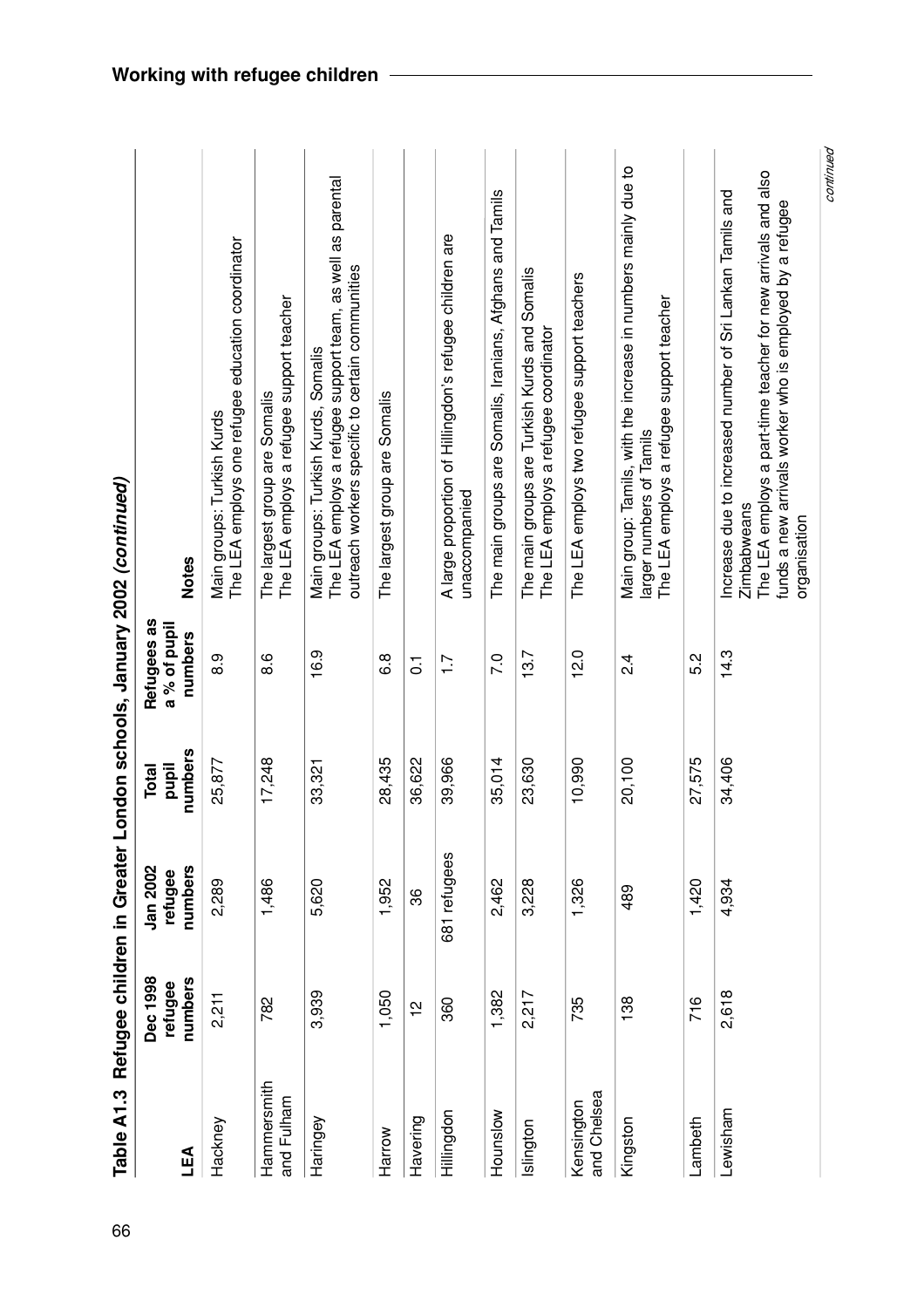**Table A1.3 Refugee children in Greater London schools, January 2002 *(continued)***

| LEA | Dec 1998 refugee numbers | Jan 2002 refugee numbers | Total pupil numbers | Refugees as a % of pupil numbers | Notes |
|---|---|---|---|---|---|
| Hackney | 2,211 | 2,289 | 25,877 | 8.9 | Main groups: Turkish Kurds<br>The LEA employs one refugee education coordinator |
| Hammersmith and Fulham | 782 | 1,486 | 17,248 | 8.6 | The largest group are Somalis<br>The LEA employs a refugee support teacher |
| Haringey | 3,939 | 5,620 | 33,321 | 16.9 | Main groups: Turkish Kurds, Somalis<br>The LEA employs a refugee support team, as well as parental outreach workers specific to certain communities |
| Harrow | 1,050 | 1,952 | 28,435 | 6.8 | The largest group are Somalis |
| Havering | 12 | 36 | 36,622 | 0.1 | |
| Hillingdon | 360 | 681 refugees | 39,966 | 1.7 | A large proportion of Hillingdon's refugee children are unaccompanied |
| Hounslow | 1,382 | 2,462 | 35,014 | 7.0 | The main groups are Somalis, Iranians, Afghans and Tamils |
| Islington | 2,217 | 3,228 | 23,630 | 13.7 | The main groups are Turkish Kurds and Somalis<br>The LEA employs a refugee coordinator |
| Kensington and Chelsea | 735 | 1,326 | 10,990 | 12.0 | The LEA employs two refugee support teachers |
| Kingston | 138 | 489 | 20,100 | 2.4 | Main group: Tamils, with the increase in numbers mainly due to larger numbers of Tamils<br>The LEA employs a refugee support teacher |
| Lambeth | 716 | 1,420 | 27,575 | 5.2 | |
| Lewisham | 2,618 | 4,934 | 34,406 | 14.3 | Increase due to increased number of Sri Lankan Tamils and Zimbabweans<br>The LEA employs a part-time teacher for new arrivals and also funds a new arrivals worker who is employed by a refugee organisation |

*continued*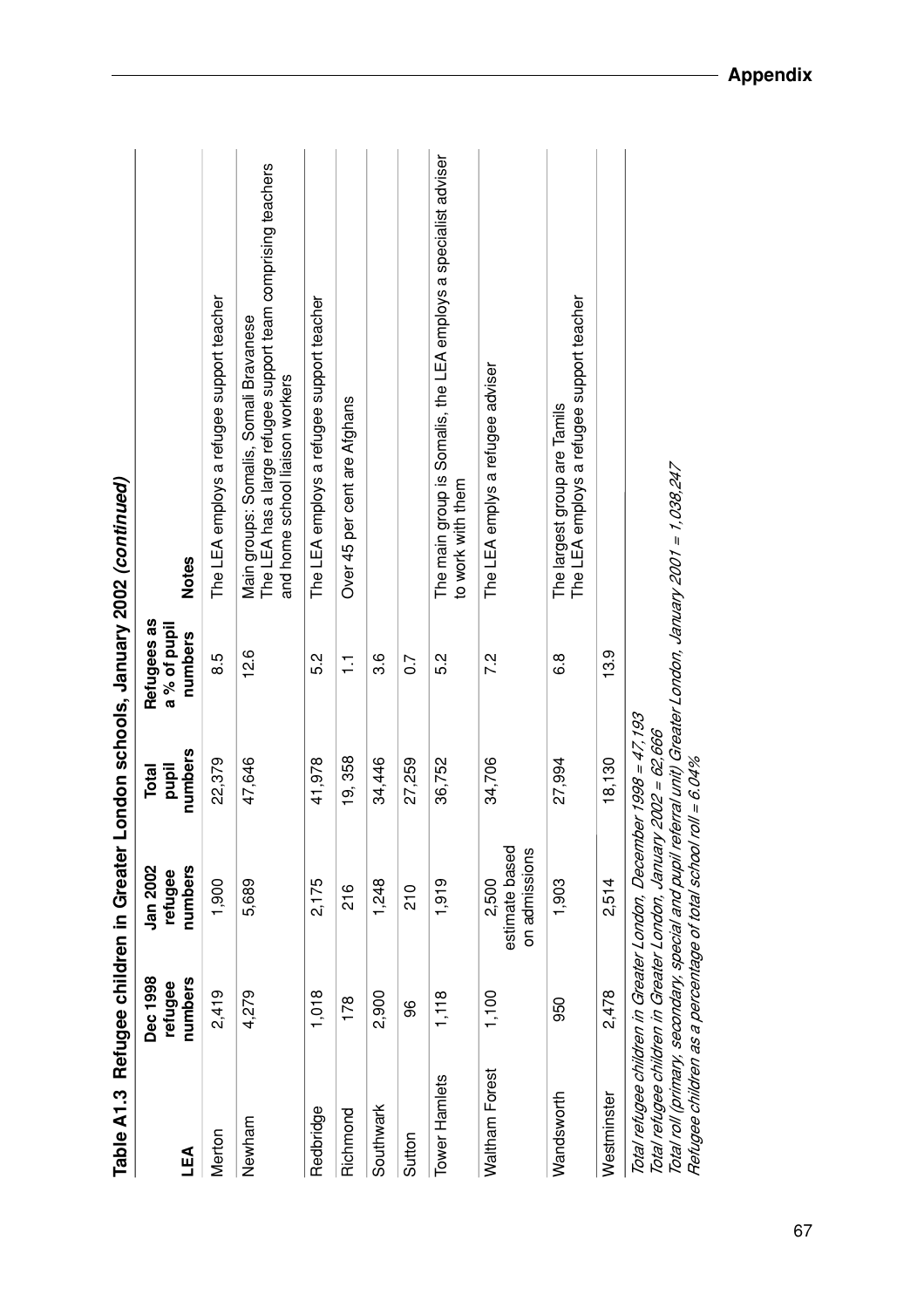**Table A1.3 Refugee children in Greater London schools, January 2002 *(continued)***

| LEA | Dec 1998 refugee numbers | Jan 2002 refugee numbers | Total pupil numbers | Refugees as a % of pupil numbers | Notes |
|---|---|---|---|---|---|
| Merton | 2,419 | 1,900 | 22,379 | 8.5 | The LEA employs a refugee support teacher |
| Newham | 4,279 | 5,689 | 47,646 | 12.6 | Main groups: Somalis, Somali Bravanese<br>The LEA has a large refugee support team comprising teachers and home school liaison workers |
| Redbridge | 1,018 | 2,175 | 41,978 | 5.2 | The LEA employs a refugee support teacher |
| Richmond | 178 | 216 | 19, 358 | 1.1 | Over 45 per cent are Afghans |
| Southwark | 2,900 | 1,248 | 34,446 | 3.6 | |
| Sutton | 96 | 210 | 27,259 | 0.7 | |
| Tower Hamlets | 1,118 | 1,919 | 36,752 | 5.2 | The main group is Somalis, the LEA employs a specialist adviser to work with them |
| Waltham Forest | 1,100 | 2,500 estimate based on admissions | 34,706 | 7.2 | The LEA emplys a refugee adviser |
| Wandsworth | 950 | 1,903 | 27,994 | 6.8 | The largest group are Tamils<br>The LEA employs a refugee support teacher |
| Westminster | 2,478 | 2,514 | 18,130 | 13.9 | |

*Total refugee children in Greater London, December 1998 = 47,193*
*Total refugee children in Greater London, January 2002 = 62,666*
*Total roll (primary, secondary, special and pupil referral unit) Greater London, January 2001 = 1,038,247*
*Refugee children as a percentage of total school roll = 6.04%*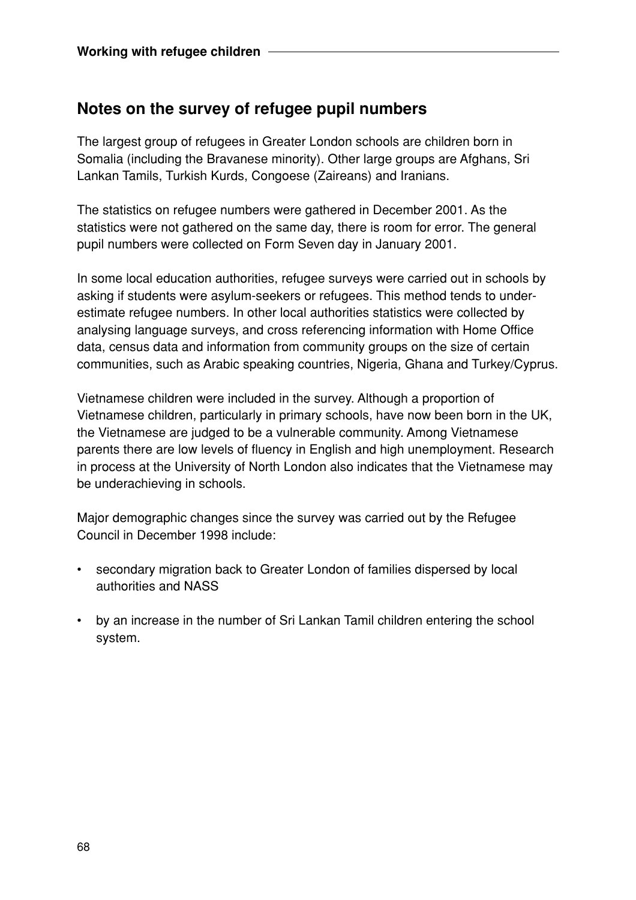## Notes on the survey of refugee pupil numbers

The largest group of refugees in Greater London schools are children born in Somalia (including the Bravanese minority). Other large groups are Afghans, Sri Lankan Tamils, Turkish Kurds, Congoese (Zaireans) and Iranians.

The statistics on refugee numbers were gathered in December 2001. As the statistics were not gathered on the same day, there is room for error. The general pupil numbers were collected on Form Seven day in January 2001.

In some local education authorities, refugee surveys were carried out in schools by asking if students were asylum-seekers or refugees. This method tends to under-estimate refugee numbers. In other local authorities statistics were collected by analysing language surveys, and cross referencing information with Home Office data, census data and information from community groups on the size of certain communities, such as Arabic speaking countries, Nigeria, Ghana and Turkey/Cyprus.

Vietnamese children were included in the survey. Although a proportion of Vietnamese children, particularly in primary schools, have now been born in the UK, the Vietnamese are judged to be a vulnerable community. Among Vietnamese parents there are low levels of fluency in English and high unemployment. Research in process at the University of North London also indicates that the Vietnamese may be underachieving in schools.

Major demographic changes since the survey was carried out by the Refugee Council in December 1998 include:

- secondary migration back to Greater London of families dispersed by local authorities and NASS
- by an increase in the number of Sri Lankan Tamil children entering the school system.